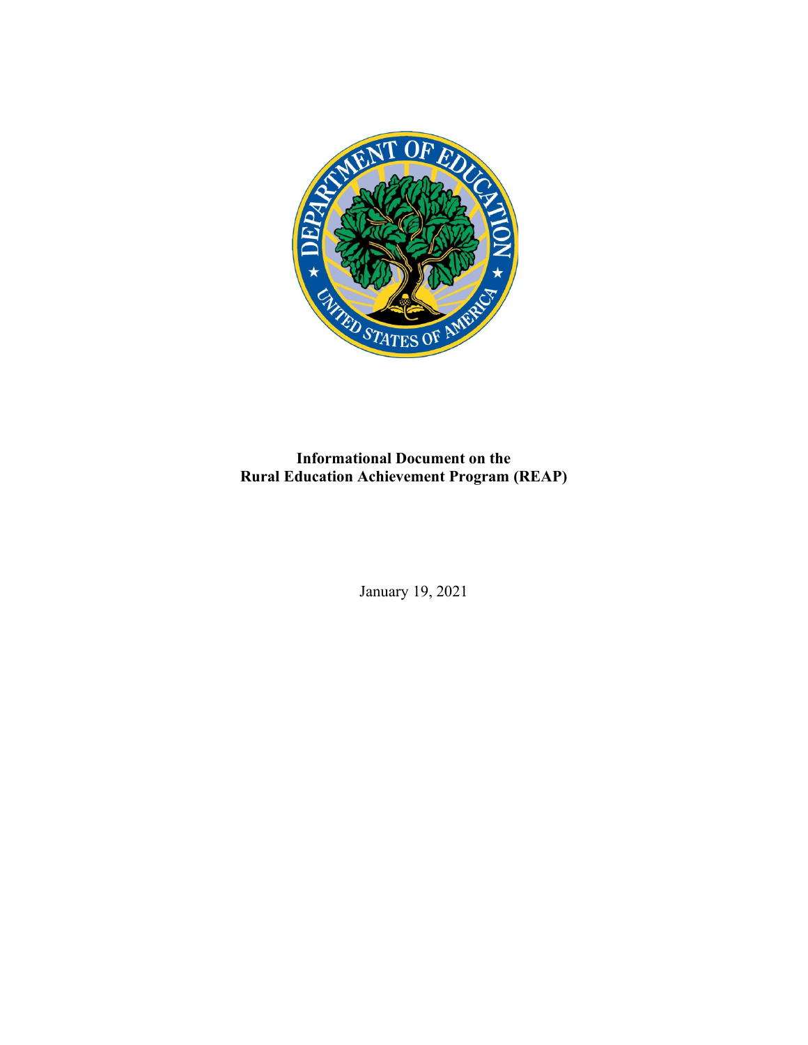# Informational Document on the Rural Education Achievement Program (REAP)

January 19, 2021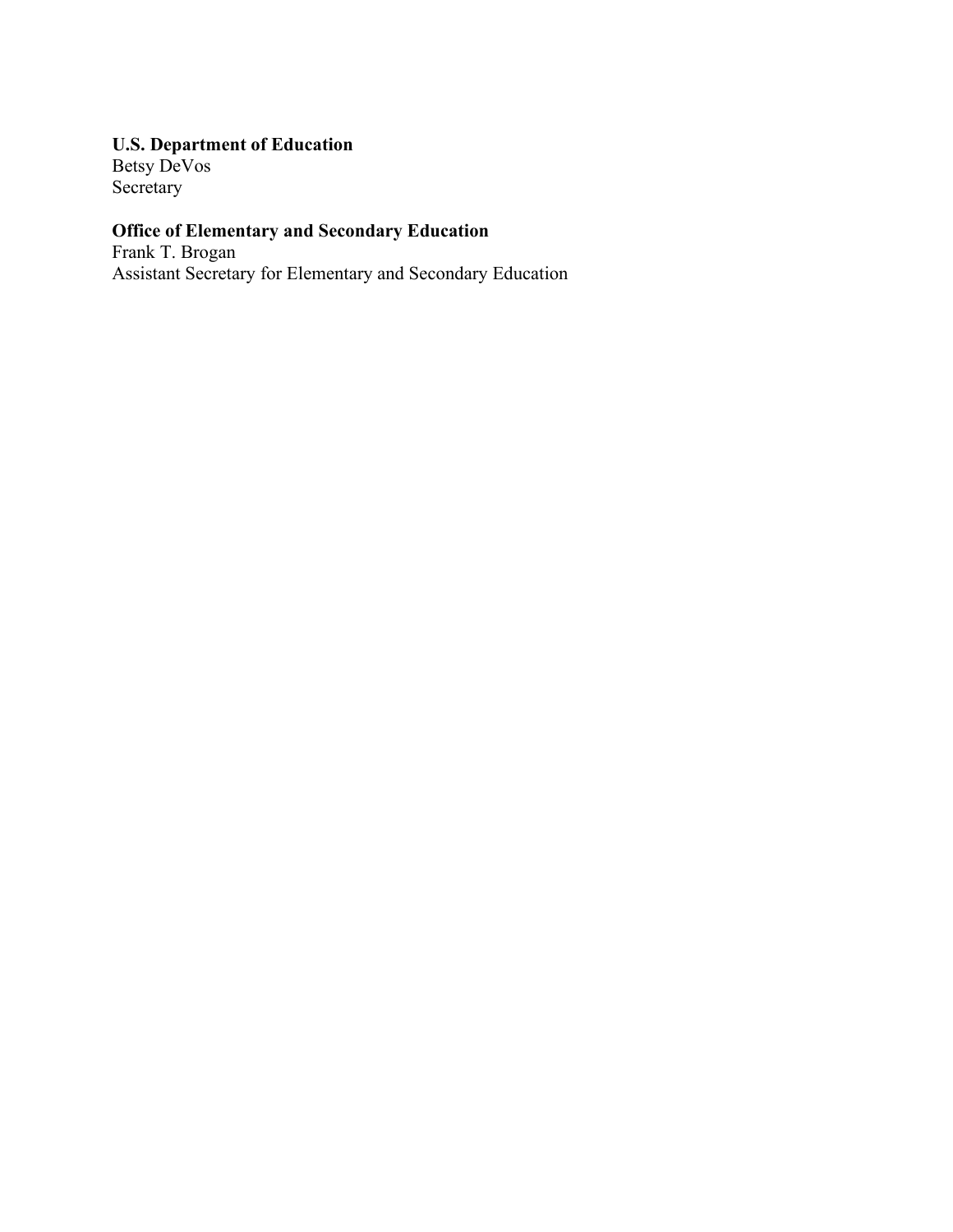**U.S. Department of Education**
Betsy DeVos
Secretary

**Office of Elementary and Secondary Education**
Frank T. Brogan
Assistant Secretary for Elementary and Secondary Education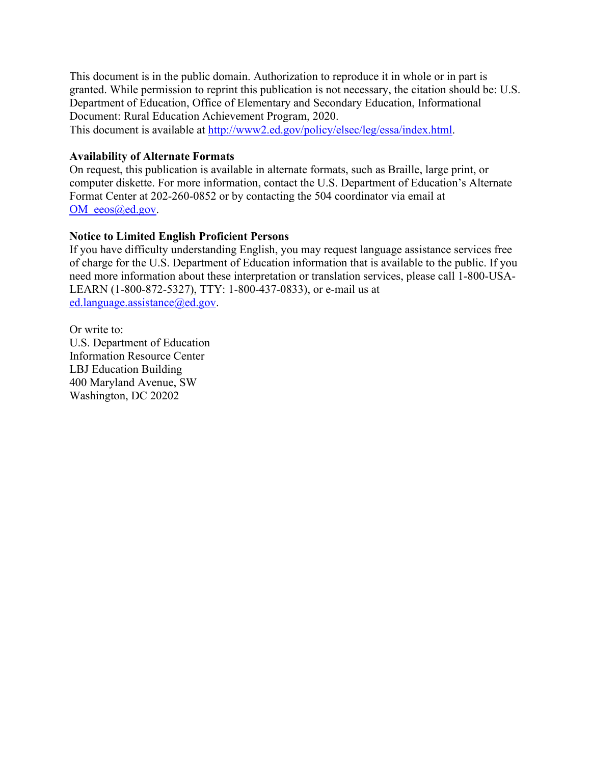This document is in the public domain. Authorization to reproduce it in whole or in part is granted. While permission to reprint this publication is not necessary, the citation should be: U.S. Department of Education, Office of Elementary and Secondary Education, Informational Document: Rural Education Achievement Program, 2020.
This document is available at http://www2.ed.gov/policy/elsec/leg/essa/index.html.

**Availability of Alternate Formats**
On request, this publication is available in alternate formats, such as Braille, large print, or computer diskette. For more information, contact the U.S. Department of Education's Alternate Format Center at 202-260-0852 or by contacting the 504 coordinator via email at OM_eeos@ed.gov.

**Notice to Limited English Proficient Persons**
If you have difficulty understanding English, you may request language assistance services free of charge for the U.S. Department of Education information that is available to the public. If you need more information about these interpretation or translation services, please call 1-800-USA-LEARN (1-800-872-5327), TTY: 1-800-437-0833), or e-mail us at ed.language.assistance@ed.gov.

Or write to:
U.S. Department of Education
Information Resource Center
LBJ Education Building
400 Maryland Avenue, SW
Washington, DC 20202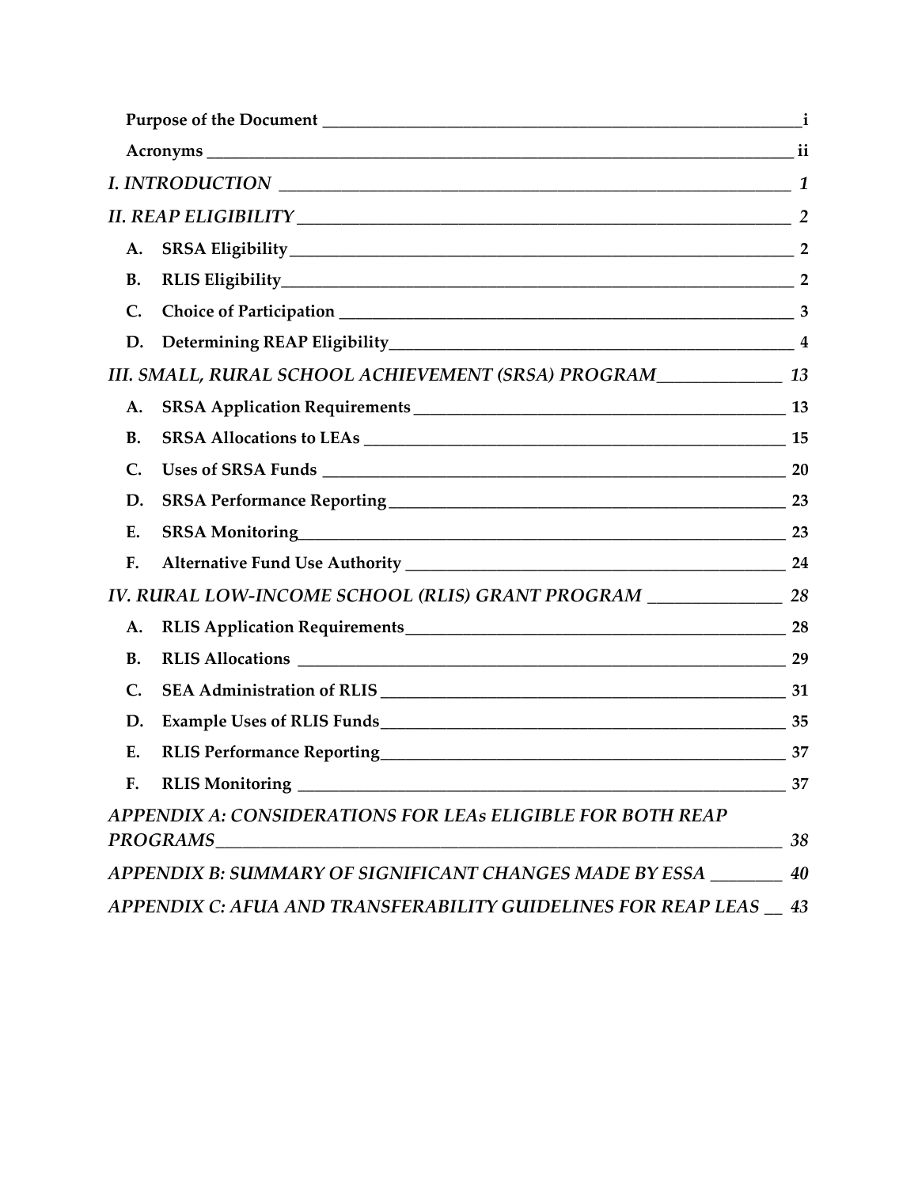**Purpose of the Document** ____ i

**Acronyms** ____ ii

***I. INTRODUCTION*** ____ ***1***

***II. REAP ELIGIBILITY*** ____ ***2***

**A. SRSA Eligibility** ____ 2

**B. RLIS Eligibility** ____ 2

**C. Choice of Participation** ____ 3

**D. Determining REAP Eligibility** ____ 4

***III. SMALL, RURAL SCHOOL ACHIEVEMENT (SRSA) PROGRAM*** ____ ***13***

**A. SRSA Application Requirements** ____ 13

**B. SRSA Allocations to LEAs** ____ 15

**C. Uses of SRSA Funds** ____ 20

**D. SRSA Performance Reporting** ____ 23

**E. SRSA Monitoring** ____ 23

**F. Alternative Fund Use Authority** ____ 24

***IV. RURAL LOW-INCOME SCHOOL (RLIS) GRANT PROGRAM*** ____ ***28***

**A. RLIS Application Requirements** ____ 28

**B. RLIS Allocations** ____ 29

**C. SEA Administration of RLIS** ____ 31

**D. Example Uses of RLIS Funds** ____ 35

**E. RLIS Performance Reporting** ____ 37

**F. RLIS Monitoring** ____ 37

***APPENDIX A: CONSIDERATIONS FOR LEAs ELIGIBLE FOR BOTH REAP PROGRAMS*** ____ ***38***

***APPENDIX B: SUMMARY OF SIGNIFICANT CHANGES MADE BY ESSA*** ____ ***40***

***APPENDIX C: AFUA AND TRANSFERABILITY GUIDELINES FOR REAP LEAS*** ____ ***43***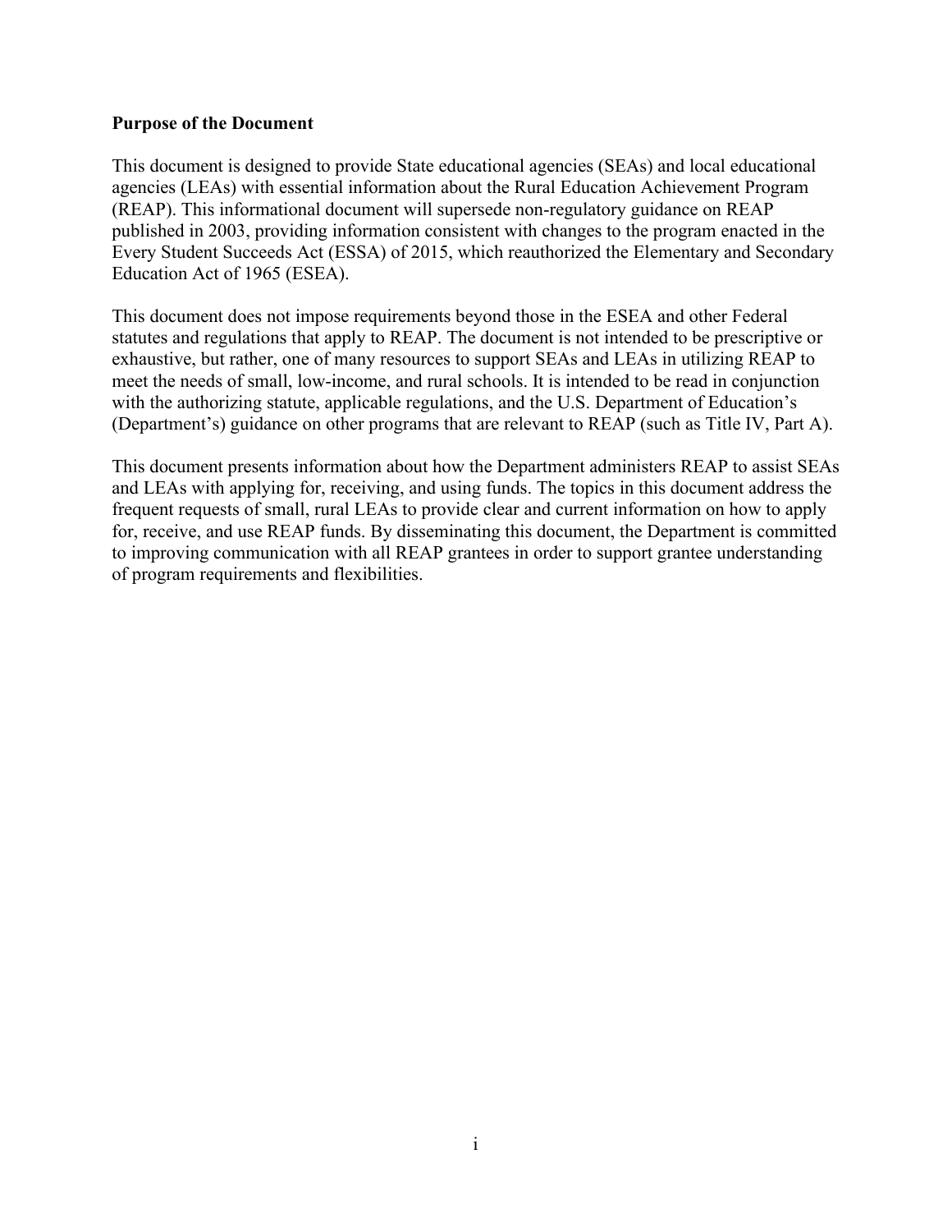## Purpose of the Document

This document is designed to provide State educational agencies (SEAs) and local educational agencies (LEAs) with essential information about the Rural Education Achievement Program (REAP). This informational document will supersede non-regulatory guidance on REAP published in 2003, providing information consistent with changes to the program enacted in the Every Student Succeeds Act (ESSA) of 2015, which reauthorized the Elementary and Secondary Education Act of 1965 (ESEA).

This document does not impose requirements beyond those in the ESEA and other Federal statutes and regulations that apply to REAP. The document is not intended to be prescriptive or exhaustive, but rather, one of many resources to support SEAs and LEAs in utilizing REAP to meet the needs of small, low-income, and rural schools. It is intended to be read in conjunction with the authorizing statute, applicable regulations, and the U.S. Department of Education's (Department's) guidance on other programs that are relevant to REAP (such as Title IV, Part A).

This document presents information about how the Department administers REAP to assist SEAs and LEAs with applying for, receiving, and using funds. The topics in this document address the frequent requests of small, rural LEAs to provide clear and current information on how to apply for, receive, and use REAP funds. By disseminating this document, the Department is committed to improving communication with all REAP grantees in order to support grantee understanding of program requirements and flexibilities.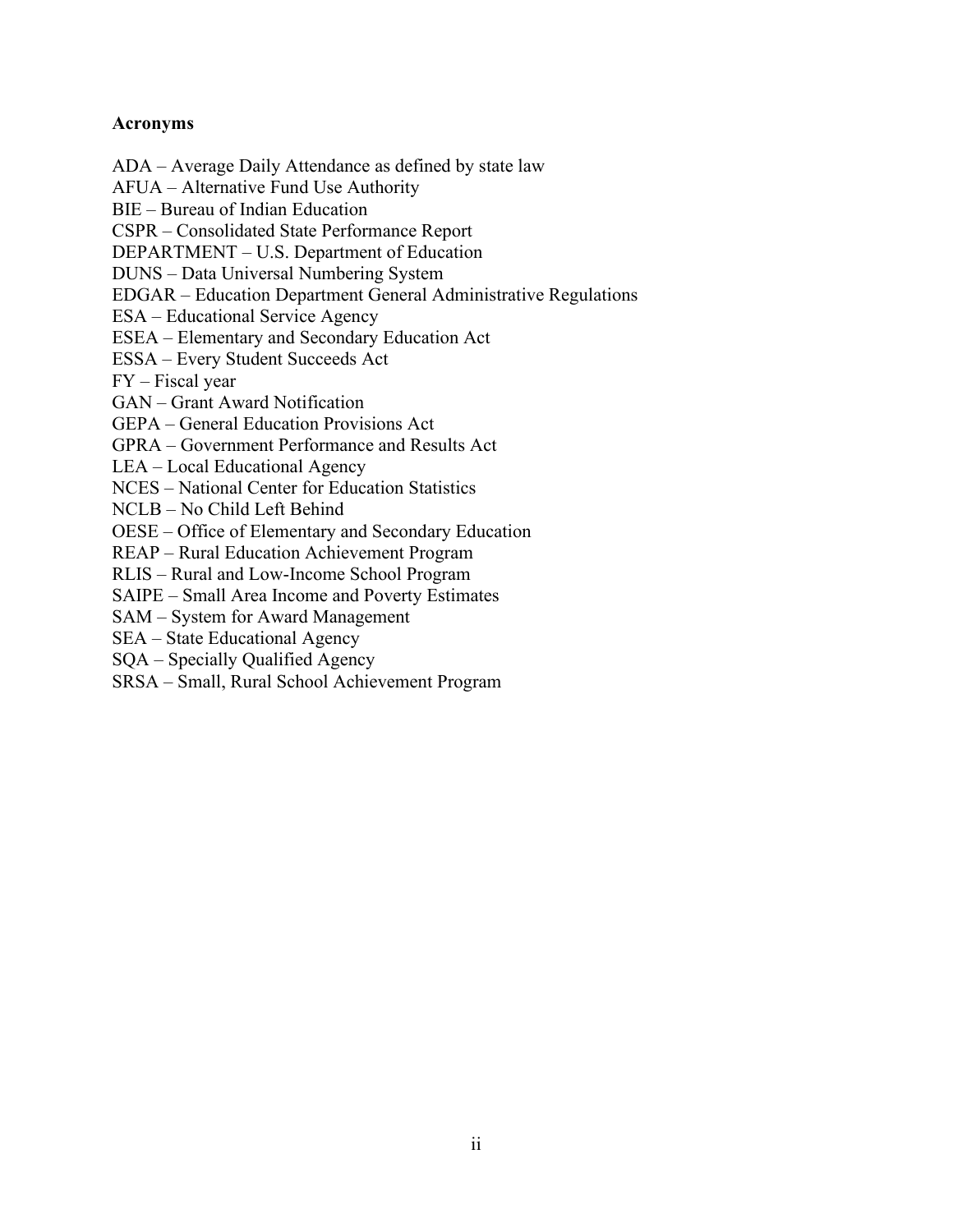**Acronyms**

ADA – Average Daily Attendance as defined by state law  
AFUA – Alternative Fund Use Authority  
BIE – Bureau of Indian Education  
CSPR – Consolidated State Performance Report  
DEPARTMENT – U.S. Department of Education  
DUNS – Data Universal Numbering System  
EDGAR – Education Department General Administrative Regulations  
ESA – Educational Service Agency  
ESEA – Elementary and Secondary Education Act  
ESSA – Every Student Succeeds Act  
FY – Fiscal year  
GAN – Grant Award Notification  
GEPA – General Education Provisions Act  
GPRA – Government Performance and Results Act  
LEA – Local Educational Agency  
NCES – National Center for Education Statistics  
NCLB – No Child Left Behind  
OESE – Office of Elementary and Secondary Education  
REAP – Rural Education Achievement Program  
RLIS – Rural and Low-Income School Program  
SAIPE – Small Area Income and Poverty Estimates  
SAM – System for Award Management  
SEA – State Educational Agency  
SQA – Specially Qualified Agency  
SRSA – Small, Rural School Achievement Program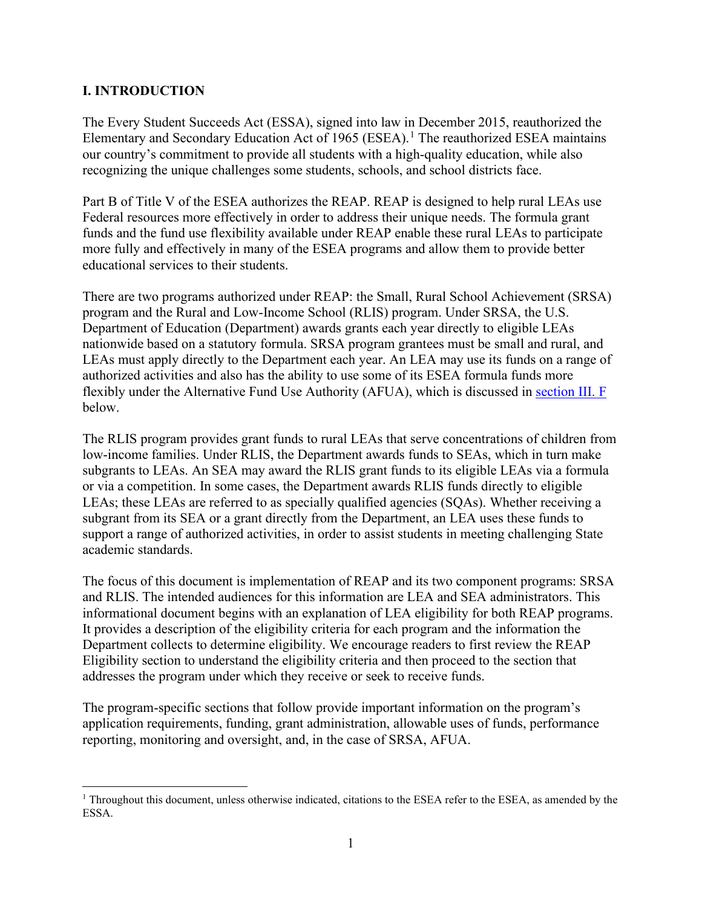## I. INTRODUCTION

The Every Student Succeeds Act (ESSA), signed into law in December 2015, reauthorized the Elementary and Secondary Education Act of 1965 (ESEA).[1] The reauthorized ESEA maintains our country's commitment to provide all students with a high-quality education, while also recognizing the unique challenges some students, schools, and school districts face.

Part B of Title V of the ESEA authorizes the REAP. REAP is designed to help rural LEAs use Federal resources more effectively in order to address their unique needs. The formula grant funds and the fund use flexibility available under REAP enable these rural LEAs to participate more fully and effectively in many of the ESEA programs and allow them to provide better educational services to their students.

There are two programs authorized under REAP: the Small, Rural School Achievement (SRSA) program and the Rural and Low-Income School (RLIS) program. Under SRSA, the U.S. Department of Education (Department) awards grants each year directly to eligible LEAs nationwide based on a statutory formula. SRSA program grantees must be small and rural, and LEAs must apply directly to the Department each year. An LEA may use its funds on a range of authorized activities and also has the ability to use some of its ESEA formula funds more flexibly under the Alternative Fund Use Authority (AFUA), which is discussed in section III. F below.

The RLIS program provides grant funds to rural LEAs that serve concentrations of children from low-income families. Under RLIS, the Department awards funds to SEAs, which in turn make subgrants to LEAs. An SEA may award the RLIS grant funds to its eligible LEAs via a formula or via a competition. In some cases, the Department awards RLIS funds directly to eligible LEAs; these LEAs are referred to as specially qualified agencies (SQAs). Whether receiving a subgrant from its SEA or a grant directly from the Department, an LEA uses these funds to support a range of authorized activities, in order to assist students in meeting challenging State academic standards.

The focus of this document is implementation of REAP and its two component programs: SRSA and RLIS. The intended audiences for this information are LEA and SEA administrators. This informational document begins with an explanation of LEA eligibility for both REAP programs. It provides a description of the eligibility criteria for each program and the information the Department collects to determine eligibility. We encourage readers to first review the REAP Eligibility section to understand the eligibility criteria and then proceed to the section that addresses the program under which they receive or seek to receive funds.

The program-specific sections that follow provide important information on the program's application requirements, funding, grant administration, allowable uses of funds, performance reporting, monitoring and oversight, and, in the case of SRSA, AFUA.

[1] Throughout this document, unless otherwise indicated, citations to the ESEA refer to the ESEA, as amended by the ESSA.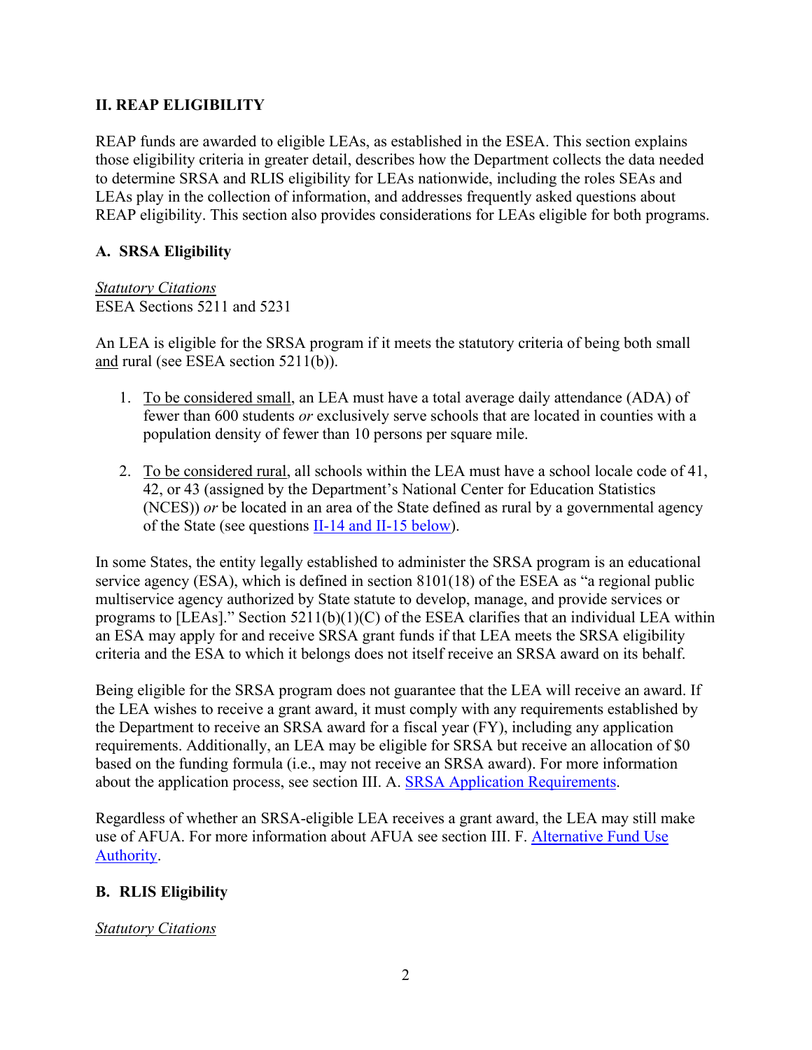## II. REAP ELIGIBILITY

REAP funds are awarded to eligible LEAs, as established in the ESEA. This section explains those eligibility criteria in greater detail, describes how the Department collects the data needed to determine SRSA and RLIS eligibility for LEAs nationwide, including the roles SEAs and LEAs play in the collection of information, and addresses frequently asked questions about REAP eligibility. This section also provides considerations for LEAs eligible for both programs.

### A. SRSA Eligibility

*Statutory Citations*
ESEA Sections 5211 and 5231

An LEA is eligible for the SRSA program if it meets the statutory criteria of being both small and rural (see ESEA section 5211(b)).

1. To be considered small, an LEA must have a total average daily attendance (ADA) of fewer than 600 students *or* exclusively serve schools that are located in counties with a population density of fewer than 10 persons per square mile.
2. To be considered rural, all schools within the LEA must have a school locale code of 41, 42, or 43 (assigned by the Department's National Center for Education Statistics (NCES)) *or* be located in an area of the State defined as rural by a governmental agency of the State (see questions II-14 and II-15 below).

In some States, the entity legally established to administer the SRSA program is an educational service agency (ESA), which is defined in section 8101(18) of the ESEA as "a regional public multiservice agency authorized by State statute to develop, manage, and provide services or programs to [LEAs]." Section 5211(b)(1)(C) of the ESEA clarifies that an individual LEA within an ESA may apply for and receive SRSA grant funds if that LEA meets the SRSA eligibility criteria and the ESA to which it belongs does not itself receive an SRSA award on its behalf.

Being eligible for the SRSA program does not guarantee that the LEA will receive an award. If the LEA wishes to receive a grant award, it must comply with any requirements established by the Department to receive an SRSA award for a fiscal year (FY), including any application requirements. Additionally, an LEA may be eligible for SRSA but receive an allocation of $0 based on the funding formula (i.e., may not receive an SRSA award). For more information about the application process, see section III. A. SRSA Application Requirements.

Regardless of whether an SRSA-eligible LEA receives a grant award, the LEA may still make use of AFUA. For more information about AFUA see section III. F. Alternative Fund Use Authority.

### B. RLIS Eligibility

*Statutory Citations*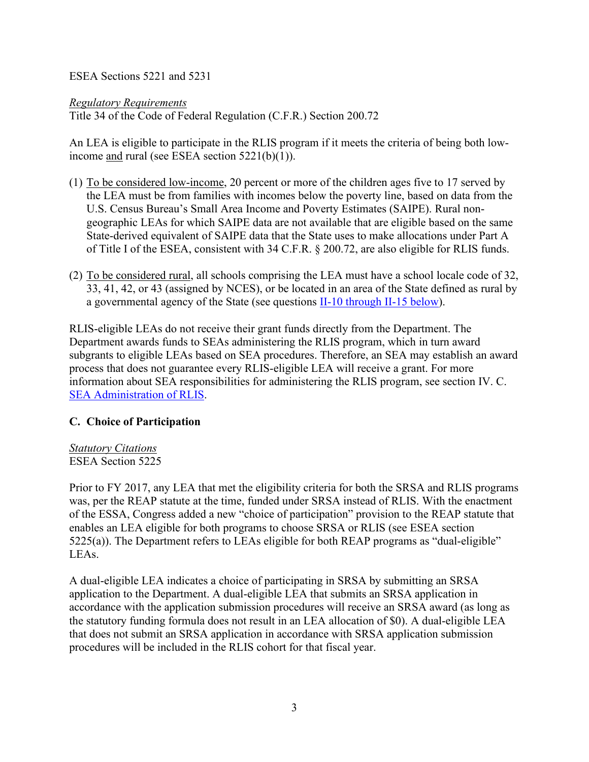ESEA Sections 5221 and 5231

*Regulatory Requirements*
Title 34 of the Code of Federal Regulation (C.F.R.) Section 200.72

An LEA is eligible to participate in the RLIS program if it meets the criteria of being both low-income and rural (see ESEA section 5221(b)(1)).

(1) To be considered low-income, 20 percent or more of the children ages five to 17 served by the LEA must be from families with incomes below the poverty line, based on data from the U.S. Census Bureau's Small Area Income and Poverty Estimates (SAIPE). Rural non-geographic LEAs for which SAIPE data are not available that are eligible based on the same State-derived equivalent of SAIPE data that the State uses to make allocations under Part A of Title I of the ESEA, consistent with 34 C.F.R. § 200.72, are also eligible for RLIS funds.

(2) To be considered rural, all schools comprising the LEA must have a school locale code of 32, 33, 41, 42, or 43 (assigned by NCES), or be located in an area of the State defined as rural by a governmental agency of the State (see questions II-10 through II-15 below).

RLIS-eligible LEAs do not receive their grant funds directly from the Department. The Department awards funds to SEAs administering the RLIS program, which in turn award subgrants to eligible LEAs based on SEA procedures. Therefore, an SEA may establish an award process that does not guarantee every RLIS-eligible LEA will receive a grant. For more information about SEA responsibilities for administering the RLIS program, see section IV. C. SEA Administration of RLIS.

### C. Choice of Participation

*Statutory Citations*
ESEA Section 5225

Prior to FY 2017, any LEA that met the eligibility criteria for both the SRSA and RLIS programs was, per the REAP statute at the time, funded under SRSA instead of RLIS. With the enactment of the ESSA, Congress added a new "choice of participation" provision to the REAP statute that enables an LEA eligible for both programs to choose SRSA or RLIS (see ESEA section 5225(a)). The Department refers to LEAs eligible for both REAP programs as "dual-eligible" LEAs.

A dual-eligible LEA indicates a choice of participating in SRSA by submitting an SRSA application to the Department. A dual-eligible LEA that submits an SRSA application in accordance with the application submission procedures will receive an SRSA award (as long as the statutory funding formula does not result in an LEA allocation of $0). A dual-eligible LEA that does not submit an SRSA application in accordance with SRSA application submission procedures will be included in the RLIS cohort for that fiscal year.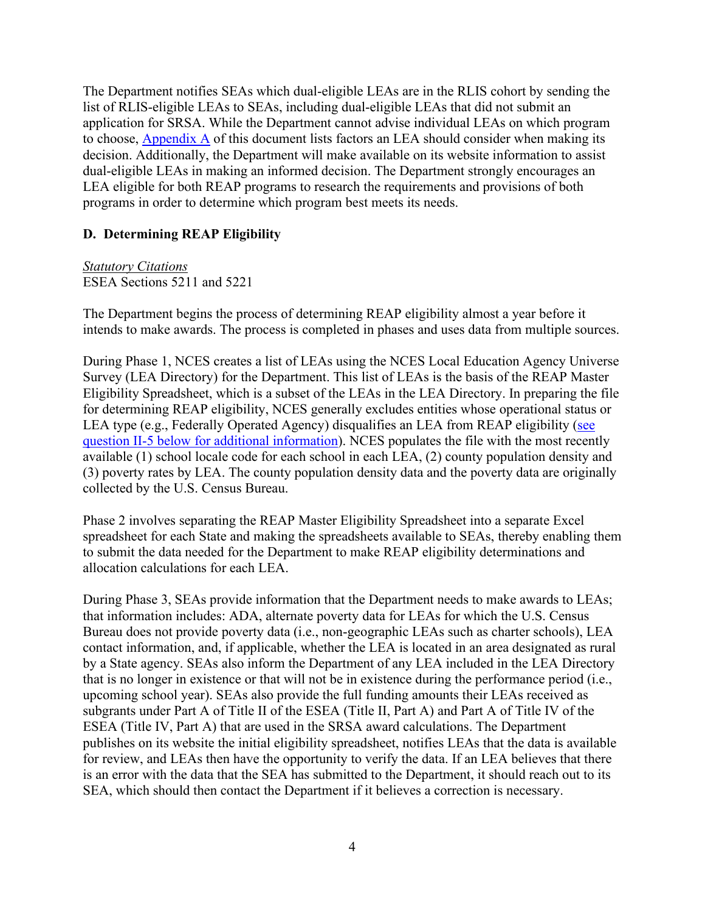The Department notifies SEAs which dual-eligible LEAs are in the RLIS cohort by sending the list of RLIS-eligible LEAs to SEAs, including dual-eligible LEAs that did not submit an application for SRSA. While the Department cannot advise individual LEAs on which program to choose, Appendix A of this document lists factors an LEA should consider when making its decision. Additionally, the Department will make available on its website information to assist dual-eligible LEAs in making an informed decision. The Department strongly encourages an LEA eligible for both REAP programs to research the requirements and provisions of both programs in order to determine which program best meets its needs.

### D. Determining REAP Eligibility

*Statutory Citations*
ESEA Sections 5211 and 5221

The Department begins the process of determining REAP eligibility almost a year before it intends to make awards. The process is completed in phases and uses data from multiple sources.

During Phase 1, NCES creates a list of LEAs using the NCES Local Education Agency Universe Survey (LEA Directory) for the Department. This list of LEAs is the basis of the REAP Master Eligibility Spreadsheet, which is a subset of the LEAs in the LEA Directory. In preparing the file for determining REAP eligibility, NCES generally excludes entities whose operational status or LEA type (e.g., Federally Operated Agency) disqualifies an LEA from REAP eligibility (see question II-5 below for additional information). NCES populates the file with the most recently available (1) school locale code for each school in each LEA, (2) county population density and (3) poverty rates by LEA. The county population density data and the poverty data are originally collected by the U.S. Census Bureau.

Phase 2 involves separating the REAP Master Eligibility Spreadsheet into a separate Excel spreadsheet for each State and making the spreadsheets available to SEAs, thereby enabling them to submit the data needed for the Department to make REAP eligibility determinations and allocation calculations for each LEA.

During Phase 3, SEAs provide information that the Department needs to make awards to LEAs; that information includes: ADA, alternate poverty data for LEAs for which the U.S. Census Bureau does not provide poverty data (i.e., non-geographic LEAs such as charter schools), LEA contact information, and, if applicable, whether the LEA is located in an area designated as rural by a State agency. SEAs also inform the Department of any LEA included in the LEA Directory that is no longer in existence or that will not be in existence during the performance period (i.e., upcoming school year). SEAs also provide the full funding amounts their LEAs received as subgrants under Part A of Title II of the ESEA (Title II, Part A) and Part A of Title IV of the ESEA (Title IV, Part A) that are used in the SRSA award calculations. The Department publishes on its website the initial eligibility spreadsheet, notifies LEAs that the data is available for review, and LEAs then have the opportunity to verify the data. If an LEA believes that there is an error with the data that the SEA has submitted to the Department, it should reach out to its SEA, which should then contact the Department if it believes a correction is necessary.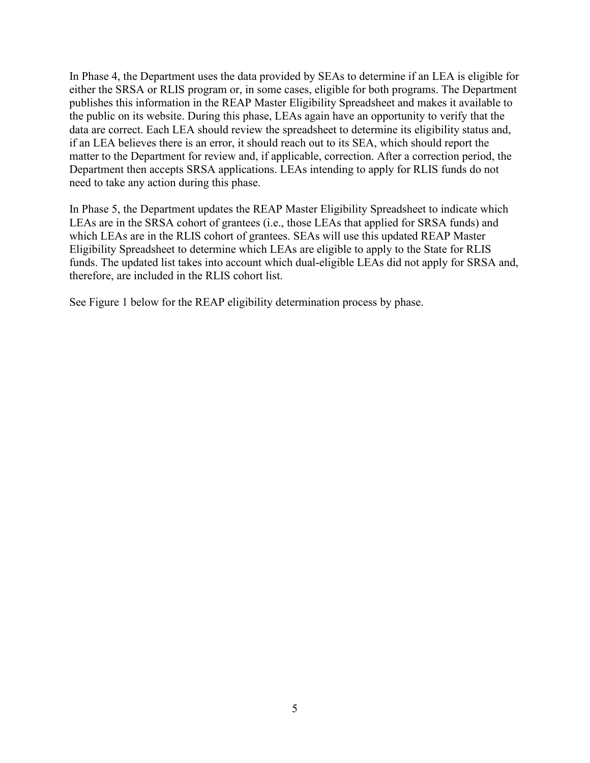In Phase 4, the Department uses the data provided by SEAs to determine if an LEA is eligible for either the SRSA or RLIS program or, in some cases, eligible for both programs. The Department publishes this information in the REAP Master Eligibility Spreadsheet and makes it available to the public on its website. During this phase, LEAs again have an opportunity to verify that the data are correct. Each LEA should review the spreadsheet to determine its eligibility status and, if an LEA believes there is an error, it should reach out to its SEA, which should report the matter to the Department for review and, if applicable, correction. After a correction period, the Department then accepts SRSA applications. LEAs intending to apply for RLIS funds do not need to take any action during this phase.

In Phase 5, the Department updates the REAP Master Eligibility Spreadsheet to indicate which LEAs are in the SRSA cohort of grantees (i.e., those LEAs that applied for SRSA funds) and which LEAs are in the RLIS cohort of grantees. SEAs will use this updated REAP Master Eligibility Spreadsheet to determine which LEAs are eligible to apply to the State for RLIS funds. The updated list takes into account which dual-eligible LEAs did not apply for SRSA and, therefore, are included in the RLIS cohort list.

See Figure 1 below for the REAP eligibility determination process by phase.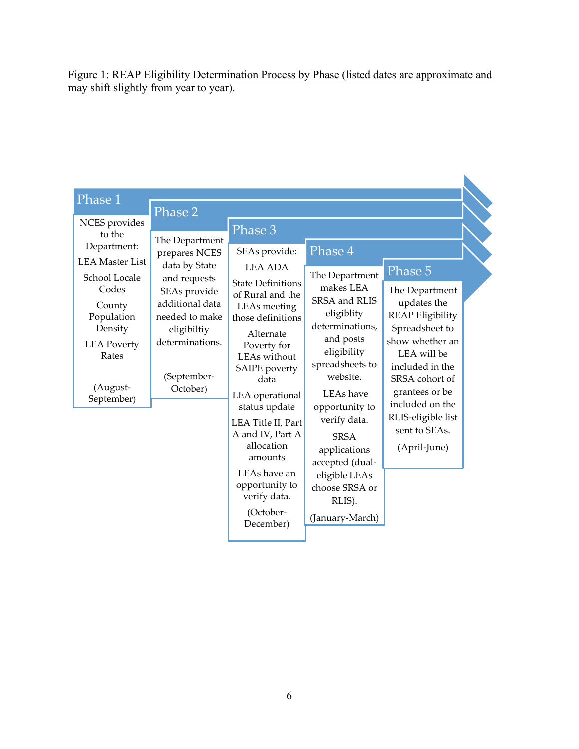Figure 1: REAP Eligibility Determination Process by Phase (listed dates are approximate and may shift slightly from year to year).

**Phase 1**

NCES provides to the Department:

LEA Master List

School Locale Codes

County Population Density

LEA Poverty Rates

(August-September)

**Phase 2**

The Department prepares NCES data by State and requests SEAs provide additional data needed to make eligibiltiy determinations.

(September-October)

**Phase 3**

SEAs provide:

LEA ADA

State Definitions of Rural and the LEAs meeting those definitions

Alternate Poverty for LEAs without SAIPE poverty data

LEA operational status update

LEA Title II, Part A and IV, Part A allocation amounts

LEAs have an opportunity to verify data.

(October-December)

**Phase 4**

The Department makes LEA SRSA and RLIS eligiblity determinations, and posts eligibility spreadsheets to website.

LEAs have opportunity to verify data.

SRSA applications accepted (dual-eligible LEAs choose SRSA or RLIS).

(January-March)

**Phase 5**

The Department updates the REAP Eligibility Spreadsheet to show whether an LEA will be included in the SRSA cohort of grantees or be included on the RLIS-eligible list sent to SEAs.

(April-June)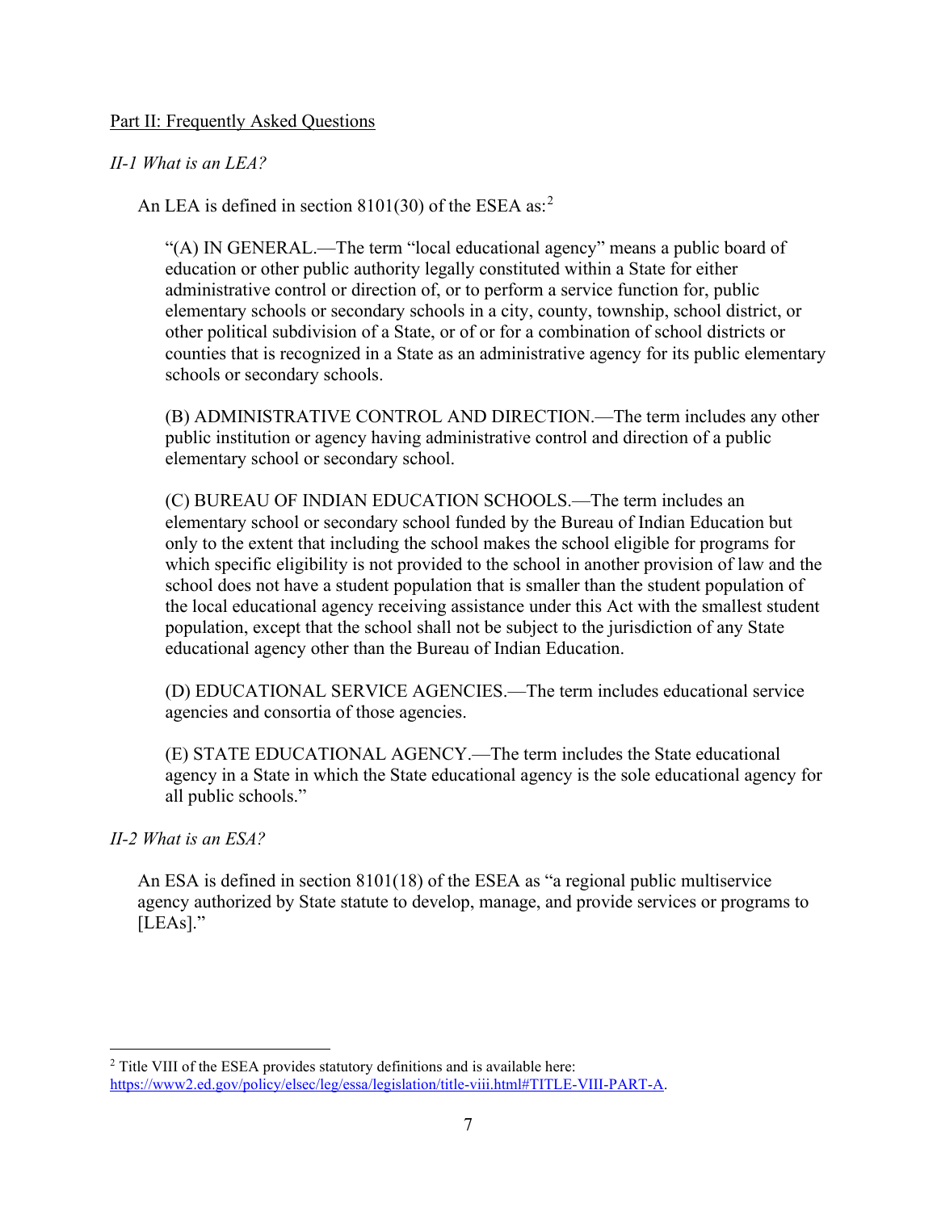## Part II: Frequently Asked Questions

*II-1 What is an LEA?*

An LEA is defined in section 8101(30) of the ESEA as:[2]

> "(A) IN GENERAL.—The term "local educational agency" means a public board of education or other public authority legally constituted within a State for either administrative control or direction of, or to perform a service function for, public elementary schools or secondary schools in a city, county, township, school district, or other political subdivision of a State, or of or for a combination of school districts or counties that is recognized in a State as an administrative agency for its public elementary schools or secondary schools.
>
> (B) ADMINISTRATIVE CONTROL AND DIRECTION.—The term includes any other public institution or agency having administrative control and direction of a public elementary school or secondary school.
>
> (C) BUREAU OF INDIAN EDUCATION SCHOOLS.—The term includes an elementary school or secondary school funded by the Bureau of Indian Education but only to the extent that including the school makes the school eligible for programs for which specific eligibility is not provided to the school in another provision of law and the school does not have a student population that is smaller than the student population of the local educational agency receiving assistance under this Act with the smallest student population, except that the school shall not be subject to the jurisdiction of any State educational agency other than the Bureau of Indian Education.
>
> (D) EDUCATIONAL SERVICE AGENCIES.—The term includes educational service agencies and consortia of those agencies.
>
> (E) STATE EDUCATIONAL AGENCY.—The term includes the State educational agency in a State in which the State educational agency is the sole educational agency for all public schools."

*II-2 What is an ESA?*

An ESA is defined in section 8101(18) of the ESEA as "a regional public multiservice agency authorized by State statute to develop, manage, and provide services or programs to [LEAs]."

---

[2] Title VIII of the ESEA provides statutory definitions and is available here: https://www2.ed.gov/policy/elsec/leg/essa/legislation/title-viii.html#TITLE-VIII-PART-A.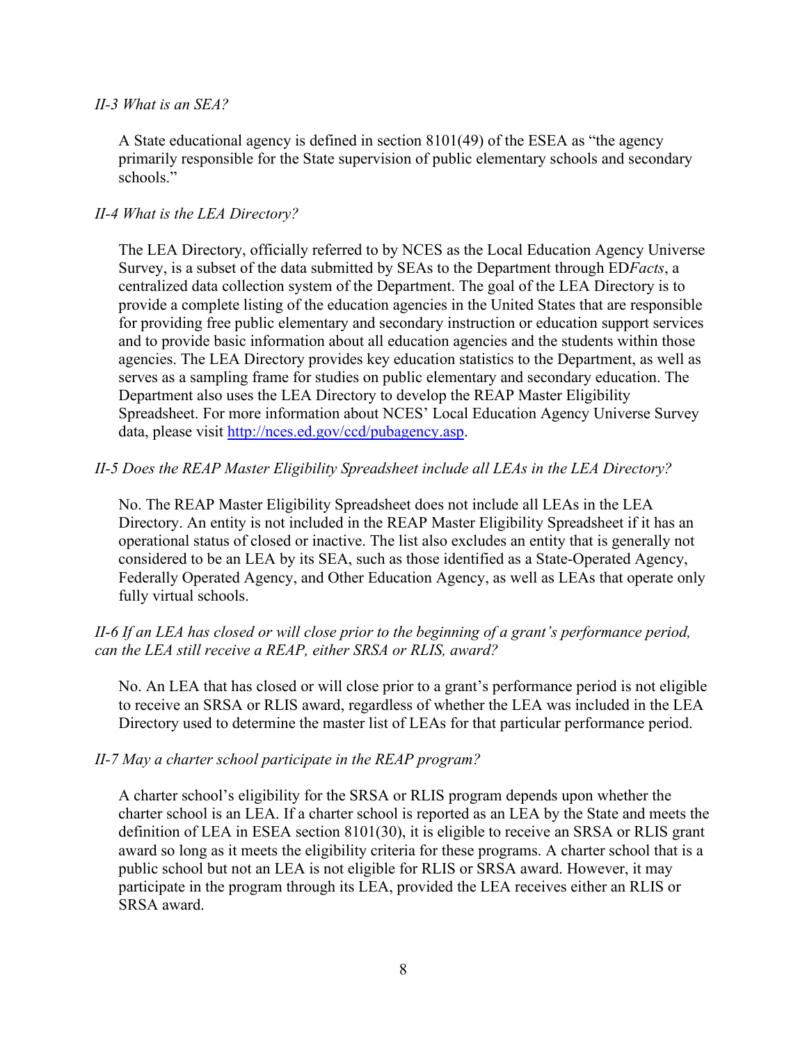*II-3 What is an SEA?*

A State educational agency is defined in section 8101(49) of the ESEA as "the agency primarily responsible for the State supervision of public elementary schools and secondary schools."

*II-4 What is the LEA Directory?*

The LEA Directory, officially referred to by NCES as the Local Education Agency Universe Survey, is a subset of the data submitted by SEAs to the Department through ED*Facts*, a centralized data collection system of the Department. The goal of the LEA Directory is to provide a complete listing of the education agencies in the United States that are responsible for providing free public elementary and secondary instruction or education support services and to provide basic information about all education agencies and the students within those agencies. The LEA Directory provides key education statistics to the Department, as well as serves as a sampling frame for studies on public elementary and secondary education. The Department also uses the LEA Directory to develop the REAP Master Eligibility Spreadsheet. For more information about NCES' Local Education Agency Universe Survey data, please visit [http://nces.ed.gov/ccd/pubagency.asp](http://nces.ed.gov/ccd/pubagency.asp).

*II-5 Does the REAP Master Eligibility Spreadsheet include all LEAs in the LEA Directory?*

No. The REAP Master Eligibility Spreadsheet does not include all LEAs in the LEA Directory. An entity is not included in the REAP Master Eligibility Spreadsheet if it has an operational status of closed or inactive. The list also excludes an entity that is generally not considered to be an LEA by its SEA, such as those identified as a State-Operated Agency, Federally Operated Agency, and Other Education Agency, as well as LEAs that operate only fully virtual schools.

*II-6 If an LEA has closed or will close prior to the beginning of a grant's performance period, can the LEA still receive a REAP, either SRSA or RLIS, award?*

No. An LEA that has closed or will close prior to a grant's performance period is not eligible to receive an SRSA or RLIS award, regardless of whether the LEA was included in the LEA Directory used to determine the master list of LEAs for that particular performance period.

*II-7 May a charter school participate in the REAP program?*

A charter school's eligibility for the SRSA or RLIS program depends upon whether the charter school is an LEA. If a charter school is reported as an LEA by the State and meets the definition of LEA in ESEA section 8101(30), it is eligible to receive an SRSA or RLIS grant award so long as it meets the eligibility criteria for these programs. A charter school that is a public school but not an LEA is not eligible for RLIS or SRSA award. However, it may participate in the program through its LEA, provided the LEA receives either an RLIS or SRSA award.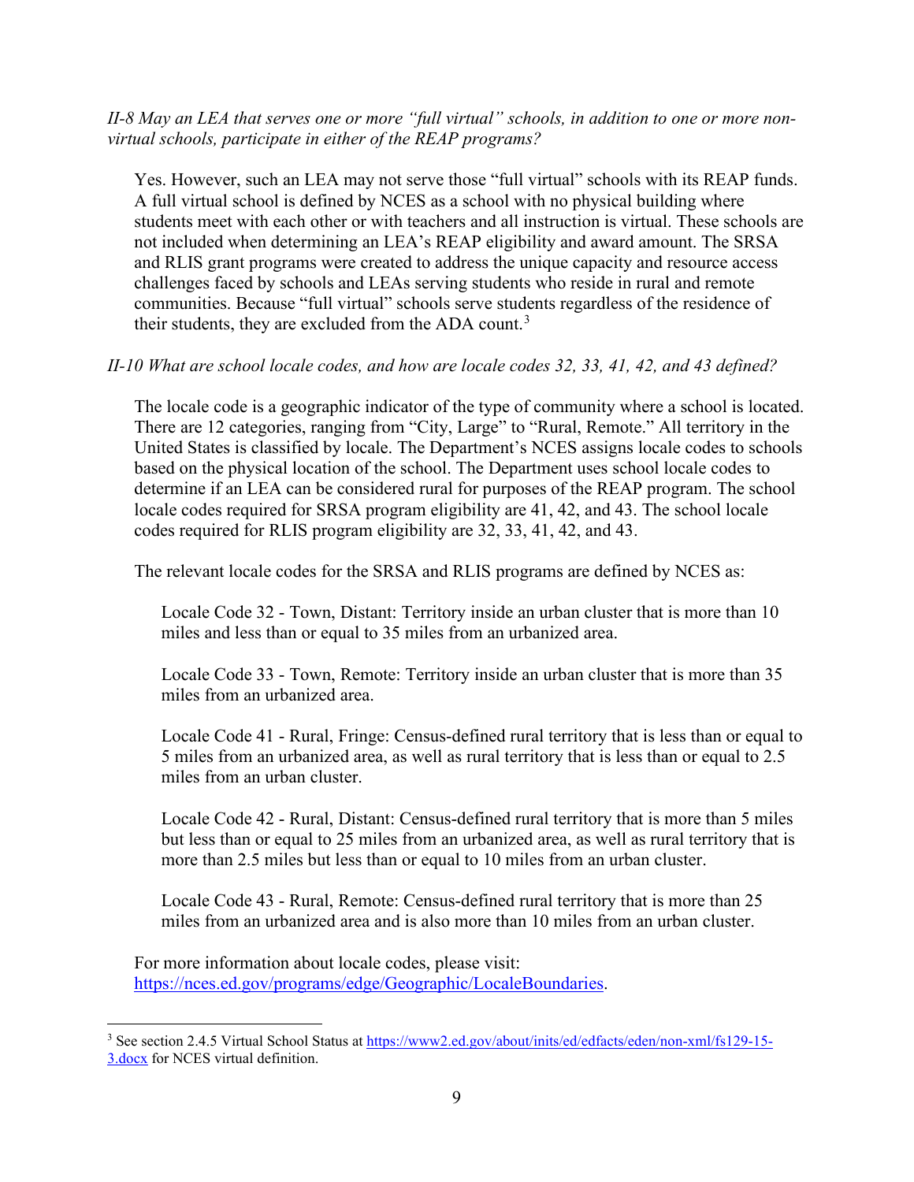*II-8 May an LEA that serves one or more "full virtual" schools, in addition to one or more non-virtual schools, participate in either of the REAP programs?*

Yes. However, such an LEA may not serve those "full virtual" schools with its REAP funds. A full virtual school is defined by NCES as a school with no physical building where students meet with each other or with teachers and all instruction is virtual. These schools are not included when determining an LEA's REAP eligibility and award amount. The SRSA and RLIS grant programs were created to address the unique capacity and resource access challenges faced by schools and LEAs serving students who reside in rural and remote communities. Because "full virtual" schools serve students regardless of the residence of their students, they are excluded from the ADA count.[3]

*II-10 What are school locale codes, and how are locale codes 32, 33, 41, 42, and 43 defined?*

The locale code is a geographic indicator of the type of community where a school is located. There are 12 categories, ranging from "City, Large" to "Rural, Remote." All territory in the United States is classified by locale. The Department's NCES assigns locale codes to schools based on the physical location of the school. The Department uses school locale codes to determine if an LEA can be considered rural for purposes of the REAP program. The school locale codes required for SRSA program eligibility are 41, 42, and 43. The school locale codes required for RLIS program eligibility are 32, 33, 41, 42, and 43.

The relevant locale codes for the SRSA and RLIS programs are defined by NCES as:

Locale Code 32 - Town, Distant: Territory inside an urban cluster that is more than 10 miles and less than or equal to 35 miles from an urbanized area.

Locale Code 33 - Town, Remote: Territory inside an urban cluster that is more than 35 miles from an urbanized area.

Locale Code 41 - Rural, Fringe: Census-defined rural territory that is less than or equal to 5 miles from an urbanized area, as well as rural territory that is less than or equal to 2.5 miles from an urban cluster.

Locale Code 42 - Rural, Distant: Census-defined rural territory that is more than 5 miles but less than or equal to 25 miles from an urbanized area, as well as rural territory that is more than 2.5 miles but less than or equal to 10 miles from an urban cluster.

Locale Code 43 - Rural, Remote: Census-defined rural territory that is more than 25 miles from an urbanized area and is also more than 10 miles from an urban cluster.

For more information about locale codes, please visit: https://nces.ed.gov/programs/edge/Geographic/LocaleBoundaries.

---

[3] See section 2.4.5 Virtual School Status at https://www2.ed.gov/about/inits/ed/edfacts/eden/non-xml/fs129-15-3.docx for NCES virtual definition.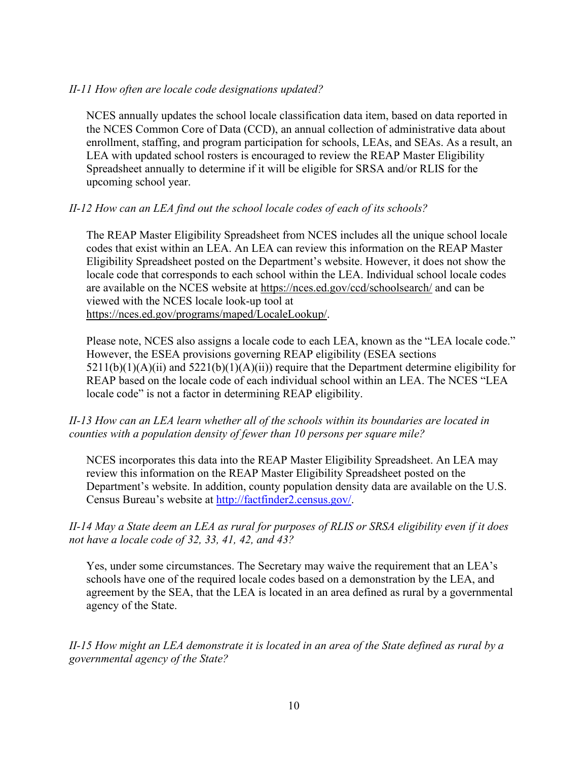*II-11 How often are locale code designations updated?*

NCES annually updates the school locale classification data item, based on data reported in the NCES Common Core of Data (CCD), an annual collection of administrative data about enrollment, staffing, and program participation for schools, LEAs, and SEAs. As a result, an LEA with updated school rosters is encouraged to review the REAP Master Eligibility Spreadsheet annually to determine if it will be eligible for SRSA and/or RLIS for the upcoming school year.

*II-12 How can an LEA find out the school locale codes of each of its schools?*

The REAP Master Eligibility Spreadsheet from NCES includes all the unique school locale codes that exist within an LEA. An LEA can review this information on the REAP Master Eligibility Spreadsheet posted on the Department's website. However, it does not show the locale code that corresponds to each school within the LEA. Individual school locale codes are available on the NCES website at https://nces.ed.gov/ccd/schoolsearch/ and can be viewed with the NCES locale look-up tool at https://nces.ed.gov/programs/maped/LocaleLookup/.

Please note, NCES also assigns a locale code to each LEA, known as the "LEA locale code." However, the ESEA provisions governing REAP eligibility (ESEA sections 5211(b)(1)(A)(ii) and 5221(b)(1)(A)(ii)) require that the Department determine eligibility for REAP based on the locale code of each individual school within an LEA. The NCES "LEA locale code" is not a factor in determining REAP eligibility.

*II-13 How can an LEA learn whether all of the schools within its boundaries are located in counties with a population density of fewer than 10 persons per square mile?*

NCES incorporates this data into the REAP Master Eligibility Spreadsheet. An LEA may review this information on the REAP Master Eligibility Spreadsheet posted on the Department's website. In addition, county population density data are available on the U.S. Census Bureau's website at http://factfinder2.census.gov/.

*II-14 May a State deem an LEA as rural for purposes of RLIS or SRSA eligibility even if it does not have a locale code of 32, 33, 41, 42, and 43?*

Yes, under some circumstances. The Secretary may waive the requirement that an LEA's schools have one of the required locale codes based on a demonstration by the LEA, and agreement by the SEA, that the LEA is located in an area defined as rural by a governmental agency of the State.

*II-15 How might an LEA demonstrate it is located in an area of the State defined as rural by a governmental agency of the State?*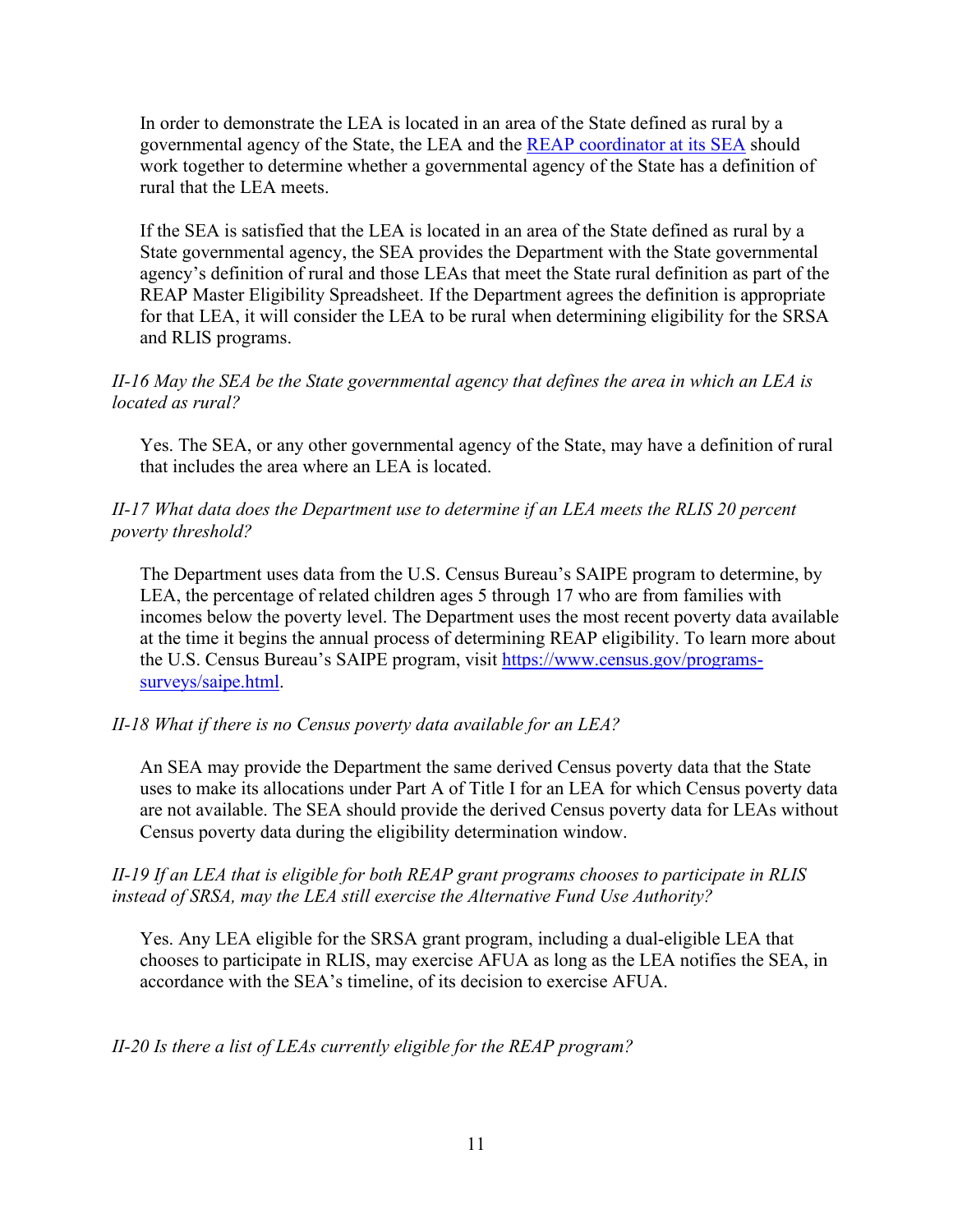In order to demonstrate the LEA is located in an area of the State defined as rural by a governmental agency of the State, the LEA and the [REAP coordinator at its SEA](#) should work together to determine whether a governmental agency of the State has a definition of rural that the LEA meets.

If the SEA is satisfied that the LEA is located in an area of the State defined as rural by a State governmental agency, the SEA provides the Department with the State governmental agency's definition of rural and those LEAs that meet the State rural definition as part of the REAP Master Eligibility Spreadsheet. If the Department agrees the definition is appropriate for that LEA, it will consider the LEA to be rural when determining eligibility for the SRSA and RLIS programs.

*II-16 May the SEA be the State governmental agency that defines the area in which an LEA is located as rural?*

Yes. The SEA, or any other governmental agency of the State, may have a definition of rural that includes the area where an LEA is located.

*II-17 What data does the Department use to determine if an LEA meets the RLIS 20 percent poverty threshold?*

The Department uses data from the U.S. Census Bureau's SAIPE program to determine, by LEA, the percentage of related children ages 5 through 17 who are from families with incomes below the poverty level. The Department uses the most recent poverty data available at the time it begins the annual process of determining REAP eligibility. To learn more about the U.S. Census Bureau's SAIPE program, visit [https://www.census.gov/programs-surveys/saipe.html](https://www.census.gov/programs-surveys/saipe.html).

*II-18 What if there is no Census poverty data available for an LEA?*

An SEA may provide the Department the same derived Census poverty data that the State uses to make its allocations under Part A of Title I for an LEA for which Census poverty data are not available. The SEA should provide the derived Census poverty data for LEAs without Census poverty data during the eligibility determination window.

*II-19 If an LEA that is eligible for both REAP grant programs chooses to participate in RLIS instead of SRSA, may the LEA still exercise the Alternative Fund Use Authority?*

Yes. Any LEA eligible for the SRSA grant program, including a dual-eligible LEA that chooses to participate in RLIS, may exercise AFUA as long as the LEA notifies the SEA, in accordance with the SEA's timeline, of its decision to exercise AFUA.

*II-20 Is there a list of LEAs currently eligible for the REAP program?*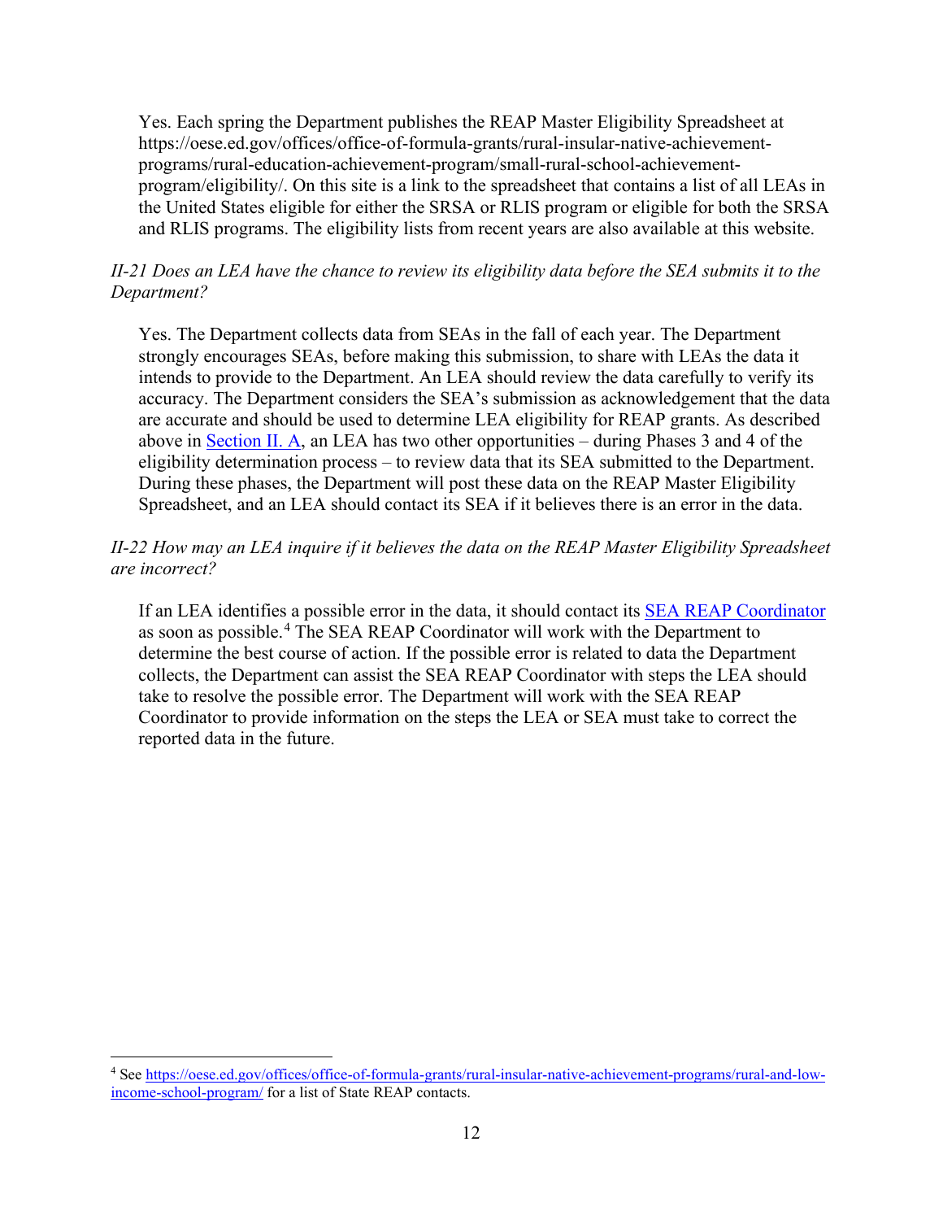Yes. Each spring the Department publishes the REAP Master Eligibility Spreadsheet at https://oese.ed.gov/offices/office-of-formula-grants/rural-insular-native-achievement-programs/rural-education-achievement-program/small-rural-school-achievement-program/eligibility/. On this site is a link to the spreadsheet that contains a list of all LEAs in the United States eligible for either the SRSA or RLIS program or eligible for both the SRSA and RLIS programs. The eligibility lists from recent years are also available at this website.

*II-21 Does an LEA have the chance to review its eligibility data before the SEA submits it to the Department?*

Yes. The Department collects data from SEAs in the fall of each year. The Department strongly encourages SEAs, before making this submission, to share with LEAs the data it intends to provide to the Department. An LEA should review the data carefully to verify its accuracy. The Department considers the SEA's submission as acknowledgement that the data are accurate and should be used to determine LEA eligibility for REAP grants. As described above in [Section II. A](#), an LEA has two other opportunities – during Phases 3 and 4 of the eligibility determination process – to review data that its SEA submitted to the Department. During these phases, the Department will post these data on the REAP Master Eligibility Spreadsheet, and an LEA should contact its SEA if it believes there is an error in the data.

*II-22 How may an LEA inquire if it believes the data on the REAP Master Eligibility Spreadsheet are incorrect?*

If an LEA identifies a possible error in the data, it should contact its [SEA REAP Coordinator](https://oese.ed.gov/offices/office-of-formula-grants/rural-insular-native-achievement-programs/rural-and-low-income-school-program/) as soon as possible.[4] The SEA REAP Coordinator will work with the Department to determine the best course of action. If the possible error is related to data the Department collects, the Department can assist the SEA REAP Coordinator with steps the LEA should take to resolve the possible error. The Department will work with the SEA REAP Coordinator to provide information on the steps the LEA or SEA must take to correct the reported data in the future.

---

[4] See [https://oese.ed.gov/offices/office-of-formula-grants/rural-insular-native-achievement-programs/rural-and-low-income-school-program/](https://oese.ed.gov/offices/office-of-formula-grants/rural-insular-native-achievement-programs/rural-and-low-income-school-program/) for a list of State REAP contacts.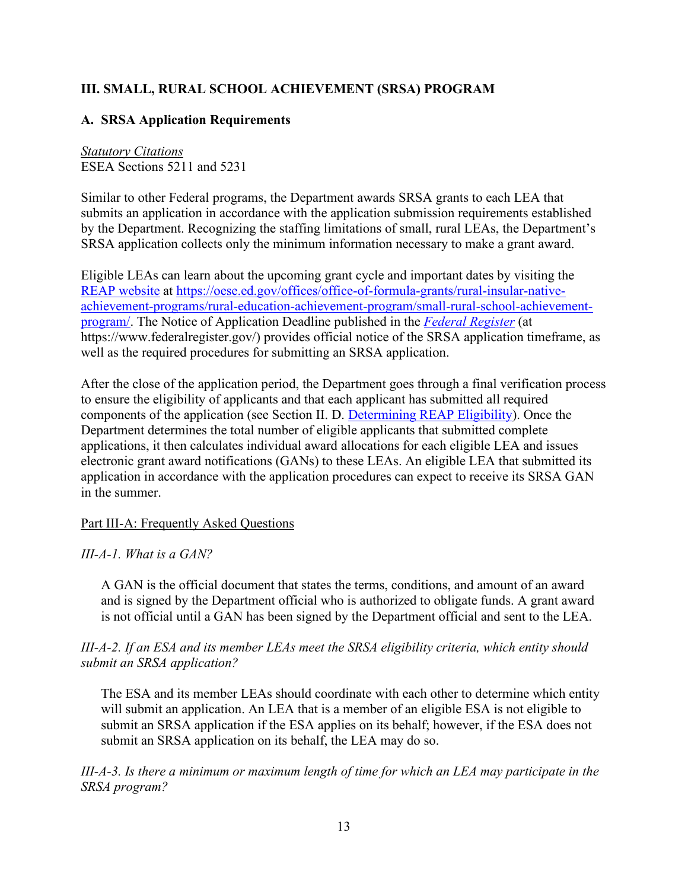## III. SMALL, RURAL SCHOOL ACHIEVEMENT (SRSA) PROGRAM

### A. SRSA Application Requirements

*Statutory Citations*
ESEA Sections 5211 and 5231

Similar to other Federal programs, the Department awards SRSA grants to each LEA that submits an application in accordance with the application submission requirements established by the Department. Recognizing the staffing limitations of small, rural LEAs, the Department's SRSA application collects only the minimum information necessary to make a grant award.

Eligible LEAs can learn about the upcoming grant cycle and important dates by visiting the [REAP website](https://oese.ed.gov/offices/office-of-formula-grants/rural-insular-native-achievement-programs/rural-education-achievement-program/small-rural-school-achievement-program/) at [https://oese.ed.gov/offices/office-of-formula-grants/rural-insular-native-achievement-programs/rural-education-achievement-program/small-rural-school-achievement-program/](https://oese.ed.gov/offices/office-of-formula-grants/rural-insular-native-achievement-programs/rural-education-achievement-program/small-rural-school-achievement-program/). The Notice of Application Deadline published in the [*Federal Register*](https://www.federalregister.gov/) (at https://www.federalregister.gov/) provides official notice of the SRSA application timeframe, as well as the required procedures for submitting an SRSA application.

After the close of the application period, the Department goes through a final verification process to ensure the eligibility of applicants and that each applicant has submitted all required components of the application (see Section II. D. Determining REAP Eligibility). Once the Department determines the total number of eligible applicants that submitted complete applications, it then calculates individual award allocations for each eligible LEA and issues electronic grant award notifications (GANs) to these LEAs. An eligible LEA that submitted its application in accordance with the application procedures can expect to receive its SRSA GAN in the summer.

Part III-A: Frequently Asked Questions

*III-A-1. What is a GAN?*

A GAN is the official document that states the terms, conditions, and amount of an award and is signed by the Department official who is authorized to obligate funds. A grant award is not official until a GAN has been signed by the Department official and sent to the LEA.

*III-A-2. If an ESA and its member LEAs meet the SRSA eligibility criteria, which entity should submit an SRSA application?*

The ESA and its member LEAs should coordinate with each other to determine which entity will submit an application. An LEA that is a member of an eligible ESA is not eligible to submit an SRSA application if the ESA applies on its behalf; however, if the ESA does not submit an SRSA application on its behalf, the LEA may do so.

*III-A-3. Is there a minimum or maximum length of time for which an LEA may participate in the SRSA program?*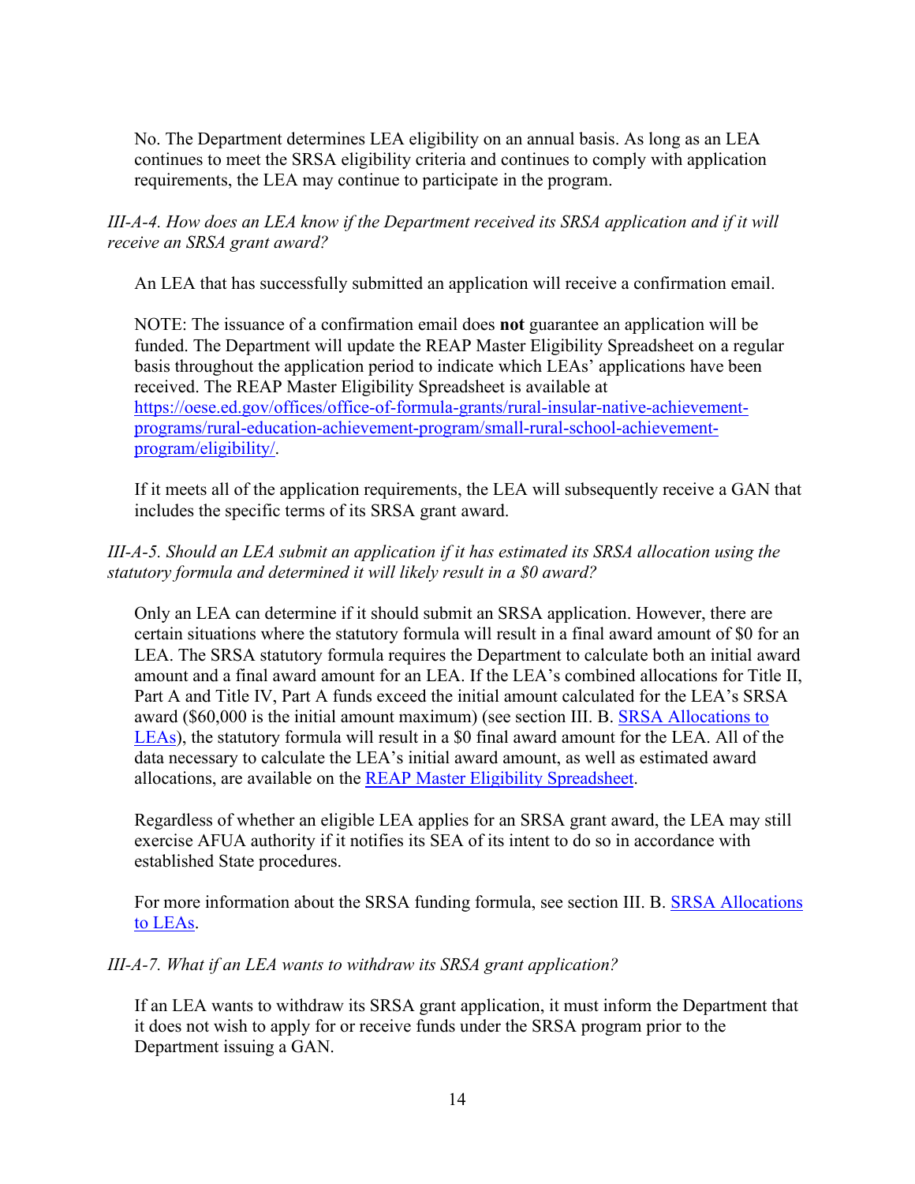No. The Department determines LEA eligibility on an annual basis. As long as an LEA continues to meet the SRSA eligibility criteria and continues to comply with application requirements, the LEA may continue to participate in the program.

*III-A-4. How does an LEA know if the Department received its SRSA application and if it will receive an SRSA grant award?*

An LEA that has successfully submitted an application will receive a confirmation email.

NOTE: The issuance of a confirmation email does **not** guarantee an application will be funded. The Department will update the REAP Master Eligibility Spreadsheet on a regular basis throughout the application period to indicate which LEAs' applications have been received. The REAP Master Eligibility Spreadsheet is available at [https://oese.ed.gov/offices/office-of-formula-grants/rural-insular-native-achievement-programs/rural-education-achievement-program/small-rural-school-achievement-program/eligibility/](https://oese.ed.gov/offices/office-of-formula-grants/rural-insular-native-achievement-programs/rural-education-achievement-program/small-rural-school-achievement-program/eligibility/).

If it meets all of the application requirements, the LEA will subsequently receive a GAN that includes the specific terms of its SRSA grant award.

*III-A-5. Should an LEA submit an application if it has estimated its SRSA allocation using the statutory formula and determined it will likely result in a $0 award?*

Only an LEA can determine if it should submit an SRSA application. However, there are certain situations where the statutory formula will result in a final award amount of $0 for an LEA. The SRSA statutory formula requires the Department to calculate both an initial award amount and a final award amount for an LEA. If the LEA's combined allocations for Title II, Part A and Title IV, Part A funds exceed the initial amount calculated for the LEA's SRSA award ($60,000 is the initial amount maximum) (see section III. B. SRSA Allocations to LEAs), the statutory formula will result in a $0 final award amount for the LEA. All of the data necessary to calculate the LEA's initial award amount, as well as estimated award allocations, are available on the REAP Master Eligibility Spreadsheet.

Regardless of whether an eligible LEA applies for an SRSA grant award, the LEA may still exercise AFUA authority if it notifies its SEA of its intent to do so in accordance with established State procedures.

For more information about the SRSA funding formula, see section III. B. SRSA Allocations to LEAs.

*III-A-7. What if an LEA wants to withdraw its SRSA grant application?*

If an LEA wants to withdraw its SRSA grant application, it must inform the Department that it does not wish to apply for or receive funds under the SRSA program prior to the Department issuing a GAN.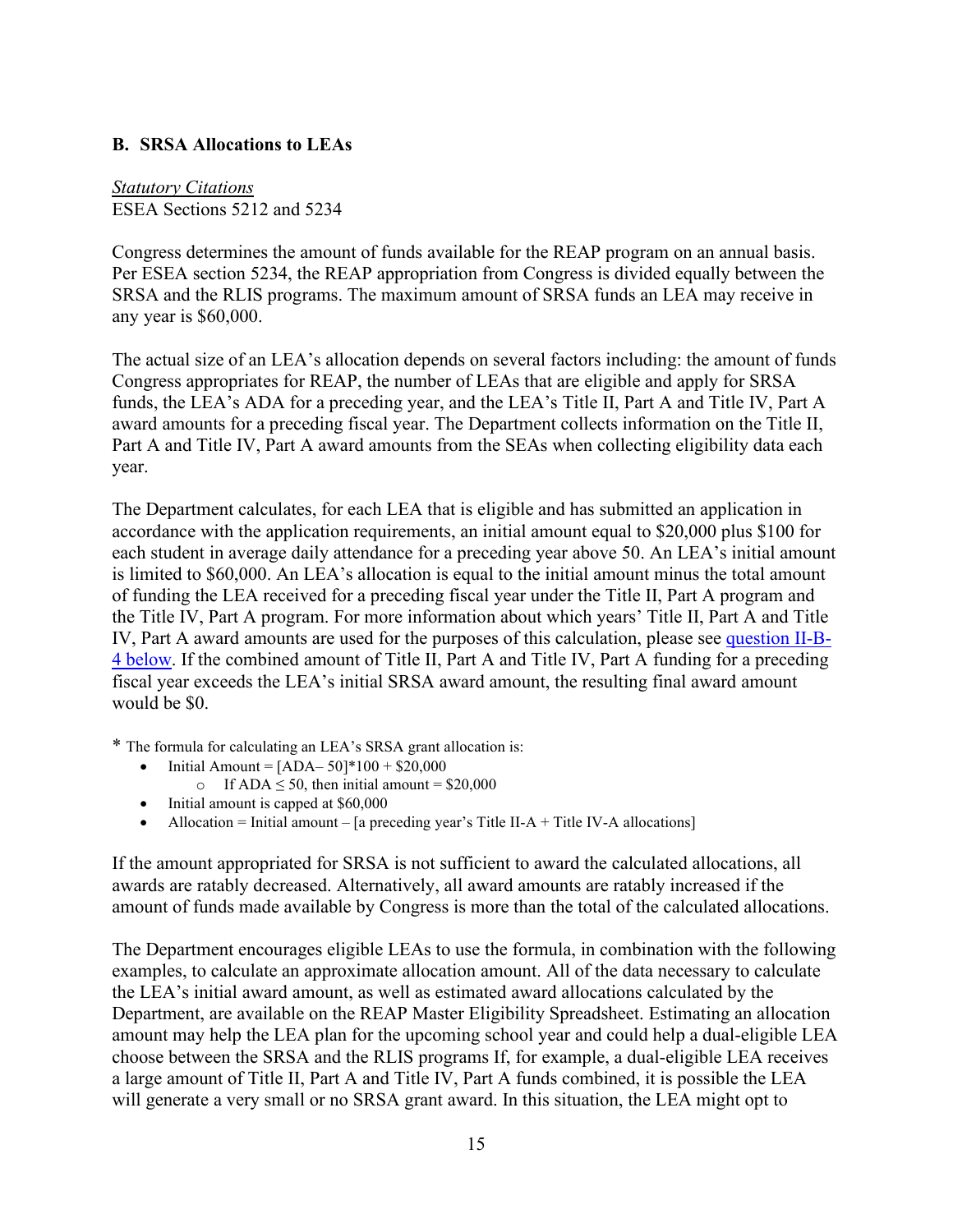## B. SRSA Allocations to LEAs

*Statutory Citations*
ESEA Sections 5212 and 5234

Congress determines the amount of funds available for the REAP program on an annual basis. Per ESEA section 5234, the REAP appropriation from Congress is divided equally between the SRSA and the RLIS programs. The maximum amount of SRSA funds an LEA may receive in any year is $60,000.

The actual size of an LEA's allocation depends on several factors including: the amount of funds Congress appropriates for REAP, the number of LEAs that are eligible and apply for SRSA funds, the LEA's ADA for a preceding year, and the LEA's Title II, Part A and Title IV, Part A award amounts for a preceding fiscal year. The Department collects information on the Title II, Part A and Title IV, Part A award amounts from the SEAs when collecting eligibility data each year.

The Department calculates, for each LEA that is eligible and has submitted an application in accordance with the application requirements, an initial amount equal to $20,000 plus $100 for each student in average daily attendance for a preceding year above 50. An LEA's initial amount is limited to $60,000. An LEA's allocation is equal to the initial amount minus the total amount of funding the LEA received for a preceding fiscal year under the Title II, Part A program and the Title IV, Part A program. For more information about which years' Title II, Part A and Title IV, Part A award amounts are used for the purposes of this calculation, please see question II-B-4 below. If the combined amount of Title II, Part A and Title IV, Part A funding for a preceding fiscal year exceeds the LEA's initial SRSA award amount, the resulting final award amount would be $0.

\* The formula for calculating an LEA's SRSA grant allocation is:

- Initial Amount = [ADA– 50]*100 + $20,000
  - If ADA ≤ 50, then initial amount = $20,000
- Initial amount is capped at $60,000
- Allocation = Initial amount – [a preceding year's Title II-A + Title IV-A allocations]

If the amount appropriated for SRSA is not sufficient to award the calculated allocations, all awards are ratably decreased. Alternatively, all award amounts are ratably increased if the amount of funds made available by Congress is more than the total of the calculated allocations.

The Department encourages eligible LEAs to use the formula, in combination with the following examples, to calculate an approximate allocation amount. All of the data necessary to calculate the LEA's initial award amount, as well as estimated award allocations calculated by the Department, are available on the REAP Master Eligibility Spreadsheet. Estimating an allocation amount may help the LEA plan for the upcoming school year and could help a dual-eligible LEA choose between the SRSA and the RLIS programs If, for example, a dual-eligible LEA receives a large amount of Title II, Part A and Title IV, Part A funds combined, it is possible the LEA will generate a very small or no SRSA grant award. In this situation, the LEA might opt to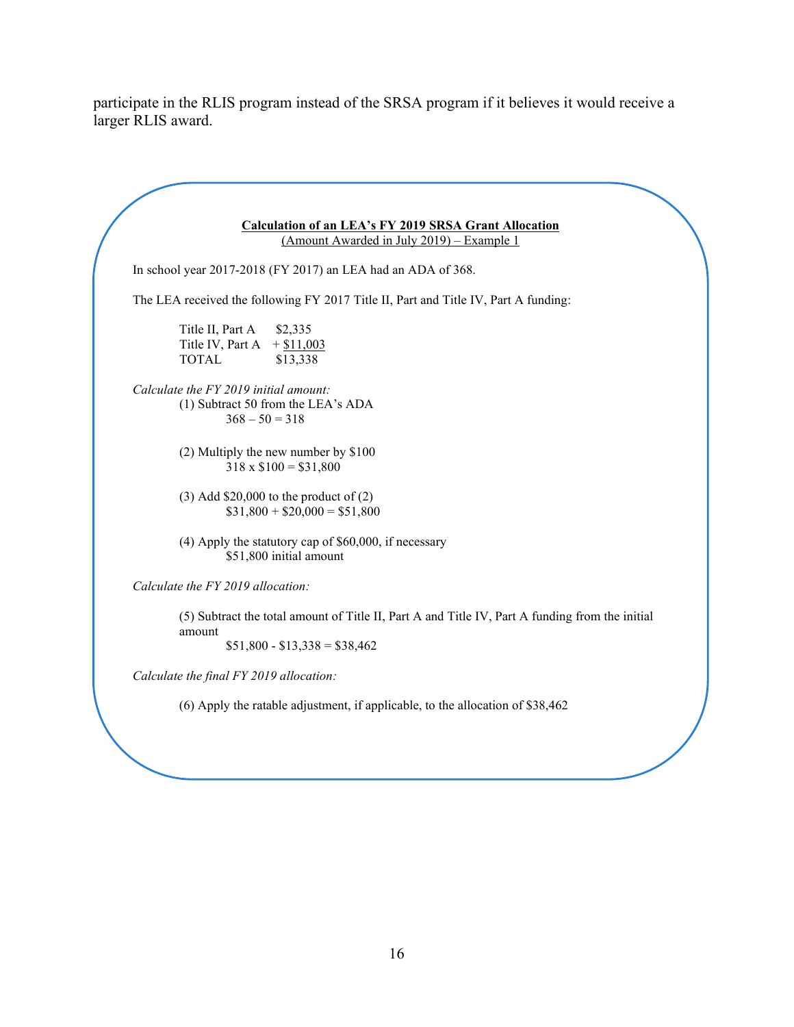participate in the RLIS program instead of the SRSA program if it believes it would receive a larger RLIS award.

**<u>Calculation of an LEA's FY 2019 SRSA Grant Allocation</u>**
<u>(Amount Awarded in July 2019) – Example 1</u>

In school year 2017-2018 (FY 2017) an LEA had an ADA of 368.

The LEA received the following FY 2017 Title II, Part and Title IV, Part A funding:

| | |
|---|---|
| Title II, Part A | $2,335 |
| Title IV, Part A | + $11,003 |
| TOTAL | $13,338 |

*Calculate the FY 2019 initial amount:*

(1) Subtract 50 from the LEA's ADA
  368 – 50 = 318

(2) Multiply the new number by $100
  318 x $100 = $31,800

(3) Add $20,000 to the product of (2)
  $31,800 + $20,000 = $51,800

(4) Apply the statutory cap of $60,000, if necessary
  $51,800 initial amount

*Calculate the FY 2019 allocation:*

(5) Subtract the total amount of Title II, Part A and Title IV, Part A funding from the initial amount
  $51,800 - $13,338 = $38,462

*Calculate the final FY 2019 allocation:*

(6) Apply the ratable adjustment, if applicable, to the allocation of $38,462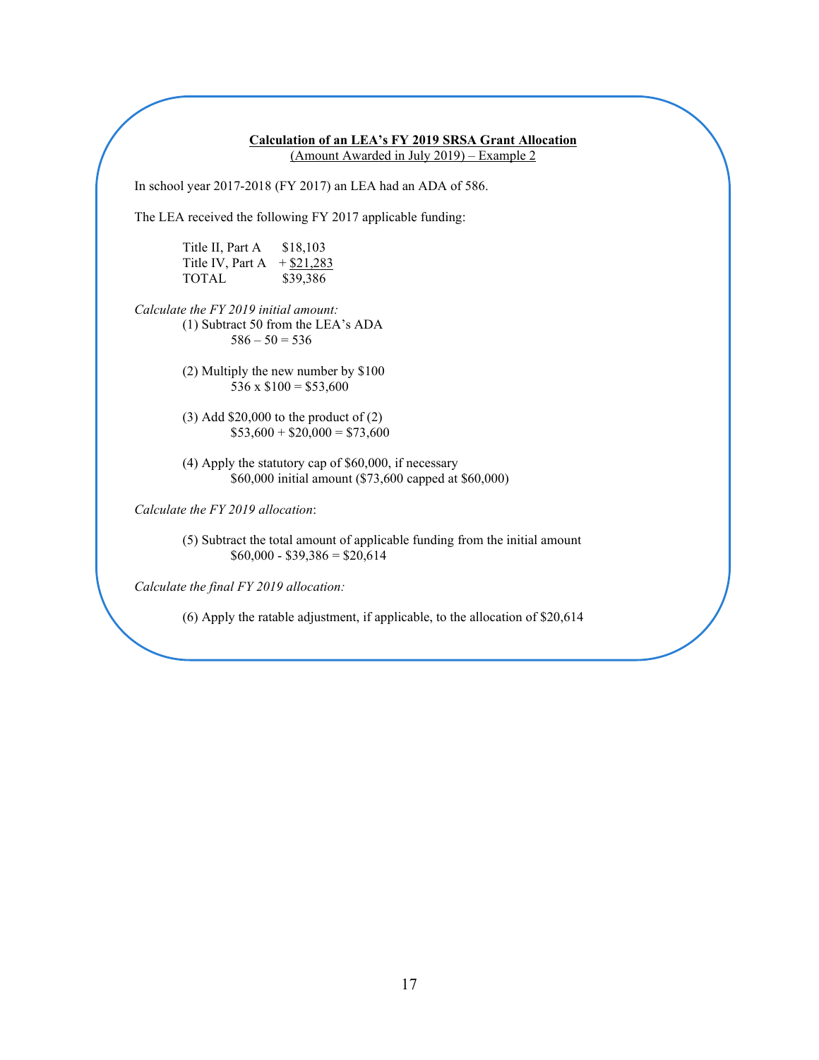**Calculation of an LEA's FY 2019 SRSA Grant Allocation**
(Amount Awarded in July 2019) – Example 2

In school year 2017-2018 (FY 2017) an LEA had an ADA of 586.

The LEA received the following FY 2017 applicable funding:

| | |
|---|---|
| Title II, Part A | $18,103 |
| Title IV, Part A | + $21,283 |
| TOTAL | $39,386 |

*Calculate the FY 2019 initial amount:*

(1) Subtract 50 from the LEA's ADA
586 – 50 = 536

(2) Multiply the new number by $100
536 x $100 = $53,600

(3) Add $20,000 to the product of (2)
$53,600 + $20,000 = $73,600

(4) Apply the statutory cap of $60,000, if necessary
$60,000 initial amount ($73,600 capped at $60,000)

*Calculate the FY 2019 allocation*:

(5) Subtract the total amount of applicable funding from the initial amount
$60,000 - $39,386 = $20,614

*Calculate the final FY 2019 allocation:*

(6) Apply the ratable adjustment, if applicable, to the allocation of $20,614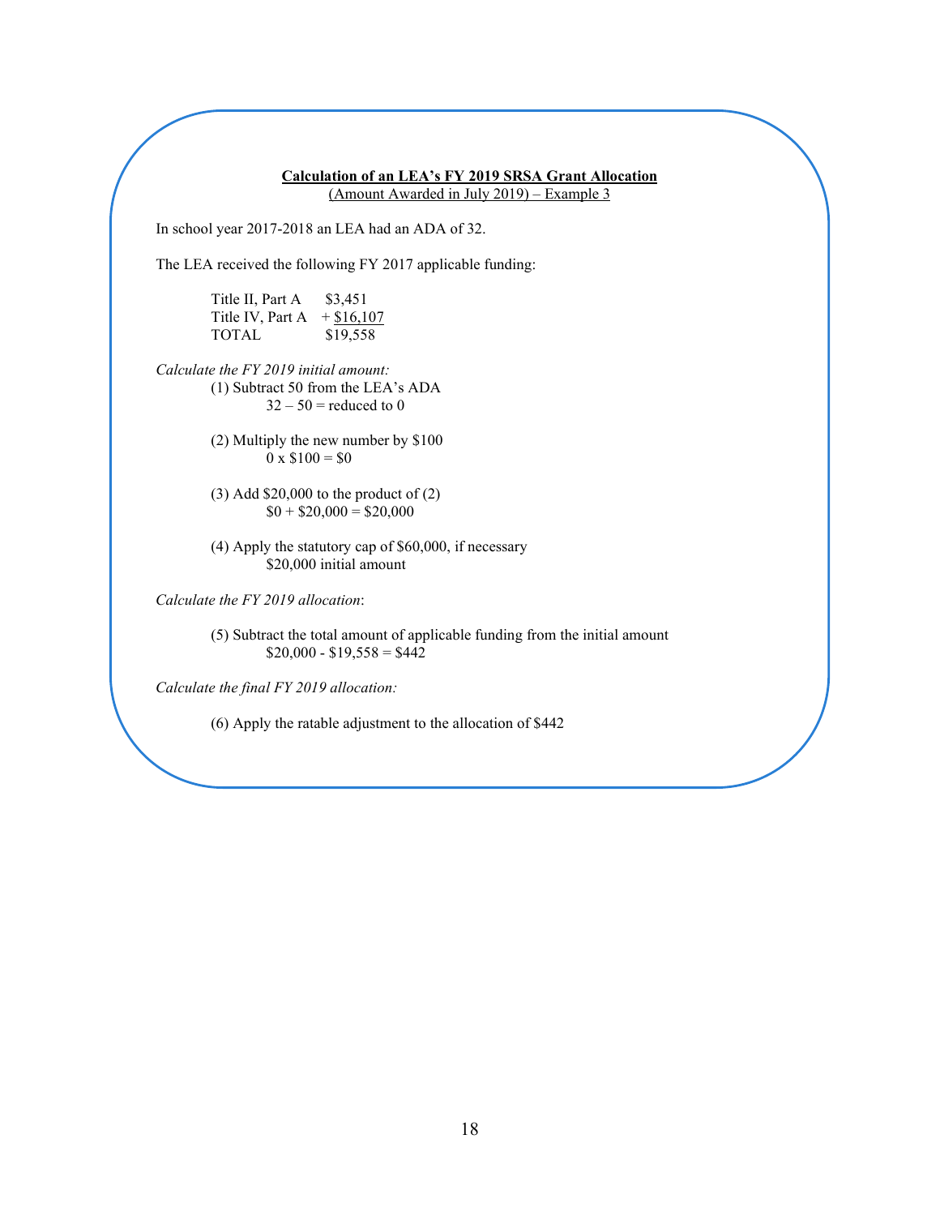**<u>Calculation of an LEA's FY 2019 SRSA Grant Allocation</u>**
<u>(Amount Awarded in July 2019) – Example 3</u>

In school year 2017-2018 an LEA had an ADA of 32.

The LEA received the following FY 2017 applicable funding:

| | |
|---|---|
| Title II, Part A | \$3,451 |
| Title IV, Part A | + <u>\$16,107</u> |
| TOTAL | \$19,558 |

*Calculate the FY 2019 initial amount:*

(1) Subtract 50 from the LEA's ADA
  32 – 50 = reduced to 0

(2) Multiply the new number by \$100
  0 x \$100 = \$0

(3) Add \$20,000 to the product of (2)
  \$0 + \$20,000 = \$20,000

(4) Apply the statutory cap of \$60,000, if necessary
  \$20,000 initial amount

*Calculate the FY 2019 allocation*:

(5) Subtract the total amount of applicable funding from the initial amount
  \$20,000 - \$19,558 = \$442

*Calculate the final FY 2019 allocation:*

(6) Apply the ratable adjustment to the allocation of \$442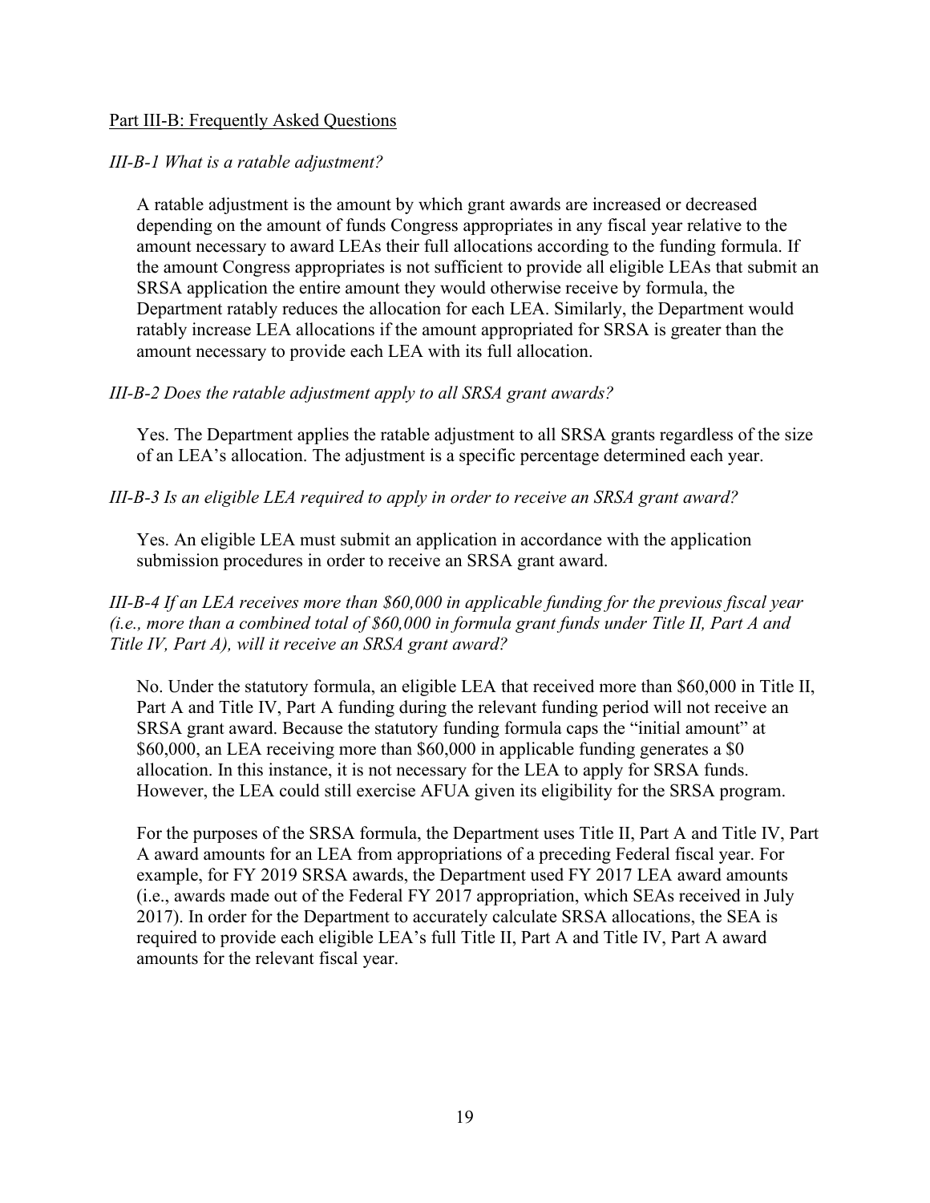## Part III-B: Frequently Asked Questions

*III-B-1 What is a ratable adjustment?*

A ratable adjustment is the amount by which grant awards are increased or decreased depending on the amount of funds Congress appropriates in any fiscal year relative to the amount necessary to award LEAs their full allocations according to the funding formula. If the amount Congress appropriates is not sufficient to provide all eligible LEAs that submit an SRSA application the entire amount they would otherwise receive by formula, the Department ratably reduces the allocation for each LEA. Similarly, the Department would ratably increase LEA allocations if the amount appropriated for SRSA is greater than the amount necessary to provide each LEA with its full allocation.

*III-B-2 Does the ratable adjustment apply to all SRSA grant awards?*

Yes. The Department applies the ratable adjustment to all SRSA grants regardless of the size of an LEA's allocation. The adjustment is a specific percentage determined each year.

*III-B-3 Is an eligible LEA required to apply in order to receive an SRSA grant award?*

Yes. An eligible LEA must submit an application in accordance with the application submission procedures in order to receive an SRSA grant award.

*III-B-4 If an LEA receives more than $60,000 in applicable funding for the previous fiscal year (i.e., more than a combined total of $60,000 in formula grant funds under Title II, Part A and Title IV, Part A), will it receive an SRSA grant award?*

No. Under the statutory formula, an eligible LEA that received more than $60,000 in Title II, Part A and Title IV, Part A funding during the relevant funding period will not receive an SRSA grant award. Because the statutory funding formula caps the "initial amount" at $60,000, an LEA receiving more than $60,000 in applicable funding generates a $0 allocation. In this instance, it is not necessary for the LEA to apply for SRSA funds. However, the LEA could still exercise AFUA given its eligibility for the SRSA program.

For the purposes of the SRSA formula, the Department uses Title II, Part A and Title IV, Part A award amounts for an LEA from appropriations of a preceding Federal fiscal year. For example, for FY 2019 SRSA awards, the Department used FY 2017 LEA award amounts (i.e., awards made out of the Federal FY 2017 appropriation, which SEAs received in July 2017). In order for the Department to accurately calculate SRSA allocations, the SEA is required to provide each eligible LEA's full Title II, Part A and Title IV, Part A award amounts for the relevant fiscal year.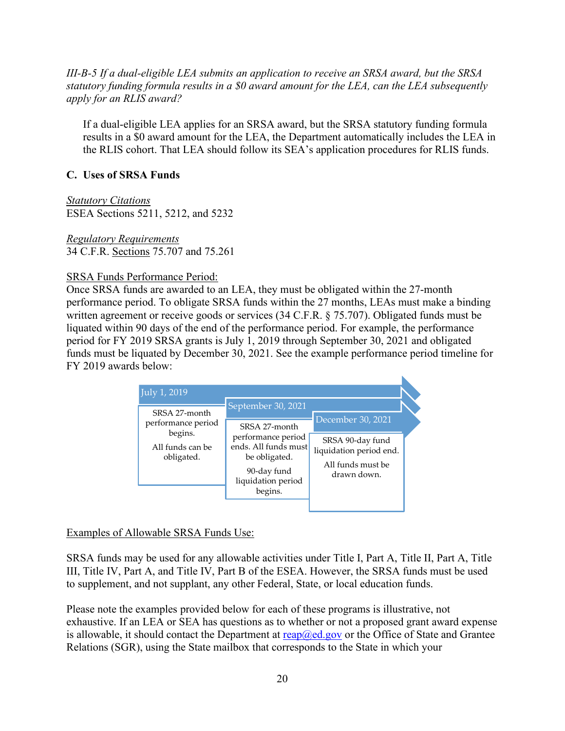*III-B-5 If a dual-eligible LEA submits an application to receive an SRSA award, but the SRSA statutory funding formula results in a $0 award amount for the LEA, can the LEA subsequently apply for an RLIS award?*

If a dual-eligible LEA applies for an SRSA award, but the SRSA statutory funding formula results in a $0 award amount for the LEA, the Department automatically includes the LEA in the RLIS cohort. That LEA should follow its SEA's application procedures for RLIS funds.

### C. Uses of SRSA Funds

Statutory Citations
ESEA Sections 5211, 5212, and 5232

Regulatory Requirements
34 C.F.R. Sections 75.707 and 75.261

SRSA Funds Performance Period:
Once SRSA funds are awarded to an LEA, they must be obligated within the 27-month performance period. To obligate SRSA funds within the 27 months, LEAs must make a binding written agreement or receive goods or services (34 C.F.R. § 75.707). Obligated funds must be liquated within 90 days of the end of the performance period. For example, the performance period for FY 2019 SRSA grants is July 1, 2019 through September 30, 2021 and obligated funds must be liquated by December 30, 2021. See the example performance period timeline for FY 2019 awards below:

| July 1, 2019 | September 30, 2021 | December 30, 2021 |
| --- | --- | --- |
| SRSA 27-month performance period begins. All funds can be obligated. | SRSA 27-month performance period ends. All funds must be obligated. 90-day fund liquidation period begins. | SRSA 90-day fund liquidation period end. All funds must be drawn down. |

Examples of Allowable SRSA Funds Use:

SRSA funds may be used for any allowable activities under Title I, Part A, Title II, Part A, Title III, Title IV, Part A, and Title IV, Part B of the ESEA. However, the SRSA funds must be used to supplement, and not supplant, any other Federal, State, or local education funds.

Please note the examples provided below for each of these programs is illustrative, not exhaustive. If an LEA or SEA has questions as to whether or not a proposed grant award expense is allowable, it should contact the Department at reap@ed.gov or the Office of State and Grantee Relations (SGR), using the State mailbox that corresponds to the State in which your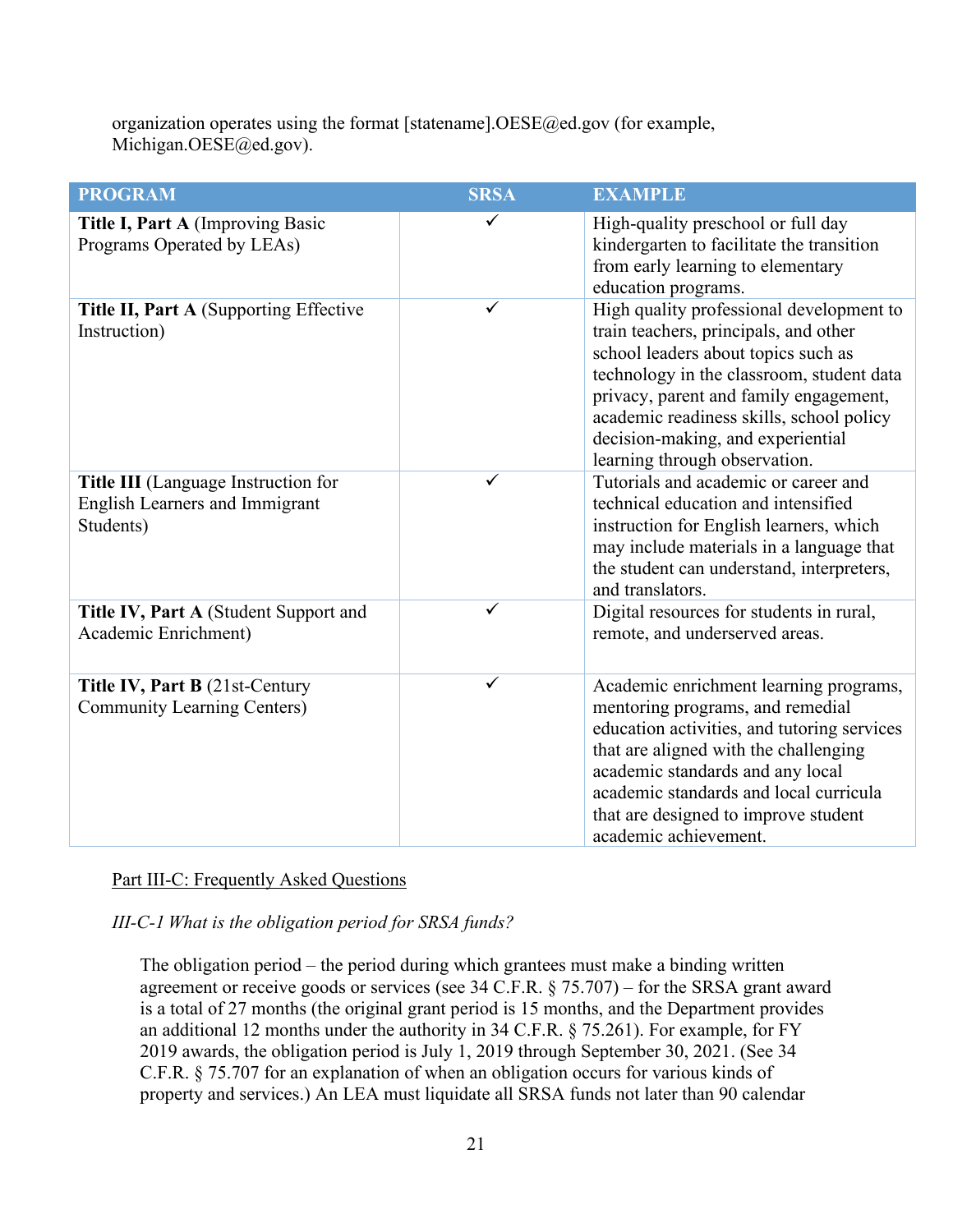organization operates using the format [statename].OESE@ed.gov (for example, Michigan.OESE@ed.gov).

| PROGRAM | SRSA | EXAMPLE |
|---|---|---|
| **Title I, Part A** (Improving Basic Programs Operated by LEAs) | ✓ | High-quality preschool or full day kindergarten to facilitate the transition from early learning to elementary education programs. |
| **Title II, Part A** (Supporting Effective Instruction) | ✓ | High quality professional development to train teachers, principals, and other school leaders about topics such as technology in the classroom, student data privacy, parent and family engagement, academic readiness skills, school policy decision-making, and experiential learning through observation. |
| **Title III** (Language Instruction for English Learners and Immigrant Students) | ✓ | Tutorials and academic or career and technical education and intensified instruction for English learners, which may include materials in a language that the student can understand, interpreters, and translators. |
| **Title IV, Part A** (Student Support and Academic Enrichment) | ✓ | Digital resources for students in rural, remote, and underserved areas. |
| **Title IV, Part B** (21st-Century Community Learning Centers) | ✓ | Academic enrichment learning programs, mentoring programs, and remedial education activities, and tutoring services that are aligned with the challenging academic standards and any local academic standards and local curricula that are designed to improve student academic achievement. |

Part III-C: Frequently Asked Questions

*III-C-1 What is the obligation period for SRSA funds?*

The obligation period – the period during which grantees must make a binding written agreement or receive goods or services (see 34 C.F.R. § 75.707) – for the SRSA grant award is a total of 27 months (the original grant period is 15 months, and the Department provides an additional 12 months under the authority in 34 C.F.R. § 75.261). For example, for FY 2019 awards, the obligation period is July 1, 2019 through September 30, 2021. (See 34 C.F.R. § 75.707 for an explanation of when an obligation occurs for various kinds of property and services.) An LEA must liquidate all SRSA funds not later than 90 calendar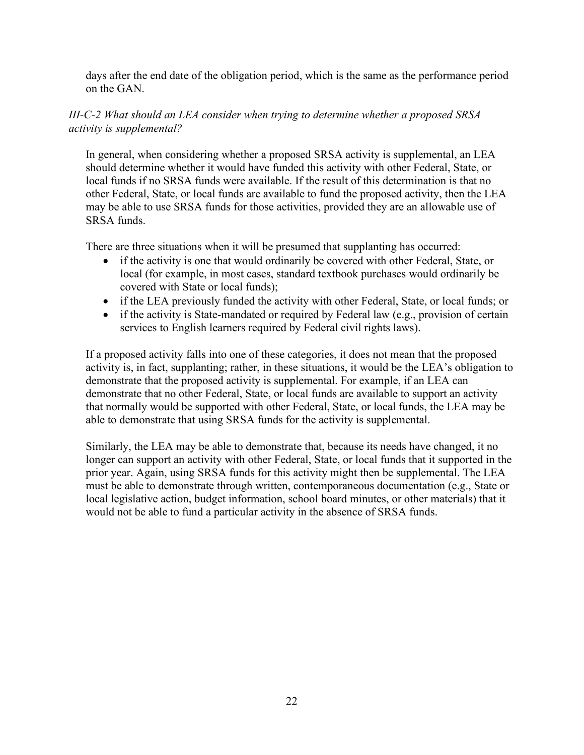days after the end date of the obligation period, which is the same as the performance period on the GAN.

*III-C-2 What should an LEA consider when trying to determine whether a proposed SRSA activity is supplemental?*

In general, when considering whether a proposed SRSA activity is supplemental, an LEA should determine whether it would have funded this activity with other Federal, State, or local funds if no SRSA funds were available. If the result of this determination is that no other Federal, State, or local funds are available to fund the proposed activity, then the LEA may be able to use SRSA funds for those activities, provided they are an allowable use of SRSA funds.

There are three situations when it will be presumed that supplanting has occurred:

- if the activity is one that would ordinarily be covered with other Federal, State, or local (for example, in most cases, standard textbook purchases would ordinarily be covered with State or local funds);
- if the LEA previously funded the activity with other Federal, State, or local funds; or
- if the activity is State-mandated or required by Federal law (e.g., provision of certain services to English learners required by Federal civil rights laws).

If a proposed activity falls into one of these categories, it does not mean that the proposed activity is, in fact, supplanting; rather, in these situations, it would be the LEA's obligation to demonstrate that the proposed activity is supplemental. For example, if an LEA can demonstrate that no other Federal, State, or local funds are available to support an activity that normally would be supported with other Federal, State, or local funds, the LEA may be able to demonstrate that using SRSA funds for the activity is supplemental.

Similarly, the LEA may be able to demonstrate that, because its needs have changed, it no longer can support an activity with other Federal, State, or local funds that it supported in the prior year. Again, using SRSA funds for this activity might then be supplemental. The LEA must be able to demonstrate through written, contemporaneous documentation (e.g., State or local legislative action, budget information, school board minutes, or other materials) that it would not be able to fund a particular activity in the absence of SRSA funds.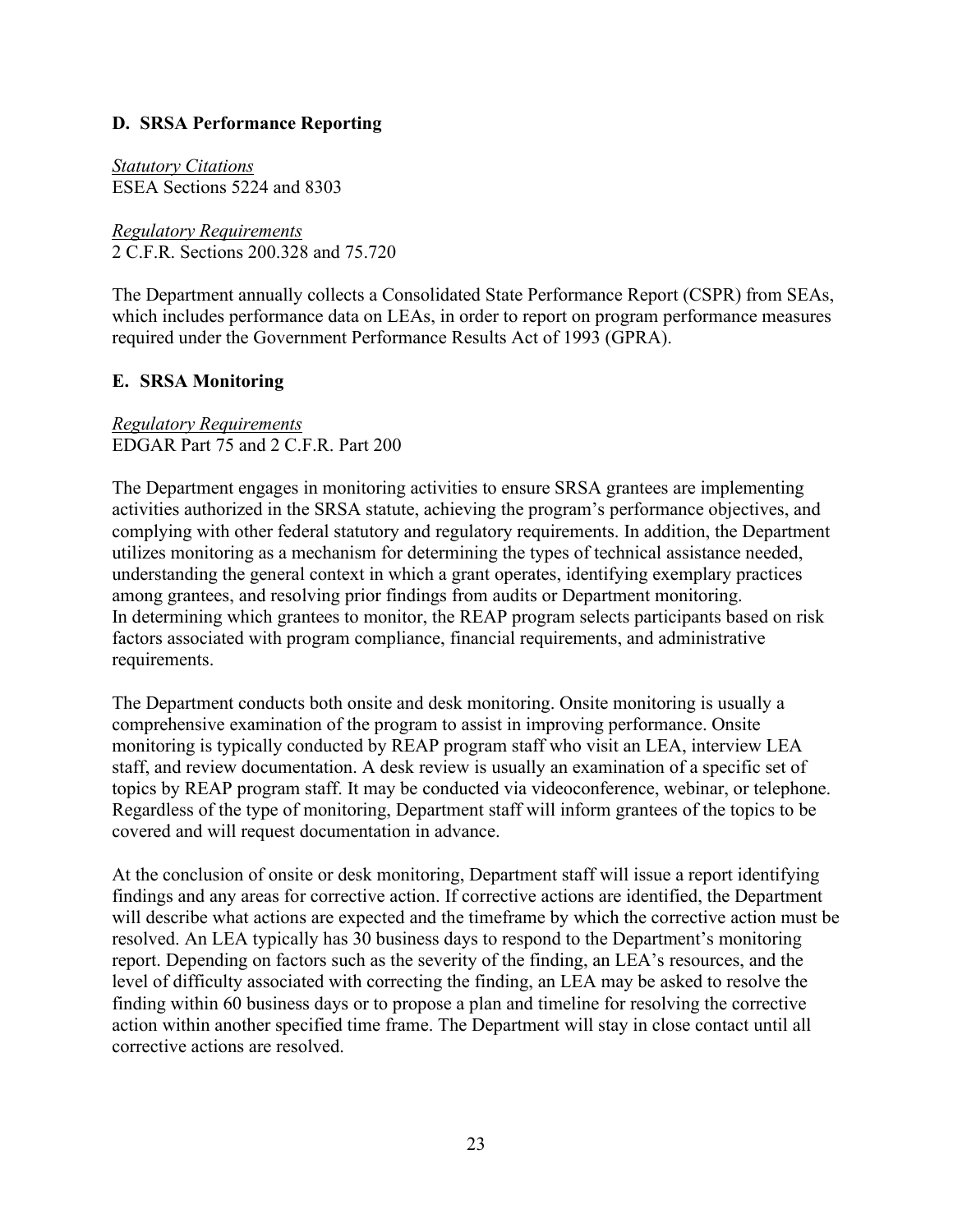### D. SRSA Performance Reporting

*Statutory Citations*
ESEA Sections 5224 and 8303

*Regulatory Requirements*
2 C.F.R. Sections 200.328 and 75.720

The Department annually collects a Consolidated State Performance Report (CSPR) from SEAs, which includes performance data on LEAs, in order to report on program performance measures required under the Government Performance Results Act of 1993 (GPRA).

### E. SRSA Monitoring

*Regulatory Requirements*
EDGAR Part 75 and 2 C.F.R. Part 200

The Department engages in monitoring activities to ensure SRSA grantees are implementing activities authorized in the SRSA statute, achieving the program's performance objectives, and complying with other federal statutory and regulatory requirements. In addition, the Department utilizes monitoring as a mechanism for determining the types of technical assistance needed, understanding the general context in which a grant operates, identifying exemplary practices among grantees, and resolving prior findings from audits or Department monitoring. In determining which grantees to monitor, the REAP program selects participants based on risk factors associated with program compliance, financial requirements, and administrative requirements.

The Department conducts both onsite and desk monitoring. Onsite monitoring is usually a comprehensive examination of the program to assist in improving performance. Onsite monitoring is typically conducted by REAP program staff who visit an LEA, interview LEA staff, and review documentation. A desk review is usually an examination of a specific set of topics by REAP program staff. It may be conducted via videoconference, webinar, or telephone. Regardless of the type of monitoring, Department staff will inform grantees of the topics to be covered and will request documentation in advance.

At the conclusion of onsite or desk monitoring, Department staff will issue a report identifying findings and any areas for corrective action. If corrective actions are identified, the Department will describe what actions are expected and the timeframe by which the corrective action must be resolved. An LEA typically has 30 business days to respond to the Department's monitoring report. Depending on factors such as the severity of the finding, an LEA's resources, and the level of difficulty associated with correcting the finding, an LEA may be asked to resolve the finding within 60 business days or to propose a plan and timeline for resolving the corrective action within another specified time frame. The Department will stay in close contact until all corrective actions are resolved.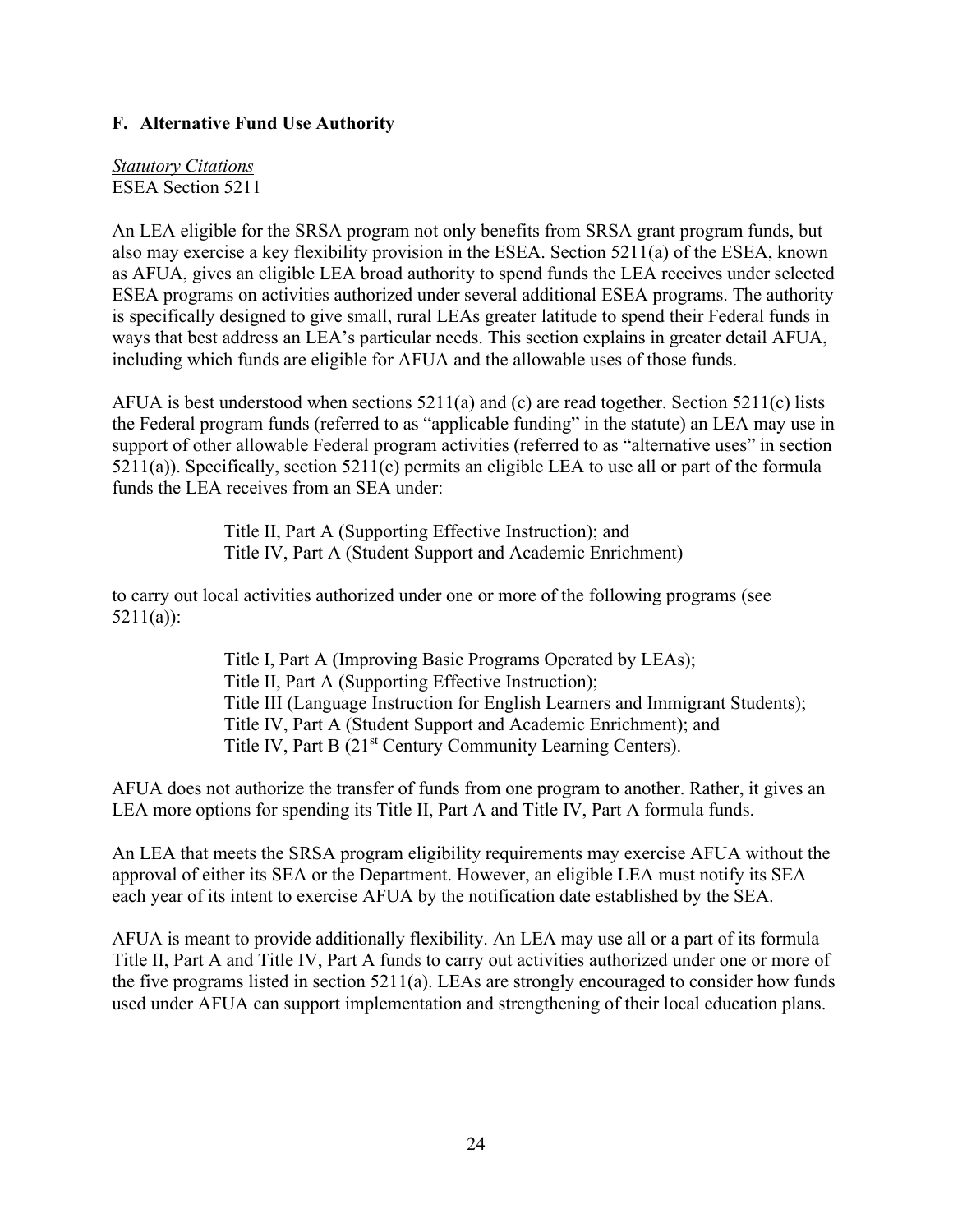## F. Alternative Fund Use Authority

*Statutory Citations*
ESEA Section 5211

An LEA eligible for the SRSA program not only benefits from SRSA grant program funds, but also may exercise a key flexibility provision in the ESEA. Section 5211(a) of the ESEA, known as AFUA, gives an eligible LEA broad authority to spend funds the LEA receives under selected ESEA programs on activities authorized under several additional ESEA programs. The authority is specifically designed to give small, rural LEAs greater latitude to spend their Federal funds in ways that best address an LEA's particular needs. This section explains in greater detail AFUA, including which funds are eligible for AFUA and the allowable uses of those funds.

AFUA is best understood when sections 5211(a) and (c) are read together. Section 5211(c) lists the Federal program funds (referred to as "applicable funding" in the statute) an LEA may use in support of other allowable Federal program activities (referred to as "alternative uses" in section 5211(a)). Specifically, section 5211(c) permits an eligible LEA to use all or part of the formula funds the LEA receives from an SEA under:

> Title II, Part A (Supporting Effective Instruction); and
> Title IV, Part A (Student Support and Academic Enrichment)

to carry out local activities authorized under one or more of the following programs (see 5211(a)):

> Title I, Part A (Improving Basic Programs Operated by LEAs);
> Title II, Part A (Supporting Effective Instruction);
> Title III (Language Instruction for English Learners and Immigrant Students);
> Title IV, Part A (Student Support and Academic Enrichment); and
> Title IV, Part B (21st Century Community Learning Centers).

AFUA does not authorize the transfer of funds from one program to another. Rather, it gives an LEA more options for spending its Title II, Part A and Title IV, Part A formula funds.

An LEA that meets the SRSA program eligibility requirements may exercise AFUA without the approval of either its SEA or the Department. However, an eligible LEA must notify its SEA each year of its intent to exercise AFUA by the notification date established by the SEA.

AFUA is meant to provide additionally flexibility. An LEA may use all or a part of its formula Title II, Part A and Title IV, Part A funds to carry out activities authorized under one or more of the five programs listed in section 5211(a). LEAs are strongly encouraged to consider how funds used under AFUA can support implementation and strengthening of their local education plans.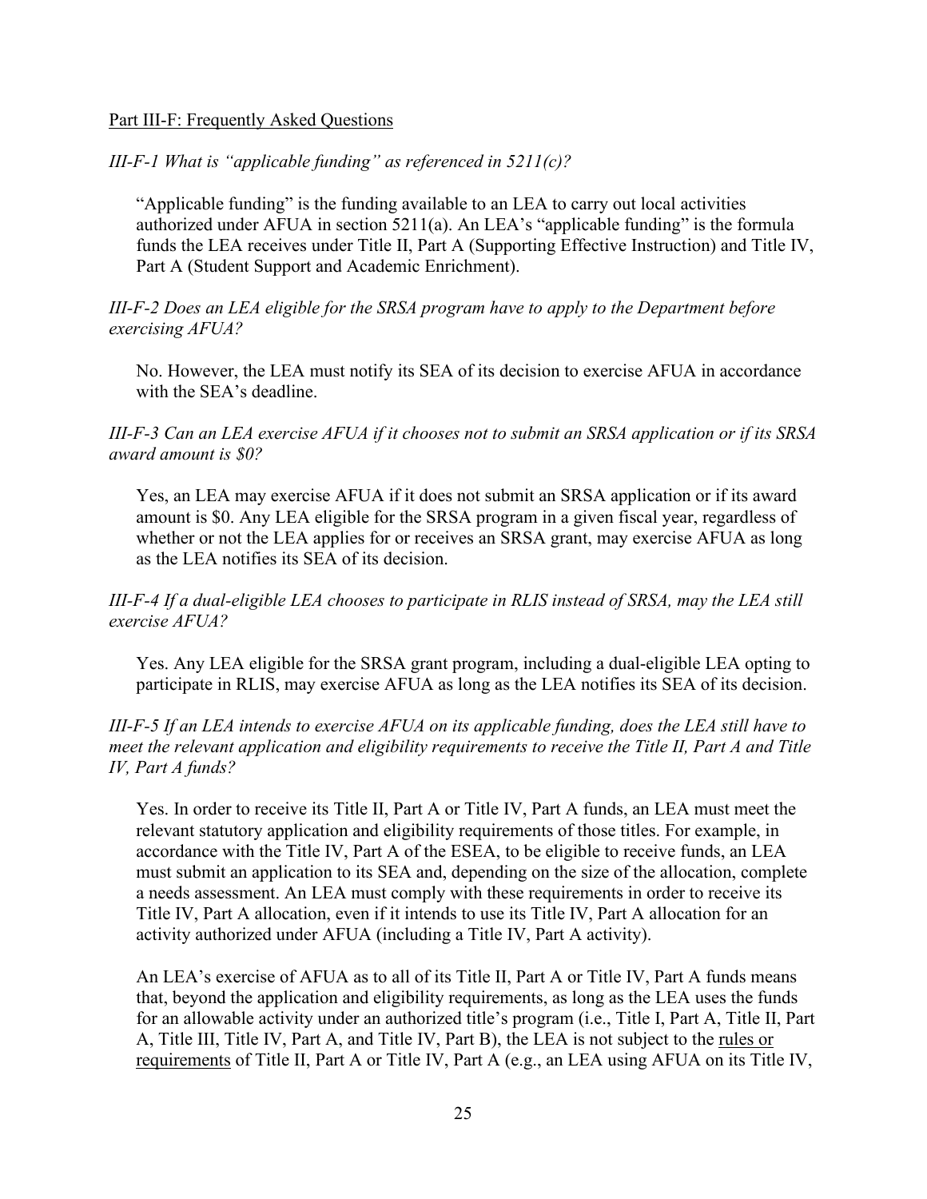## Part III-F: Frequently Asked Questions

*III-F-1 What is "applicable funding" as referenced in 5211(c)?*

"Applicable funding" is the funding available to an LEA to carry out local activities authorized under AFUA in section 5211(a). An LEA's "applicable funding" is the formula funds the LEA receives under Title II, Part A (Supporting Effective Instruction) and Title IV, Part A (Student Support and Academic Enrichment).

*III-F-2 Does an LEA eligible for the SRSA program have to apply to the Department before exercising AFUA?*

No. However, the LEA must notify its SEA of its decision to exercise AFUA in accordance with the SEA's deadline.

*III-F-3 Can an LEA exercise AFUA if it chooses not to submit an SRSA application or if its SRSA award amount is $0?*

Yes, an LEA may exercise AFUA if it does not submit an SRSA application or if its award amount is $0. Any LEA eligible for the SRSA program in a given fiscal year, regardless of whether or not the LEA applies for or receives an SRSA grant, may exercise AFUA as long as the LEA notifies its SEA of its decision.

*III-F-4 If a dual-eligible LEA chooses to participate in RLIS instead of SRSA, may the LEA still exercise AFUA?*

Yes. Any LEA eligible for the SRSA grant program, including a dual-eligible LEA opting to participate in RLIS, may exercise AFUA as long as the LEA notifies its SEA of its decision.

*III-F-5 If an LEA intends to exercise AFUA on its applicable funding, does the LEA still have to meet the relevant application and eligibility requirements to receive the Title II, Part A and Title IV, Part A funds?*

Yes. In order to receive its Title II, Part A or Title IV, Part A funds, an LEA must meet the relevant statutory application and eligibility requirements of those titles. For example, in accordance with the Title IV, Part A of the ESEA, to be eligible to receive funds, an LEA must submit an application to its SEA and, depending on the size of the allocation, complete a needs assessment. An LEA must comply with these requirements in order to receive its Title IV, Part A allocation, even if it intends to use its Title IV, Part A allocation for an activity authorized under AFUA (including a Title IV, Part A activity).

An LEA's exercise of AFUA as to all of its Title II, Part A or Title IV, Part A funds means that, beyond the application and eligibility requirements, as long as the LEA uses the funds for an allowable activity under an authorized title's program (i.e., Title I, Part A, Title II, Part A, Title III, Title IV, Part A, and Title IV, Part B), the LEA is not subject to the rules or requirements of Title II, Part A or Title IV, Part A (e.g., an LEA using AFUA on its Title IV,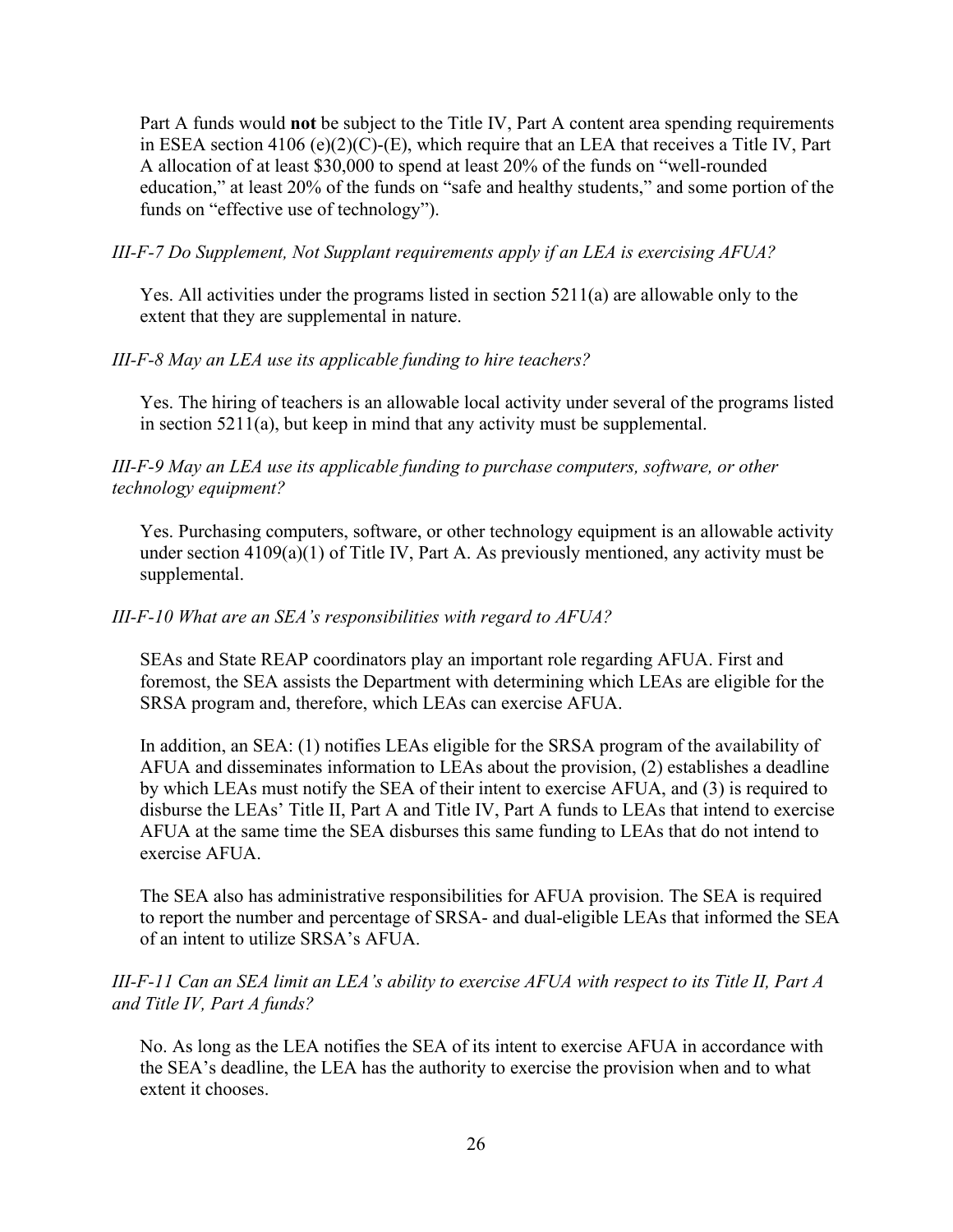Part A funds would **not** be subject to the Title IV, Part A content area spending requirements in ESEA section 4106 (e)(2)(C)-(E), which require that an LEA that receives a Title IV, Part A allocation of at least $30,000 to spend at least 20% of the funds on "well-rounded education," at least 20% of the funds on "safe and healthy students," and some portion of the funds on "effective use of technology").

*III-F-7 Do Supplement, Not Supplant requirements apply if an LEA is exercising AFUA?*

Yes. All activities under the programs listed in section 5211(a) are allowable only to the extent that they are supplemental in nature.

*III-F-8 May an LEA use its applicable funding to hire teachers?*

Yes. The hiring of teachers is an allowable local activity under several of the programs listed in section 5211(a), but keep in mind that any activity must be supplemental.

*III-F-9 May an LEA use its applicable funding to purchase computers, software, or other technology equipment?*

Yes. Purchasing computers, software, or other technology equipment is an allowable activity under section 4109(a)(1) of Title IV, Part A. As previously mentioned, any activity must be supplemental.

*III-F-10 What are an SEA's responsibilities with regard to AFUA?*

SEAs and State REAP coordinators play an important role regarding AFUA. First and foremost, the SEA assists the Department with determining which LEAs are eligible for the SRSA program and, therefore, which LEAs can exercise AFUA.

In addition, an SEA: (1) notifies LEAs eligible for the SRSA program of the availability of AFUA and disseminates information to LEAs about the provision, (2) establishes a deadline by which LEAs must notify the SEA of their intent to exercise AFUA, and (3) is required to disburse the LEAs' Title II, Part A and Title IV, Part A funds to LEAs that intend to exercise AFUA at the same time the SEA disburses this same funding to LEAs that do not intend to exercise AFUA.

The SEA also has administrative responsibilities for AFUA provision. The SEA is required to report the number and percentage of SRSA- and dual-eligible LEAs that informed the SEA of an intent to utilize SRSA's AFUA.

*III-F-11 Can an SEA limit an LEA's ability to exercise AFUA with respect to its Title II, Part A and Title IV, Part A funds?*

No. As long as the LEA notifies the SEA of its intent to exercise AFUA in accordance with the SEA's deadline, the LEA has the authority to exercise the provision when and to what extent it chooses.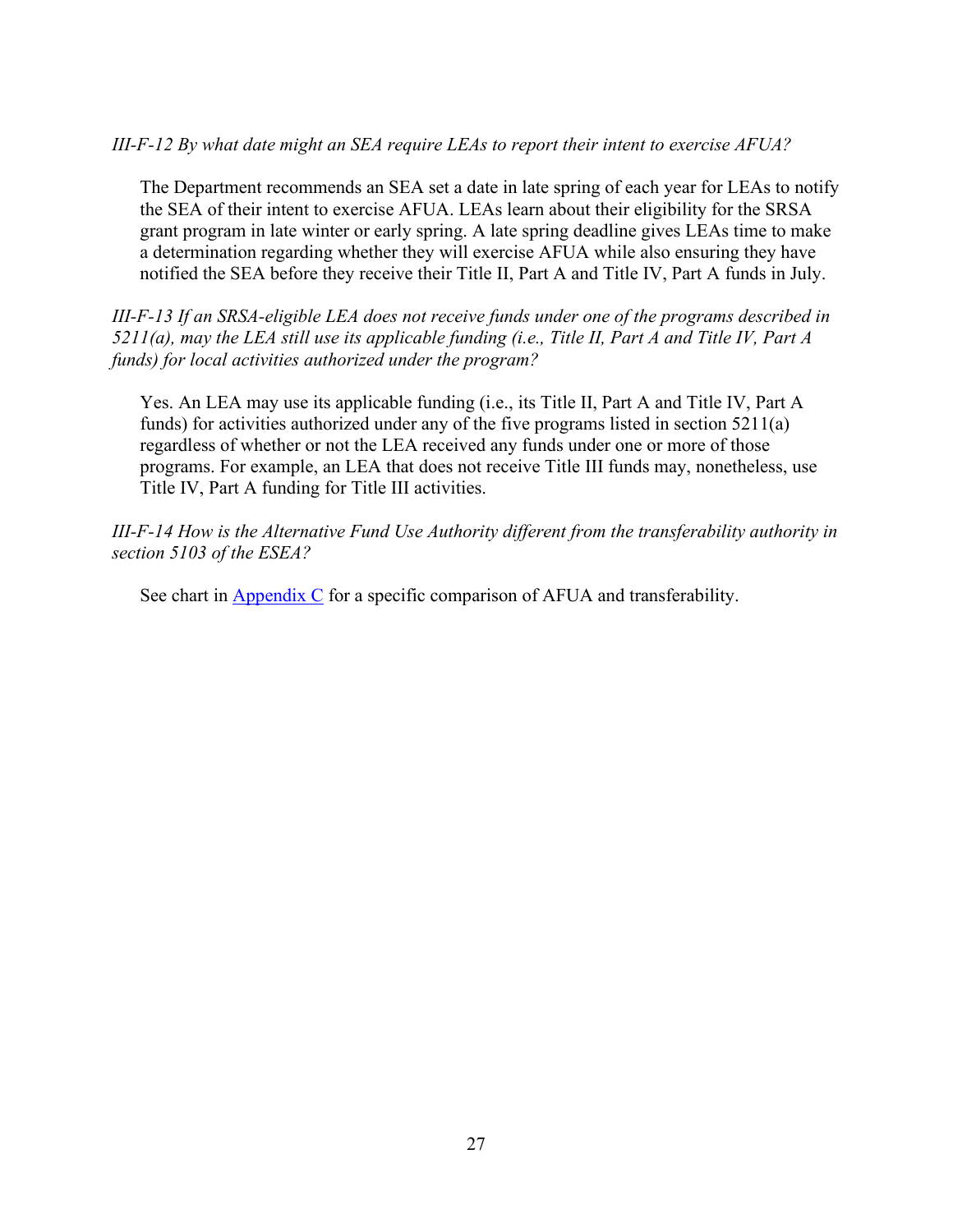*III-F-12 By what date might an SEA require LEAs to report their intent to exercise AFUA?*

The Department recommends an SEA set a date in late spring of each year for LEAs to notify the SEA of their intent to exercise AFUA. LEAs learn about their eligibility for the SRSA grant program in late winter or early spring. A late spring deadline gives LEAs time to make a determination regarding whether they will exercise AFUA while also ensuring they have notified the SEA before they receive their Title II, Part A and Title IV, Part A funds in July.

*III-F-13 If an SRSA-eligible LEA does not receive funds under one of the programs described in 5211(a), may the LEA still use its applicable funding (i.e., Title II, Part A and Title IV, Part A funds) for local activities authorized under the program?*

Yes. An LEA may use its applicable funding (i.e., its Title II, Part A and Title IV, Part A funds) for activities authorized under any of the five programs listed in section 5211(a) regardless of whether or not the LEA received any funds under one or more of those programs. For example, an LEA that does not receive Title III funds may, nonetheless, use Title IV, Part A funding for Title III activities.

*III-F-14 How is the Alternative Fund Use Authority different from the transferability authority in section 5103 of the ESEA?*

See chart in Appendix C for a specific comparison of AFUA and transferability.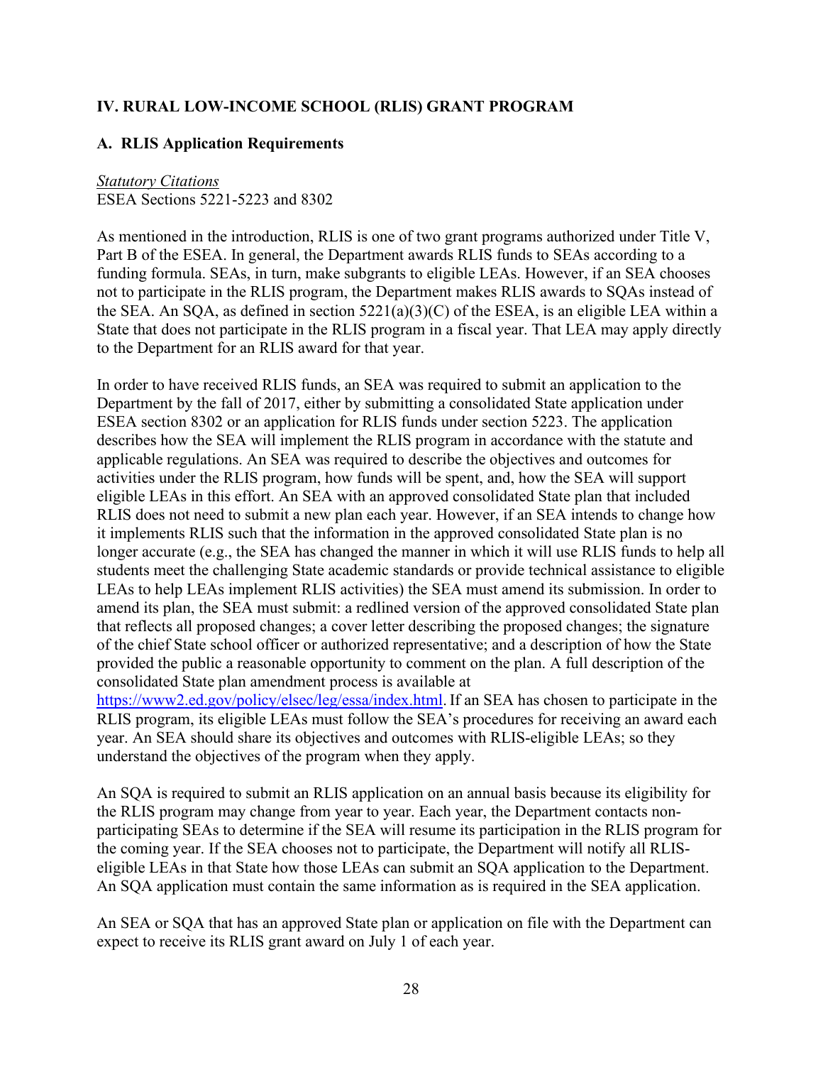## IV. RURAL LOW-INCOME SCHOOL (RLIS) GRANT PROGRAM

### A. RLIS Application Requirements

*Statutory Citations*
ESEA Sections 5221-5223 and 8302

As mentioned in the introduction, RLIS is one of two grant programs authorized under Title V, Part B of the ESEA. In general, the Department awards RLIS funds to SEAs according to a funding formula. SEAs, in turn, make subgrants to eligible LEAs. However, if an SEA chooses not to participate in the RLIS program, the Department makes RLIS awards to SQAs instead of the SEA. An SQA, as defined in section 5221(a)(3)(C) of the ESEA, is an eligible LEA within a State that does not participate in the RLIS program in a fiscal year. That LEA may apply directly to the Department for an RLIS award for that year.

In order to have received RLIS funds, an SEA was required to submit an application to the Department by the fall of 2017, either by submitting a consolidated State application under ESEA section 8302 or an application for RLIS funds under section 5223. The application describes how the SEA will implement the RLIS program in accordance with the statute and applicable regulations. An SEA was required to describe the objectives and outcomes for activities under the RLIS program, how funds will be spent, and, how the SEA will support eligible LEAs in this effort. An SEA with an approved consolidated State plan that included RLIS does not need to submit a new plan each year. However, if an SEA intends to change how it implements RLIS such that the information in the approved consolidated State plan is no longer accurate (e.g., the SEA has changed the manner in which it will use RLIS funds to help all students meet the challenging State academic standards or provide technical assistance to eligible LEAs to help LEAs implement RLIS activities) the SEA must amend its submission. In order to amend its plan, the SEA must submit: a redlined version of the approved consolidated State plan that reflects all proposed changes; a cover letter describing the proposed changes; the signature of the chief State school officer or authorized representative; and a description of how the State provided the public a reasonable opportunity to comment on the plan. A full description of the consolidated State plan amendment process is available at [https://www2.ed.gov/policy/elsec/leg/essa/index.html](https://www2.ed.gov/policy/elsec/leg/essa/index.html). If an SEA has chosen to participate in the RLIS program, its eligible LEAs must follow the SEA's procedures for receiving an award each year. An SEA should share its objectives and outcomes with RLIS-eligible LEAs; so they understand the objectives of the program when they apply.

An SQA is required to submit an RLIS application on an annual basis because its eligibility for the RLIS program may change from year to year. Each year, the Department contacts non-participating SEAs to determine if the SEA will resume its participation in the RLIS program for the coming year. If the SEA chooses not to participate, the Department will notify all RLIS-eligible LEAs in that State how those LEAs can submit an SQA application to the Department. An SQA application must contain the same information as is required in the SEA application.

An SEA or SQA that has an approved State plan or application on file with the Department can expect to receive its RLIS grant award on July 1 of each year.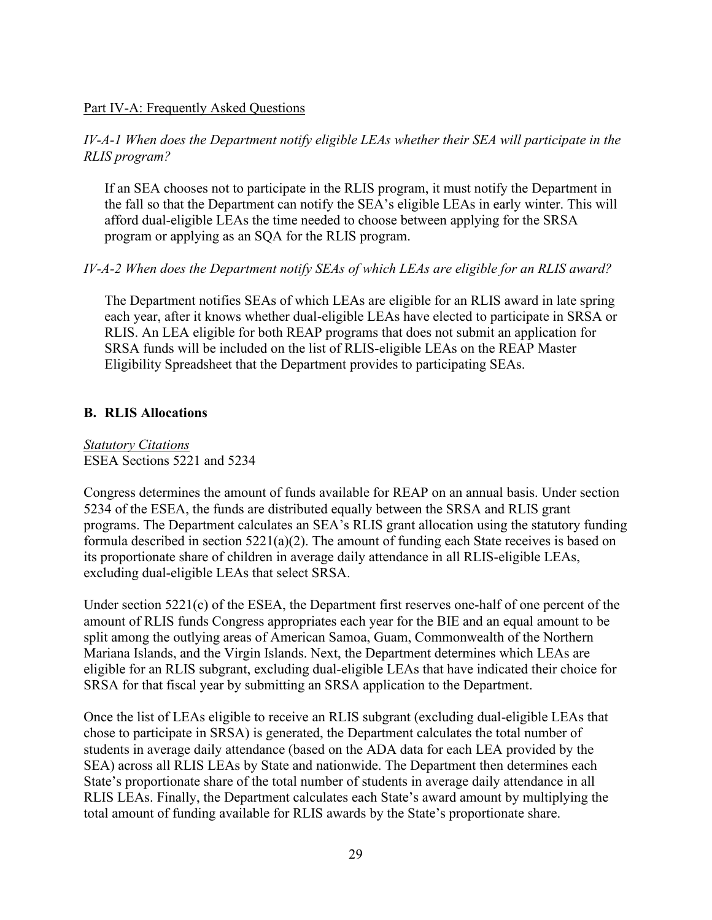Part IV-A: Frequently Asked Questions

*IV-A-1 When does the Department notify eligible LEAs whether their SEA will participate in the RLIS program?*

If an SEA chooses not to participate in the RLIS program, it must notify the Department in the fall so that the Department can notify the SEA's eligible LEAs in early winter. This will afford dual-eligible LEAs the time needed to choose between applying for the SRSA program or applying as an SQA for the RLIS program.

*IV-A-2 When does the Department notify SEAs of which LEAs are eligible for an RLIS award?*

The Department notifies SEAs of which LEAs are eligible for an RLIS award in late spring each year, after it knows whether dual-eligible LEAs have elected to participate in SRSA or RLIS. An LEA eligible for both REAP programs that does not submit an application for SRSA funds will be included on the list of RLIS-eligible LEAs on the REAP Master Eligibility Spreadsheet that the Department provides to participating SEAs.

## B. RLIS Allocations

*Statutory Citations*
ESEA Sections 5221 and 5234

Congress determines the amount of funds available for REAP on an annual basis. Under section 5234 of the ESEA, the funds are distributed equally between the SRSA and RLIS grant programs. The Department calculates an SEA's RLIS grant allocation using the statutory funding formula described in section 5221(a)(2). The amount of funding each State receives is based on its proportionate share of children in average daily attendance in all RLIS-eligible LEAs, excluding dual-eligible LEAs that select SRSA.

Under section 5221(c) of the ESEA, the Department first reserves one-half of one percent of the amount of RLIS funds Congress appropriates each year for the BIE and an equal amount to be split among the outlying areas of American Samoa, Guam, Commonwealth of the Northern Mariana Islands, and the Virgin Islands. Next, the Department determines which LEAs are eligible for an RLIS subgrant, excluding dual-eligible LEAs that have indicated their choice for SRSA for that fiscal year by submitting an SRSA application to the Department.

Once the list of LEAs eligible to receive an RLIS subgrant (excluding dual-eligible LEAs that chose to participate in SRSA) is generated, the Department calculates the total number of students in average daily attendance (based on the ADA data for each LEA provided by the SEA) across all RLIS LEAs by State and nationwide. The Department then determines each State's proportionate share of the total number of students in average daily attendance in all RLIS LEAs. Finally, the Department calculates each State's award amount by multiplying the total amount of funding available for RLIS awards by the State's proportionate share.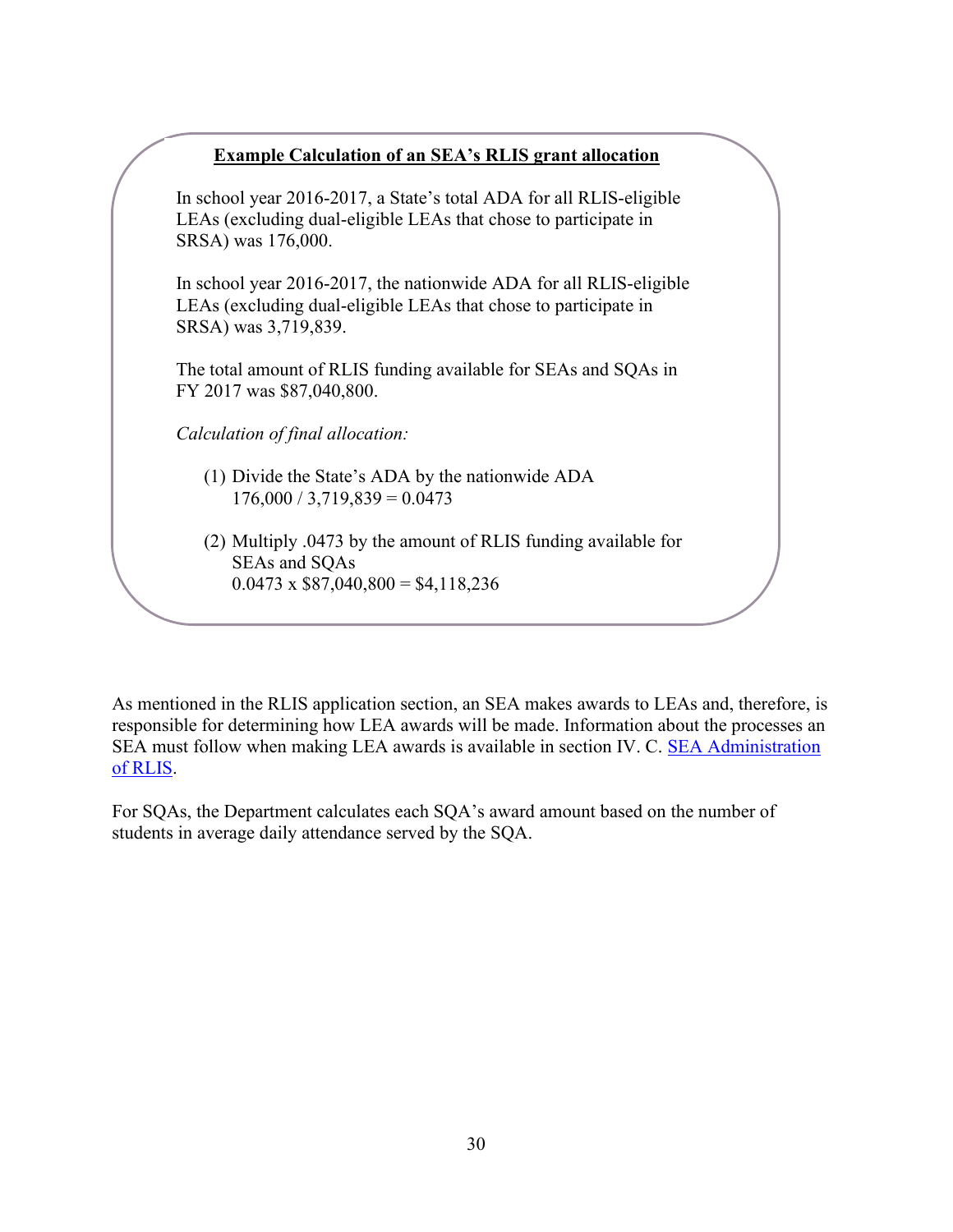**Example Calculation of an SEA's RLIS grant allocation**

In school year 2016-2017, a State's total ADA for all RLIS-eligible LEAs (excluding dual-eligible LEAs that chose to participate in SRSA) was 176,000.

In school year 2016-2017, the nationwide ADA for all RLIS-eligible LEAs (excluding dual-eligible LEAs that chose to participate in SRSA) was 3,719,839.

The total amount of RLIS funding available for SEAs and SQAs in FY 2017 was $87,040,800.

*Calculation of final allocation:*

(1) Divide the State's ADA by the nationwide ADA
176,000 / 3,719,839 = 0.0473

(2) Multiply .0473 by the amount of RLIS funding available for SEAs and SQAs
0.0473 x $87,040,800 = $4,118,236

As mentioned in the RLIS application section, an SEA makes awards to LEAs and, therefore, is responsible for determining how LEA awards will be made. Information about the processes an SEA must follow when making LEA awards is available in section IV. C. SEA Administration of RLIS.

For SQAs, the Department calculates each SQA's award amount based on the number of students in average daily attendance served by the SQA.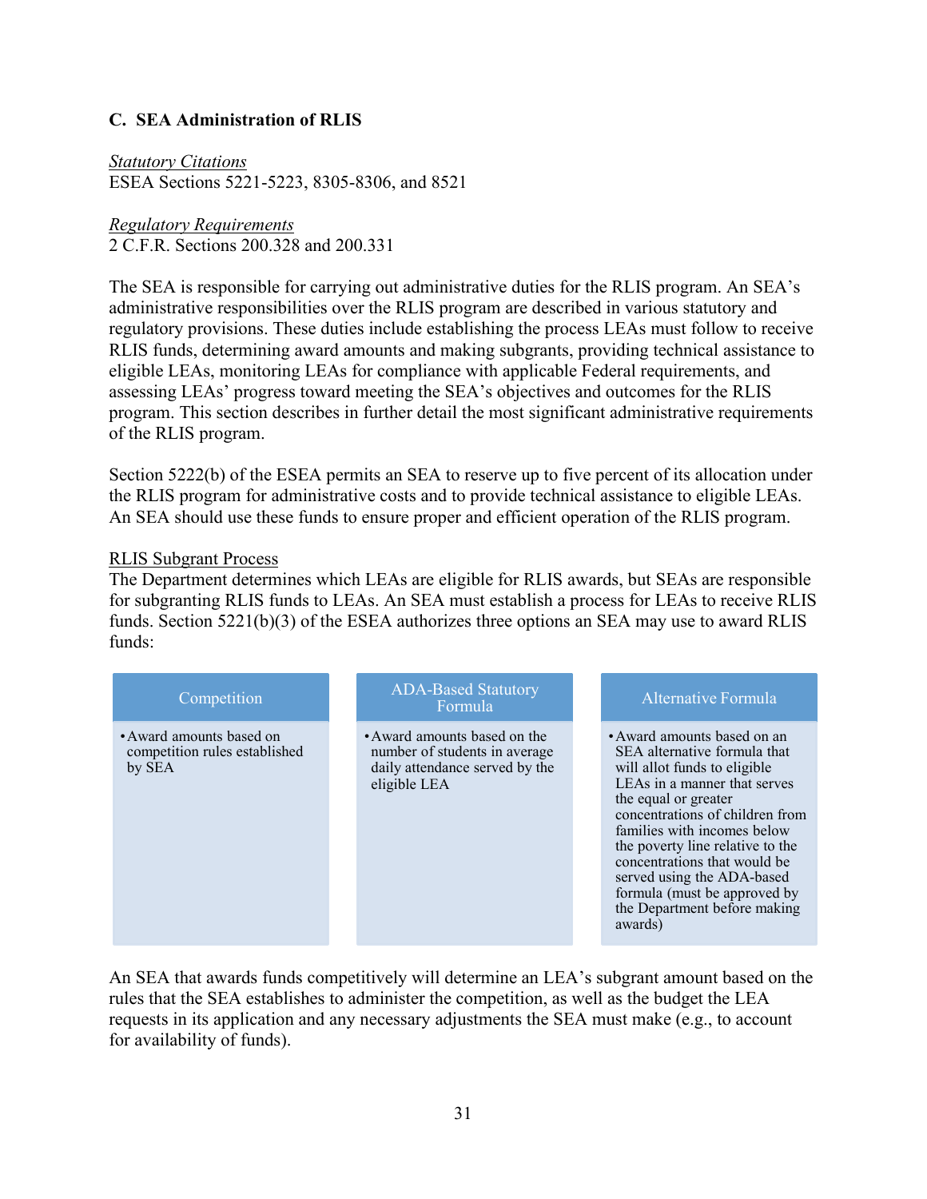### C. SEA Administration of RLIS

*Statutory Citations*
ESEA Sections 5221-5223, 8305-8306, and 8521

*Regulatory Requirements*
2 C.F.R. Sections 200.328 and 200.331

The SEA is responsible for carrying out administrative duties for the RLIS program. An SEA's administrative responsibilities over the RLIS program are described in various statutory and regulatory provisions. These duties include establishing the process LEAs must follow to receive RLIS funds, determining award amounts and making subgrants, providing technical assistance to eligible LEAs, monitoring LEAs for compliance with applicable Federal requirements, and assessing LEAs' progress toward meeting the SEA's objectives and outcomes for the RLIS program. This section describes in further detail the most significant administrative requirements of the RLIS program.

Section 5222(b) of the ESEA permits an SEA to reserve up to five percent of its allocation under the RLIS program for administrative costs and to provide technical assistance to eligible LEAs. An SEA should use these funds to ensure proper and efficient operation of the RLIS program.

RLIS Subgrant Process

The Department determines which LEAs are eligible for RLIS awards, but SEAs are responsible for subgranting RLIS funds to LEAs. An SEA must establish a process for LEAs to receive RLIS funds. Section 5221(b)(3) of the ESEA authorizes three options an SEA may use to award RLIS funds:

| Competition | ADA-Based Statutory Formula | Alternative Formula |
|---|---|---|
| • Award amounts based on competition rules established by SEA | • Award amounts based on the number of students in average daily attendance served by the eligible LEA | • Award amounts based on an SEA alternative formula that will allot funds to eligible LEAs in a manner that serves the equal or greater concentrations of children from families with incomes below the poverty line relative to the concentrations that would be served using the ADA-based formula (must be approved by the Department before making awards) |

An SEA that awards funds competitively will determine an LEA's subgrant amount based on the rules that the SEA establishes to administer the competition, as well as the budget the LEA requests in its application and any necessary adjustments the SEA must make (e.g., to account for availability of funds).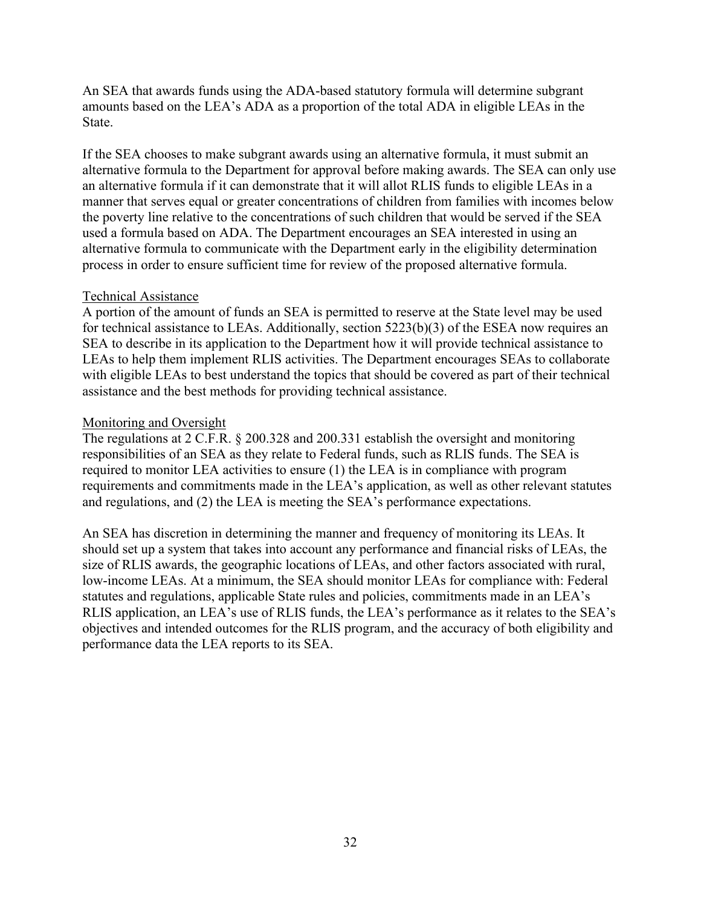An SEA that awards funds using the ADA-based statutory formula will determine subgrant amounts based on the LEA's ADA as a proportion of the total ADA in eligible LEAs in the State.

If the SEA chooses to make subgrant awards using an alternative formula, it must submit an alternative formula to the Department for approval before making awards. The SEA can only use an alternative formula if it can demonstrate that it will allot RLIS funds to eligible LEAs in a manner that serves equal or greater concentrations of children from families with incomes below the poverty line relative to the concentrations of such children that would be served if the SEA used a formula based on ADA. The Department encourages an SEA interested in using an alternative formula to communicate with the Department early in the eligibility determination process in order to ensure sufficient time for review of the proposed alternative formula.

### Technical Assistance

A portion of the amount of funds an SEA is permitted to reserve at the State level may be used for technical assistance to LEAs. Additionally, section 5223(b)(3) of the ESEA now requires an SEA to describe in its application to the Department how it will provide technical assistance to LEAs to help them implement RLIS activities. The Department encourages SEAs to collaborate with eligible LEAs to best understand the topics that should be covered as part of their technical assistance and the best methods for providing technical assistance.

### Monitoring and Oversight

The regulations at 2 C.F.R. § 200.328 and 200.331 establish the oversight and monitoring responsibilities of an SEA as they relate to Federal funds, such as RLIS funds. The SEA is required to monitor LEA activities to ensure (1) the LEA is in compliance with program requirements and commitments made in the LEA's application, as well as other relevant statutes and regulations, and (2) the LEA is meeting the SEA's performance expectations.

An SEA has discretion in determining the manner and frequency of monitoring its LEAs. It should set up a system that takes into account any performance and financial risks of LEAs, the size of RLIS awards, the geographic locations of LEAs, and other factors associated with rural, low-income LEAs. At a minimum, the SEA should monitor LEAs for compliance with: Federal statutes and regulations, applicable State rules and policies, commitments made in an LEA's RLIS application, an LEA's use of RLIS funds, the LEA's performance as it relates to the SEA's objectives and intended outcomes for the RLIS program, and the accuracy of both eligibility and performance data the LEA reports to its SEA.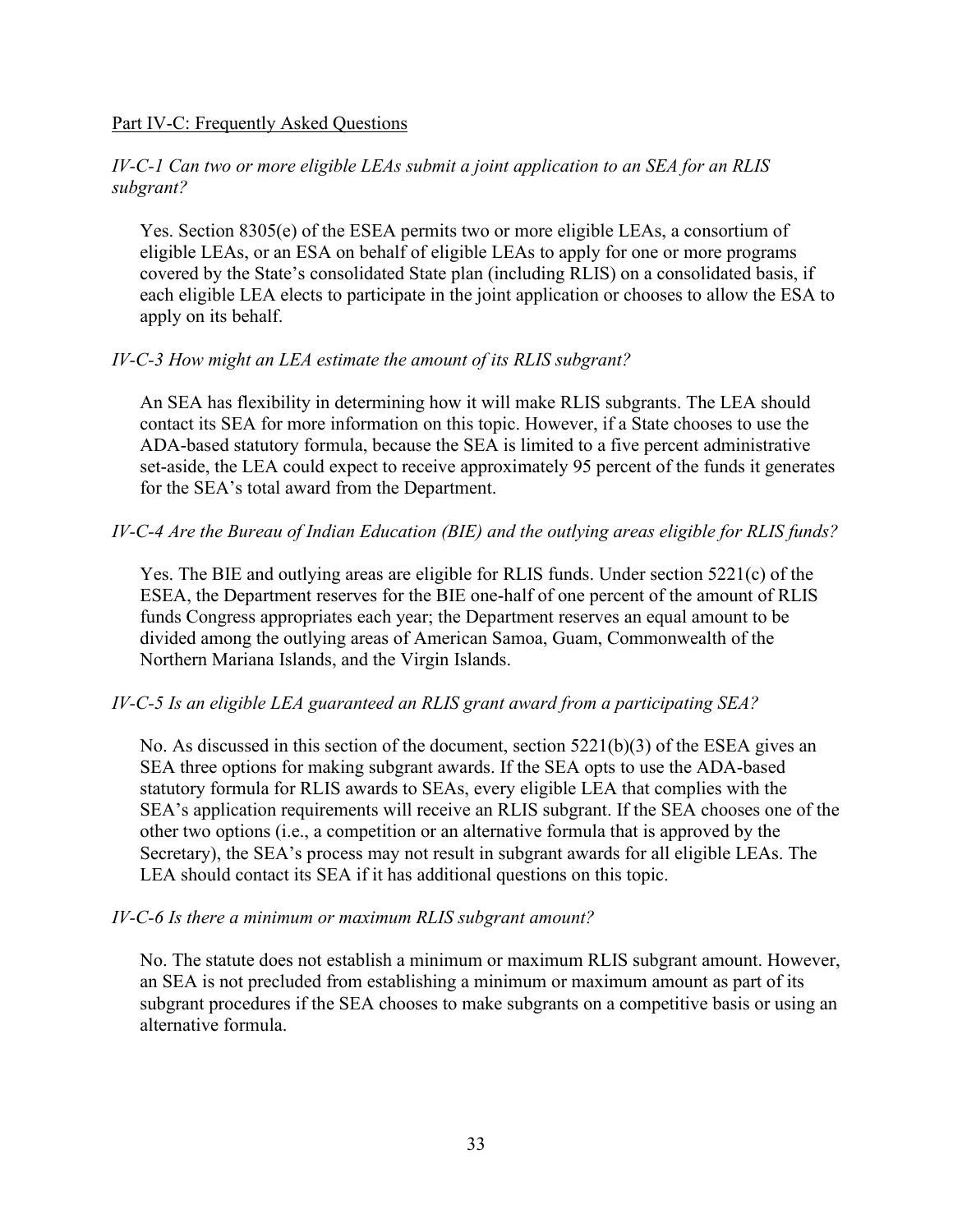Part IV-C: Frequently Asked Questions

*IV-C-1 Can two or more eligible LEAs submit a joint application to an SEA for an RLIS subgrant?*

Yes. Section 8305(e) of the ESEA permits two or more eligible LEAs, a consortium of eligible LEAs, or an ESA on behalf of eligible LEAs to apply for one or more programs covered by the State's consolidated State plan (including RLIS) on a consolidated basis, if each eligible LEA elects to participate in the joint application or chooses to allow the ESA to apply on its behalf.

*IV-C-3 How might an LEA estimate the amount of its RLIS subgrant?*

An SEA has flexibility in determining how it will make RLIS subgrants. The LEA should contact its SEA for more information on this topic. However, if a State chooses to use the ADA-based statutory formula, because the SEA is limited to a five percent administrative set-aside, the LEA could expect to receive approximately 95 percent of the funds it generates for the SEA's total award from the Department.

*IV-C-4 Are the Bureau of Indian Education (BIE) and the outlying areas eligible for RLIS funds?*

Yes. The BIE and outlying areas are eligible for RLIS funds. Under section 5221(c) of the ESEA, the Department reserves for the BIE one-half of one percent of the amount of RLIS funds Congress appropriates each year; the Department reserves an equal amount to be divided among the outlying areas of American Samoa, Guam, Commonwealth of the Northern Mariana Islands, and the Virgin Islands.

*IV-C-5 Is an eligible LEA guaranteed an RLIS grant award from a participating SEA?*

No. As discussed in this section of the document, section 5221(b)(3) of the ESEA gives an SEA three options for making subgrant awards. If the SEA opts to use the ADA-based statutory formula for RLIS awards to SEAs, every eligible LEA that complies with the SEA's application requirements will receive an RLIS subgrant. If the SEA chooses one of the other two options (i.e., a competition or an alternative formula that is approved by the Secretary), the SEA's process may not result in subgrant awards for all eligible LEAs. The LEA should contact its SEA if it has additional questions on this topic.

*IV-C-6 Is there a minimum or maximum RLIS subgrant amount?*

No. The statute does not establish a minimum or maximum RLIS subgrant amount. However, an SEA is not precluded from establishing a minimum or maximum amount as part of its subgrant procedures if the SEA chooses to make subgrants on a competitive basis or using an alternative formula.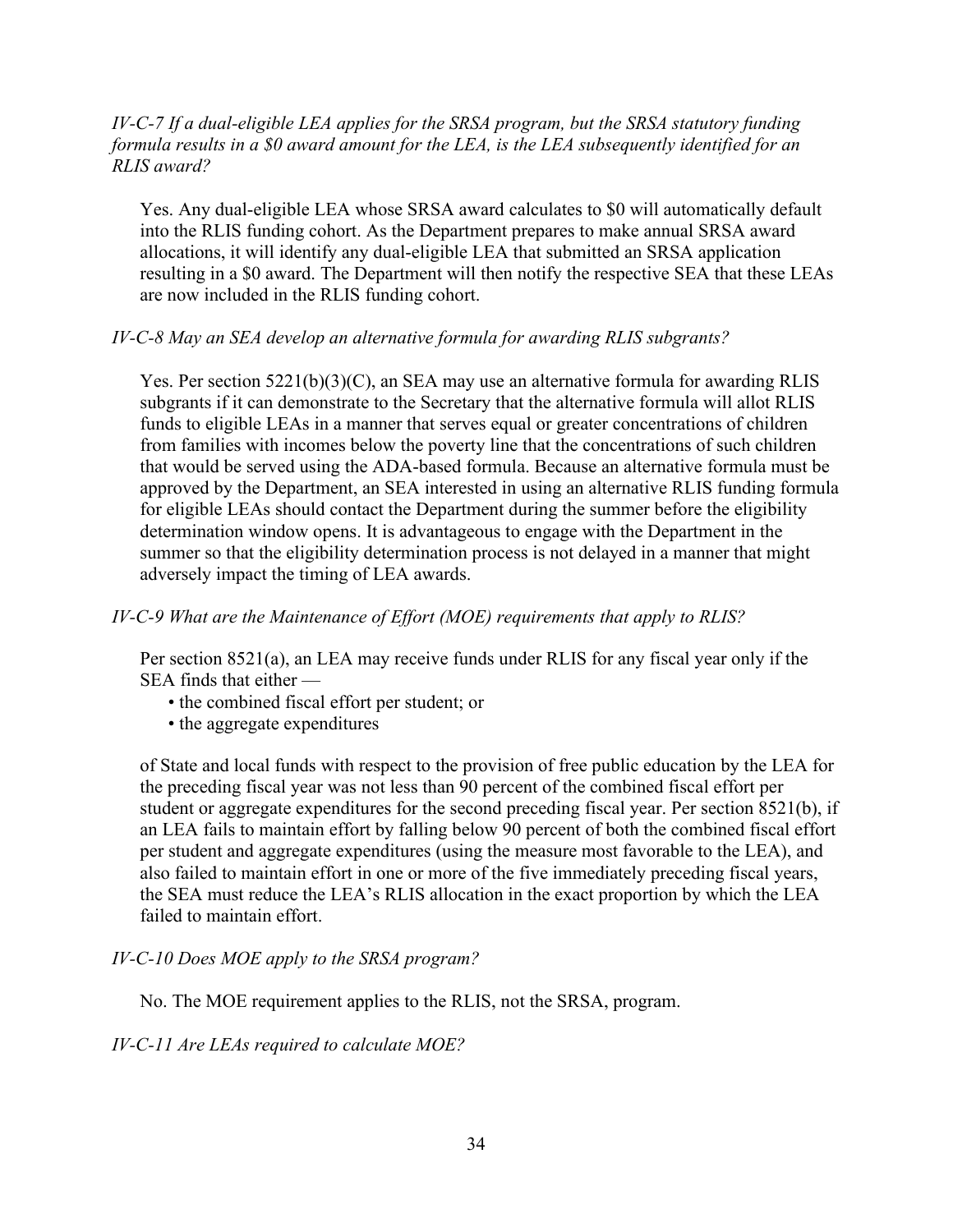*IV-C-7 If a dual-eligible LEA applies for the SRSA program, but the SRSA statutory funding formula results in a $0 award amount for the LEA, is the LEA subsequently identified for an RLIS award?*

Yes. Any dual-eligible LEA whose SRSA award calculates to $0 will automatically default into the RLIS funding cohort. As the Department prepares to make annual SRSA award allocations, it will identify any dual-eligible LEA that submitted an SRSA application resulting in a $0 award. The Department will then notify the respective SEA that these LEAs are now included in the RLIS funding cohort.

*IV-C-8 May an SEA develop an alternative formula for awarding RLIS subgrants?*

Yes. Per section 5221(b)(3)(C), an SEA may use an alternative formula for awarding RLIS subgrants if it can demonstrate to the Secretary that the alternative formula will allot RLIS funds to eligible LEAs in a manner that serves equal or greater concentrations of children from families with incomes below the poverty line that the concentrations of such children that would be served using the ADA-based formula. Because an alternative formula must be approved by the Department, an SEA interested in using an alternative RLIS funding formula for eligible LEAs should contact the Department during the summer before the eligibility determination window opens. It is advantageous to engage with the Department in the summer so that the eligibility determination process is not delayed in a manner that might adversely impact the timing of LEA awards.

*IV-C-9 What are the Maintenance of Effort (MOE) requirements that apply to RLIS?*

Per section 8521(a), an LEA may receive funds under RLIS for any fiscal year only if the SEA finds that either —

- the combined fiscal effort per student; or
- the aggregate expenditures

of State and local funds with respect to the provision of free public education by the LEA for the preceding fiscal year was not less than 90 percent of the combined fiscal effort per student or aggregate expenditures for the second preceding fiscal year. Per section 8521(b), if an LEA fails to maintain effort by falling below 90 percent of both the combined fiscal effort per student and aggregate expenditures (using the measure most favorable to the LEA), and also failed to maintain effort in one or more of the five immediately preceding fiscal years, the SEA must reduce the LEA's RLIS allocation in the exact proportion by which the LEA failed to maintain effort.

*IV-C-10 Does MOE apply to the SRSA program?*

No. The MOE requirement applies to the RLIS, not the SRSA, program.

*IV-C-11 Are LEAs required to calculate MOE?*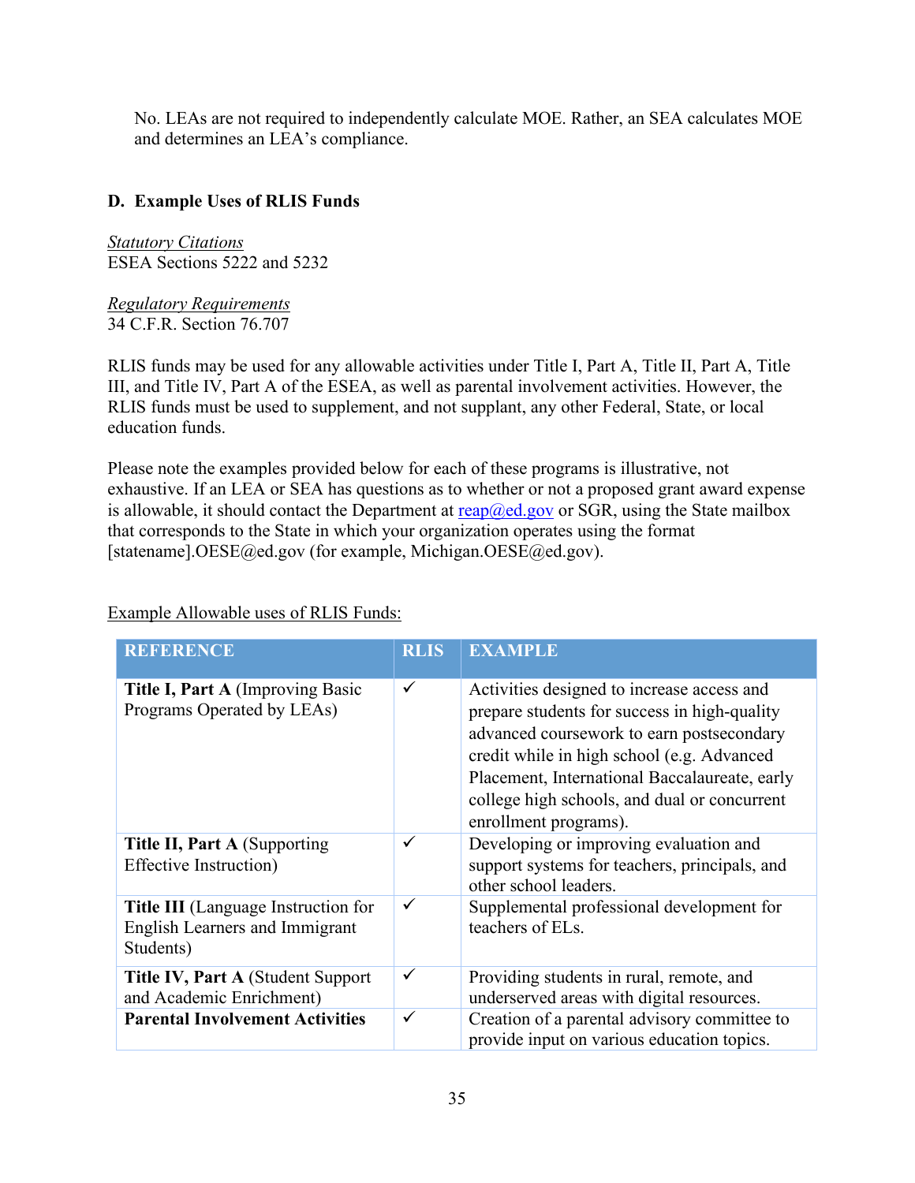No. LEAs are not required to independently calculate MOE. Rather, an SEA calculates MOE and determines an LEA's compliance.

### D. Example Uses of RLIS Funds

*Statutory Citations*
ESEA Sections 5222 and 5232

*Regulatory Requirements*
34 C.F.R. Section 76.707

RLIS funds may be used for any allowable activities under Title I, Part A, Title II, Part A, Title III, and Title IV, Part A of the ESEA, as well as parental involvement activities. However, the RLIS funds must be used to supplement, and not supplant, any other Federal, State, or local education funds.

Please note the examples provided below for each of these programs is illustrative, not exhaustive. If an LEA or SEA has questions as to whether or not a proposed grant award expense is allowable, it should contact the Department at reap@ed.gov or SGR, using the State mailbox that corresponds to the State in which your organization operates using the format [statename].OESE@ed.gov (for example, Michigan.OESE@ed.gov).

Example Allowable uses of RLIS Funds:

| REFERENCE | RLIS | EXAMPLE |
|---|---|---|
| **Title I, Part A** (Improving Basic Programs Operated by LEAs) | ✓ | Activities designed to increase access and prepare students for success in high-quality advanced coursework to earn postsecondary credit while in high school (e.g. Advanced Placement, International Baccalaureate, early college high schools, and dual or concurrent enrollment programs). |
| **Title II, Part A** (Supporting Effective Instruction) | ✓ | Developing or improving evaluation and support systems for teachers, principals, and other school leaders. |
| **Title III** (Language Instruction for English Learners and Immigrant Students) | ✓ | Supplemental professional development for teachers of ELs. |
| **Title IV, Part A** (Student Support and Academic Enrichment) | ✓ | Providing students in rural, remote, and underserved areas with digital resources. |
| **Parental Involvement Activities** | ✓ | Creation of a parental advisory committee to provide input on various education topics. |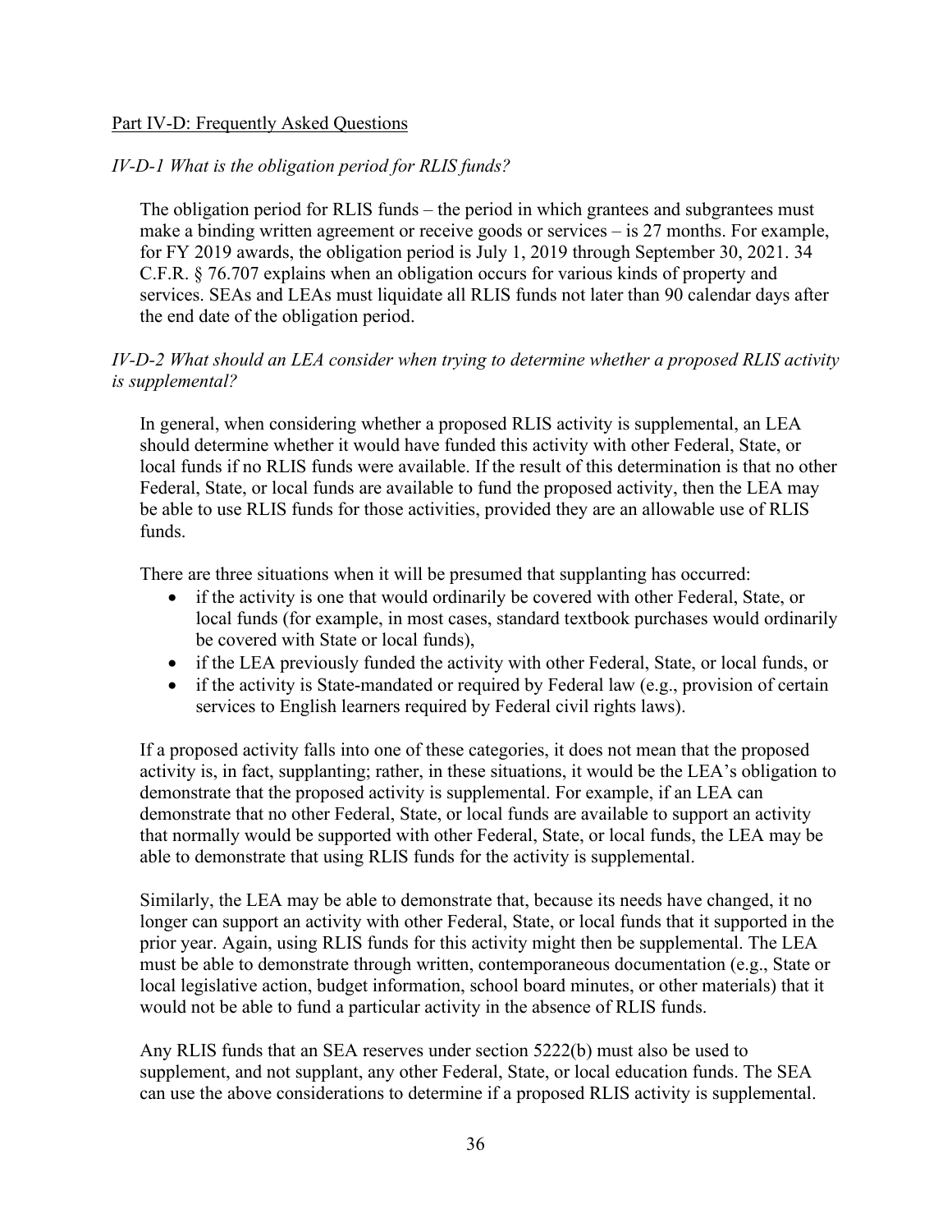## Part IV-D: Frequently Asked Questions

### *IV-D-1 What is the obligation period for RLIS funds?*

The obligation period for RLIS funds – the period in which grantees and subgrantees must make a binding written agreement or receive goods or services – is 27 months. For example, for FY 2019 awards, the obligation period is July 1, 2019 through September 30, 2021. 34 C.F.R. § 76.707 explains when an obligation occurs for various kinds of property and services. SEAs and LEAs must liquidate all RLIS funds not later than 90 calendar days after the end date of the obligation period.

### *IV-D-2 What should an LEA consider when trying to determine whether a proposed RLIS activity is supplemental?*

In general, when considering whether a proposed RLIS activity is supplemental, an LEA should determine whether it would have funded this activity with other Federal, State, or local funds if no RLIS funds were available. If the result of this determination is that no other Federal, State, or local funds are available to fund the proposed activity, then the LEA may be able to use RLIS funds for those activities, provided they are an allowable use of RLIS funds.

There are three situations when it will be presumed that supplanting has occurred:

- if the activity is one that would ordinarily be covered with other Federal, State, or local funds (for example, in most cases, standard textbook purchases would ordinarily be covered with State or local funds),
- if the LEA previously funded the activity with other Federal, State, or local funds, or
- if the activity is State-mandated or required by Federal law (e.g., provision of certain services to English learners required by Federal civil rights laws).

If a proposed activity falls into one of these categories, it does not mean that the proposed activity is, in fact, supplanting; rather, in these situations, it would be the LEA's obligation to demonstrate that the proposed activity is supplemental. For example, if an LEA can demonstrate that no other Federal, State, or local funds are available to support an activity that normally would be supported with other Federal, State, or local funds, the LEA may be able to demonstrate that using RLIS funds for the activity is supplemental.

Similarly, the LEA may be able to demonstrate that, because its needs have changed, it no longer can support an activity with other Federal, State, or local funds that it supported in the prior year. Again, using RLIS funds for this activity might then be supplemental. The LEA must be able to demonstrate through written, contemporaneous documentation (e.g., State or local legislative action, budget information, school board minutes, or other materials) that it would not be able to fund a particular activity in the absence of RLIS funds.

Any RLIS funds that an SEA reserves under section 5222(b) must also be used to supplement, and not supplant, any other Federal, State, or local education funds. The SEA can use the above considerations to determine if a proposed RLIS activity is supplemental.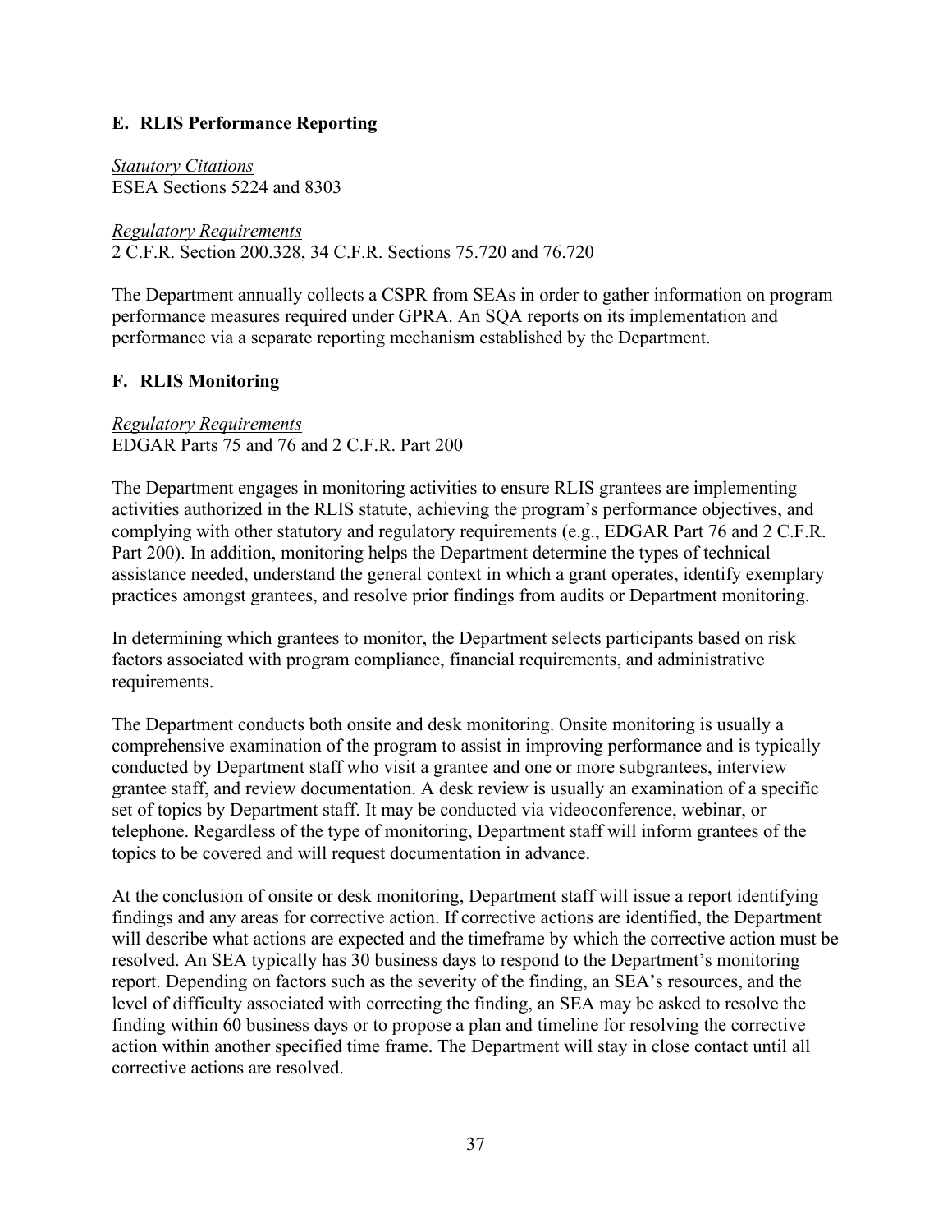## E. RLIS Performance Reporting

*Statutory Citations*
ESEA Sections 5224 and 8303

*Regulatory Requirements*
2 C.F.R. Section 200.328, 34 C.F.R. Sections 75.720 and 76.720

The Department annually collects a CSPR from SEAs in order to gather information on program performance measures required under GPRA. An SQA reports on its implementation and performance via a separate reporting mechanism established by the Department.

## F. RLIS Monitoring

*Regulatory Requirements*
EDGAR Parts 75 and 76 and 2 C.F.R. Part 200

The Department engages in monitoring activities to ensure RLIS grantees are implementing activities authorized in the RLIS statute, achieving the program's performance objectives, and complying with other statutory and regulatory requirements (e.g., EDGAR Part 76 and 2 C.F.R. Part 200). In addition, monitoring helps the Department determine the types of technical assistance needed, understand the general context in which a grant operates, identify exemplary practices amongst grantees, and resolve prior findings from audits or Department monitoring.

In determining which grantees to monitor, the Department selects participants based on risk factors associated with program compliance, financial requirements, and administrative requirements.

The Department conducts both onsite and desk monitoring. Onsite monitoring is usually a comprehensive examination of the program to assist in improving performance and is typically conducted by Department staff who visit a grantee and one or more subgrantees, interview grantee staff, and review documentation. A desk review is usually an examination of a specific set of topics by Department staff. It may be conducted via videoconference, webinar, or telephone. Regardless of the type of monitoring, Department staff will inform grantees of the topics to be covered and will request documentation in advance.

At the conclusion of onsite or desk monitoring, Department staff will issue a report identifying findings and any areas for corrective action. If corrective actions are identified, the Department will describe what actions are expected and the timeframe by which the corrective action must be resolved. An SEA typically has 30 business days to respond to the Department's monitoring report. Depending on factors such as the severity of the finding, an SEA's resources, and the level of difficulty associated with correcting the finding, an SEA may be asked to resolve the finding within 60 business days or to propose a plan and timeline for resolving the corrective action within another specified time frame. The Department will stay in close contact until all corrective actions are resolved.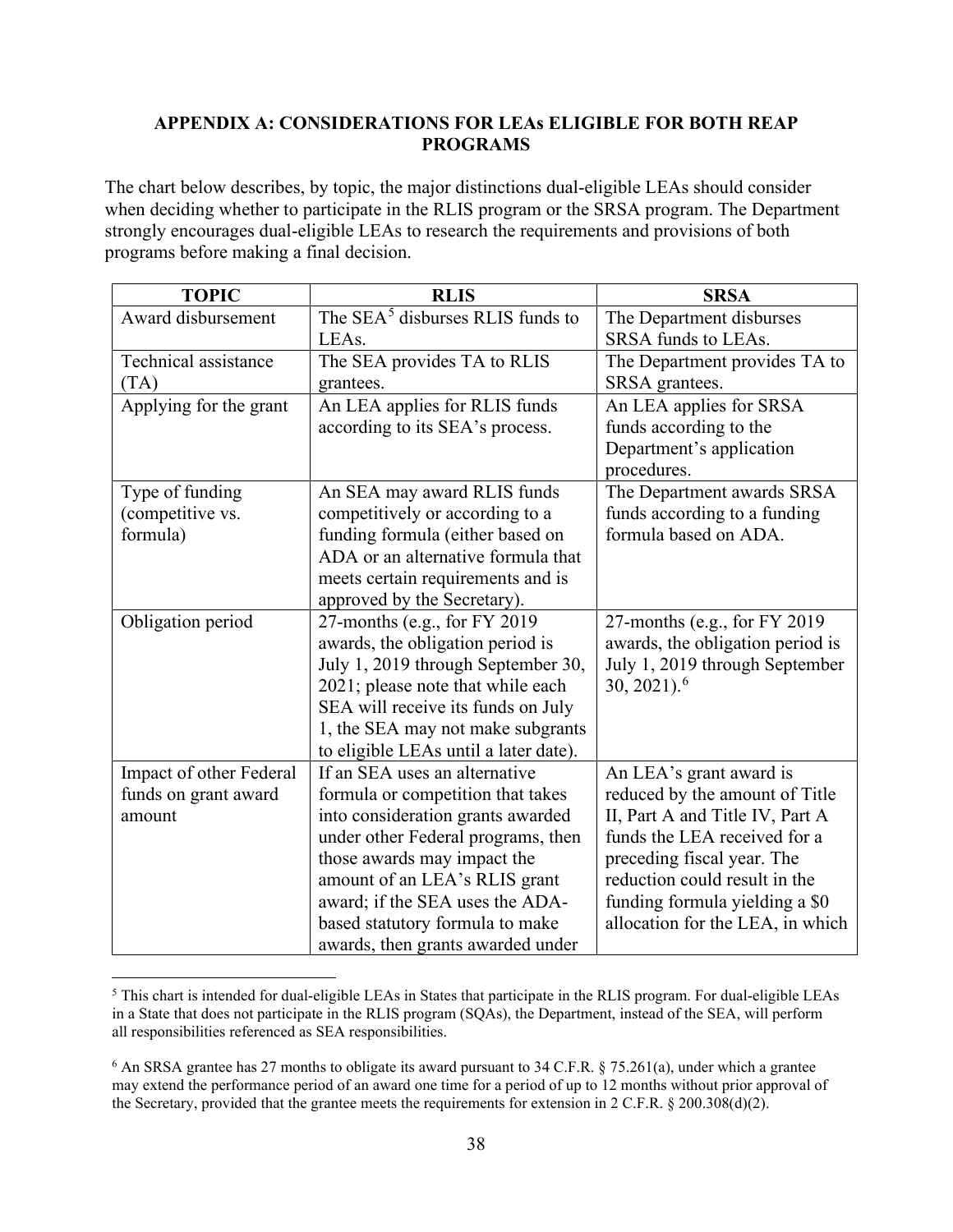## APPENDIX A: CONSIDERATIONS FOR LEAs ELIGIBLE FOR BOTH REAP PROGRAMS

The chart below describes, by topic, the major distinctions dual-eligible LEAs should consider when deciding whether to participate in the RLIS program or the SRSA program. The Department strongly encourages dual-eligible LEAs to research the requirements and provisions of both programs before making a final decision.

| TOPIC | RLIS | SRSA |
| --- | --- | --- |
| Award disbursement | The SEA[5] disburses RLIS funds to LEAs. | The Department disburses SRSA funds to LEAs. |
| Technical assistance (TA) | The SEA provides TA to RLIS grantees. | The Department provides TA to SRSA grantees. |
| Applying for the grant | An LEA applies for RLIS funds according to its SEA's process. | An LEA applies for SRSA funds according to the Department's application procedures. |
| Type of funding (competitive vs. formula) | An SEA may award RLIS funds competitively or according to a funding formula (either based on ADA or an alternative formula that meets certain requirements and is approved by the Secretary). | The Department awards SRSA funds according to a funding formula based on ADA. |
| Obligation period | 27-months (e.g., for FY 2019 awards, the obligation period is July 1, 2019 through September 30, 2021; please note that while each SEA will receive its funds on July 1, the SEA may not make subgrants to eligible LEAs until a later date). | 27-months (e.g., for FY 2019 awards, the obligation period is July 1, 2019 through September 30, 2021).[6] |
| Impact of other Federal funds on grant award amount | If an SEA uses an alternative formula or competition that takes into consideration grants awarded under other Federal programs, then those awards may impact the amount of an LEA's RLIS grant award; if the SEA uses the ADA-based statutory formula to make awards, then grants awarded under | An LEA's grant award is reduced by the amount of Title II, Part A and Title IV, Part A funds the LEA received for a preceding fiscal year. The reduction could result in the funding formula yielding a $0 allocation for the LEA, in which |

[5] This chart is intended for dual-eligible LEAs in States that participate in the RLIS program. For dual-eligible LEAs in a State that does not participate in the RLIS program (SQAs), the Department, instead of the SEA, will perform all responsibilities referenced as SEA responsibilities.

[6] An SRSA grantee has 27 months to obligate its award pursuant to 34 C.F.R. § 75.261(a), under which a grantee may extend the performance period of an award one time for a period of up to 12 months without prior approval of the Secretary, provided that the grantee meets the requirements for extension in 2 C.F.R. § 200.308(d)(2).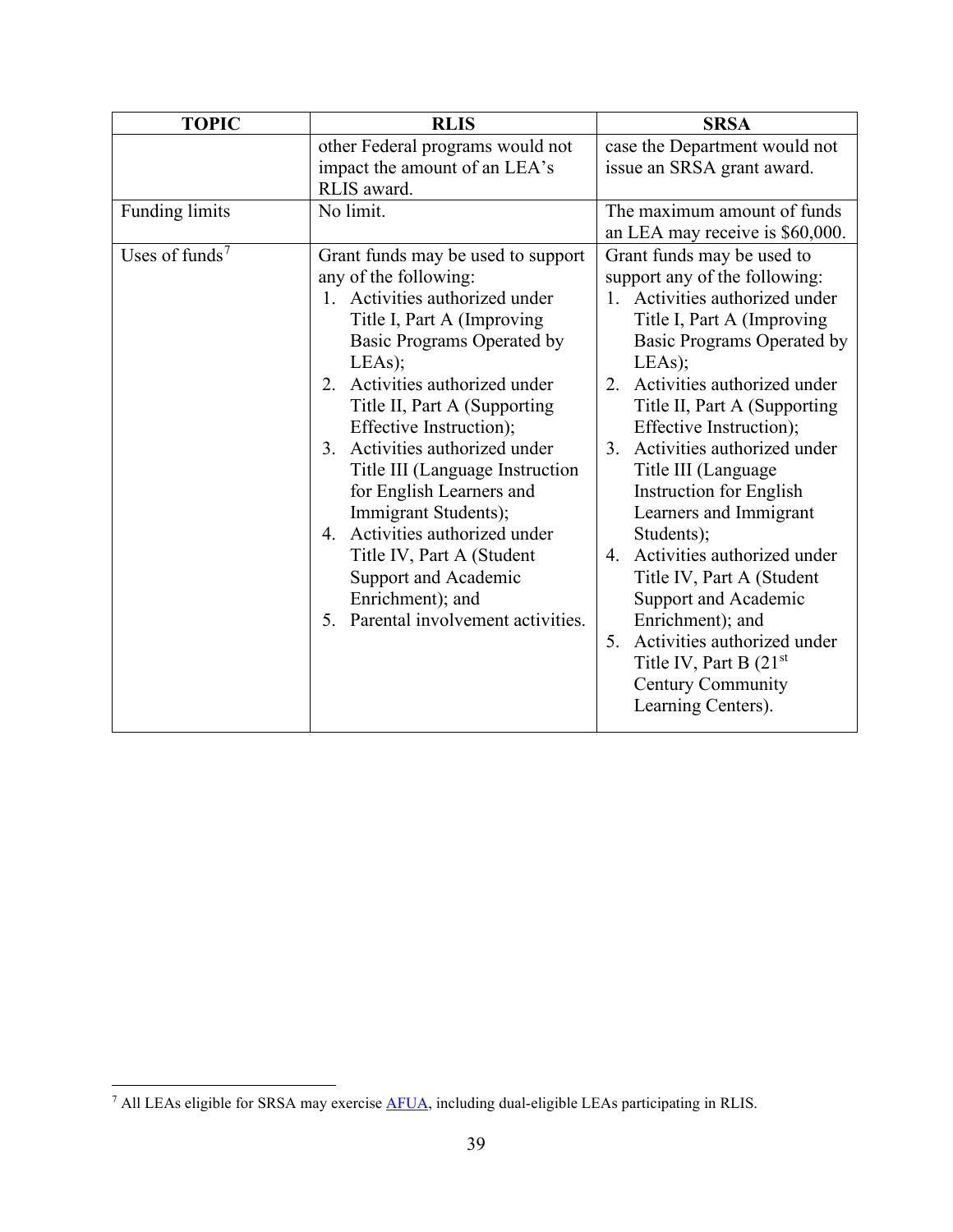| TOPIC | RLIS | SRSA |
|---|---|---|
| | other Federal programs would not impact the amount of an LEA's RLIS award. | case the Department would not issue an SRSA grant award. |
| Funding limits | No limit. | The maximum amount of funds an LEA may receive is $60,000. |
| Uses of funds[7] | Grant funds may be used to support any of the following:<br>1. Activities authorized under Title I, Part A (Improving Basic Programs Operated by LEAs);<br>2. Activities authorized under Title II, Part A (Supporting Effective Instruction);<br>3. Activities authorized under Title III (Language Instruction for English Learners and Immigrant Students);<br>4. Activities authorized under Title IV, Part A (Student Support and Academic Enrichment); and<br>5. Parental involvement activities. | Grant funds may be used to support any of the following:<br>1. Activities authorized under Title I, Part A (Improving Basic Programs Operated by LEAs);<br>2. Activities authorized under Title II, Part A (Supporting Effective Instruction);<br>3. Activities authorized under Title III (Language Instruction for English Learners and Immigrant Students);<br>4. Activities authorized under Title IV, Part A (Student Support and Academic Enrichment); and<br>5. Activities authorized under Title IV, Part B (21st Century Community Learning Centers). |

[7] All LEAs eligible for SRSA may exercise AFUA, including dual-eligible LEAs participating in RLIS.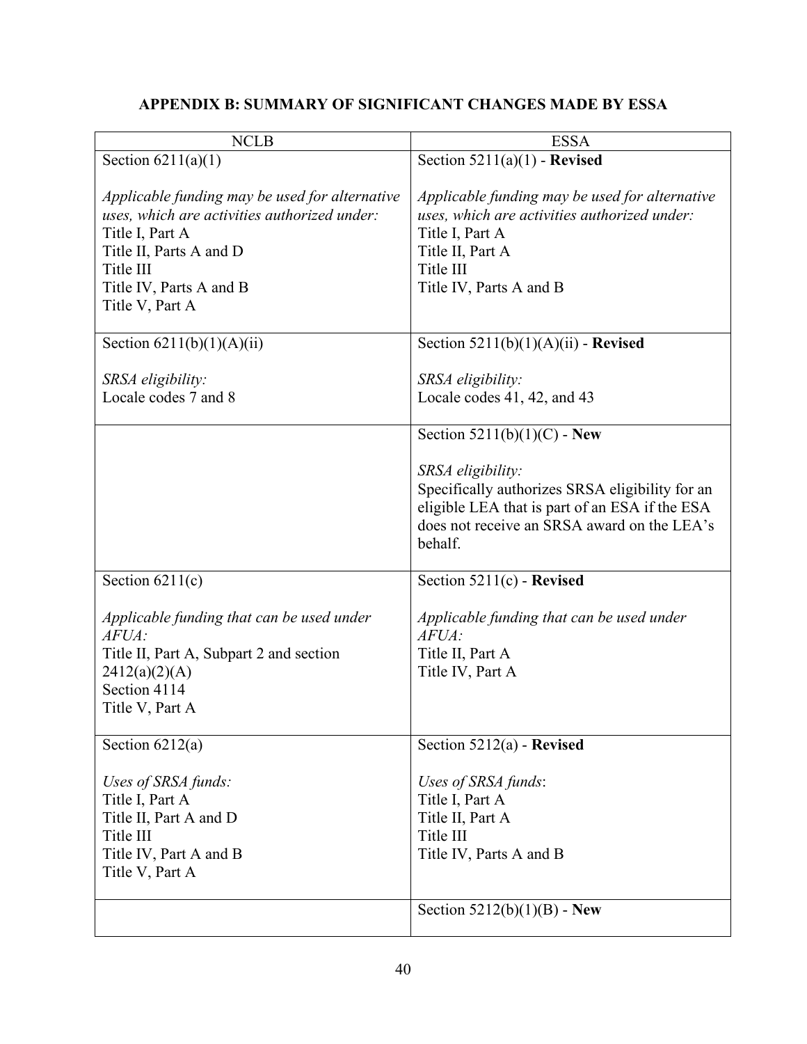## APPENDIX B: SUMMARY OF SIGNIFICANT CHANGES MADE BY ESSA

| NCLB | ESSA |
|---|---|
| Section 6211(a)(1)<br><br>*Applicable funding may be used for alternative uses, which are activities authorized under:*<br>Title I, Part A<br>Title II, Parts A and D<br>Title III<br>Title IV, Parts A and B<br>Title V, Part A | Section 5211(a)(1) - **Revised**<br><br>*Applicable funding may be used for alternative uses, which are activities authorized under:*<br>Title I, Part A<br>Title II, Part A<br>Title III<br>Title IV, Parts A and B |
| Section 6211(b)(1)(A)(ii)<br><br>*SRSA eligibility:*<br>Locale codes 7 and 8 | Section 5211(b)(1)(A)(ii) - **Revised**<br><br>*SRSA eligibility:*<br>Locale codes 41, 42, and 43 |
| | Section 5211(b)(1)(C) - **New**<br><br>*SRSA eligibility:*<br>Specifically authorizes SRSA eligibility for an eligible LEA that is part of an ESA if the ESA does not receive an SRSA award on the LEA's behalf. |
| Section 6211(c)<br><br>*Applicable funding that can be used under AFUA:*<br>Title II, Part A, Subpart 2 and section 2412(a)(2)(A)<br>Section 4114<br>Title V, Part A | Section 5211(c) - **Revised**<br><br>*Applicable funding that can be used under AFUA:*<br>Title II, Part A<br>Title IV, Part A |
| Section 6212(a)<br><br>*Uses of SRSA funds:*<br>Title I, Part A<br>Title II, Part A and D<br>Title III<br>Title IV, Part A and B<br>Title V, Part A | Section 5212(a) - **Revised**<br><br>*Uses of SRSA funds*:<br>Title I, Part A<br>Title II, Part A<br>Title III<br>Title IV, Parts A and B |
| | Section 5212(b)(1)(B) - **New** |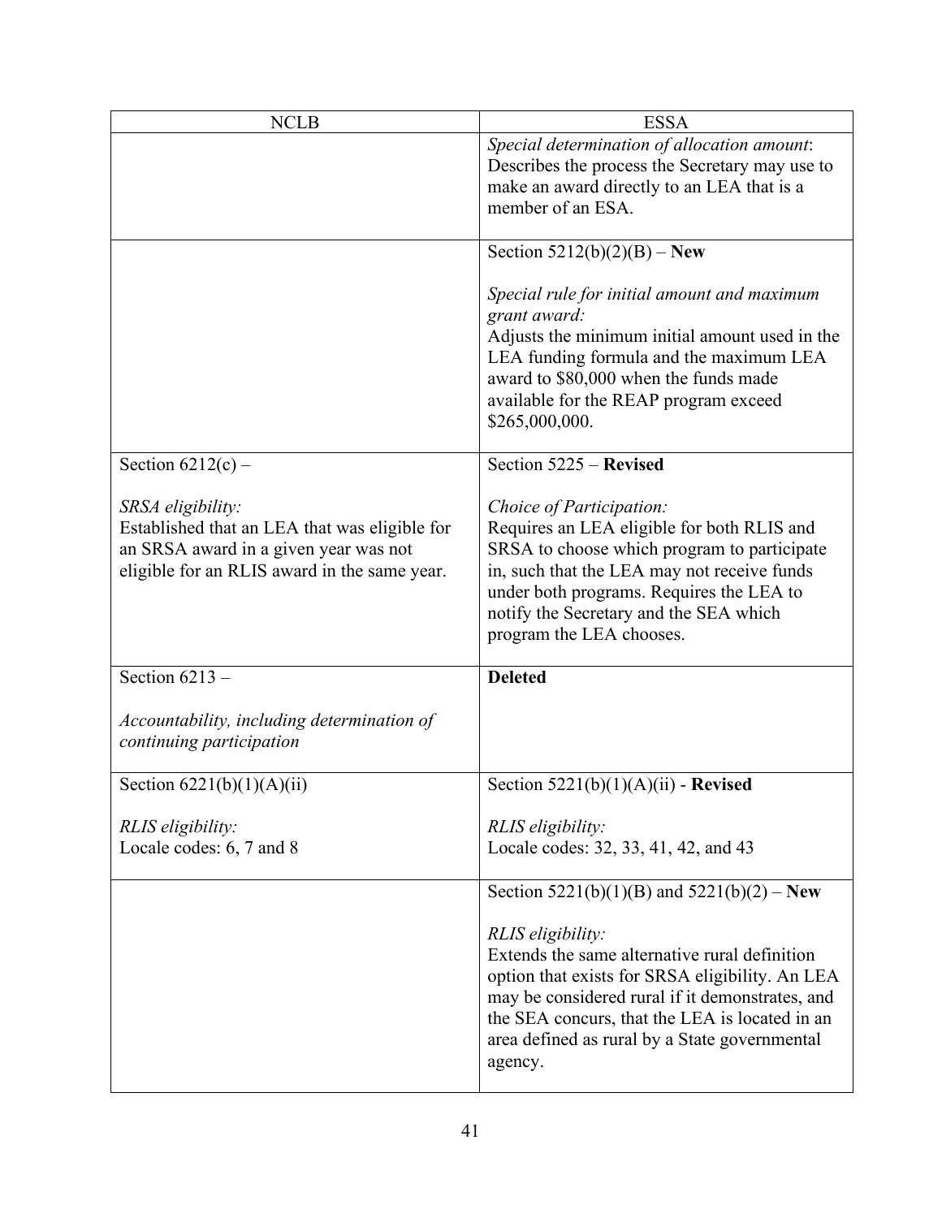| NCLB | ESSA |
| --- | --- |
| | *Special determination of allocation amount*: Describes the process the Secretary may use to make an award directly to an LEA that is a member of an ESA. |
| | Section 5212(b)(2)(B) – **New**<br><br>*Special rule for initial amount and maximum grant award:*<br>Adjusts the minimum initial amount used in the LEA funding formula and the maximum LEA award to $80,000 when the funds made available for the REAP program exceed $265,000,000. |
| Section 6212(c) –<br><br>*SRSA eligibility:*<br>Established that an LEA that was eligible for an SRSA award in a given year was not eligible for an RLIS award in the same year. | Section 5225 – **Revised**<br><br>*Choice of Participation:*<br>Requires an LEA eligible for both RLIS and SRSA to choose which program to participate in, such that the LEA may not receive funds under both programs. Requires the LEA to notify the Secretary and the SEA which program the LEA chooses. |
| Section 6213 –<br><br>*Accountability, including determination of continuing participation* | **Deleted** |
| Section 6221(b)(1)(A)(ii)<br><br>*RLIS eligibility:*<br>Locale codes: 6, 7 and 8 | Section 5221(b)(1)(A)(ii) - **Revised**<br><br>*RLIS eligibility:*<br>Locale codes: 32, 33, 41, 42, and 43 |
| | Section 5221(b)(1)(B) and 5221(b)(2) – **New**<br><br>*RLIS eligibility:*<br>Extends the same alternative rural definition option that exists for SRSA eligibility. An LEA may be considered rural if it demonstrates, and the SEA concurs, that the LEA is located in an area defined as rural by a State governmental agency. |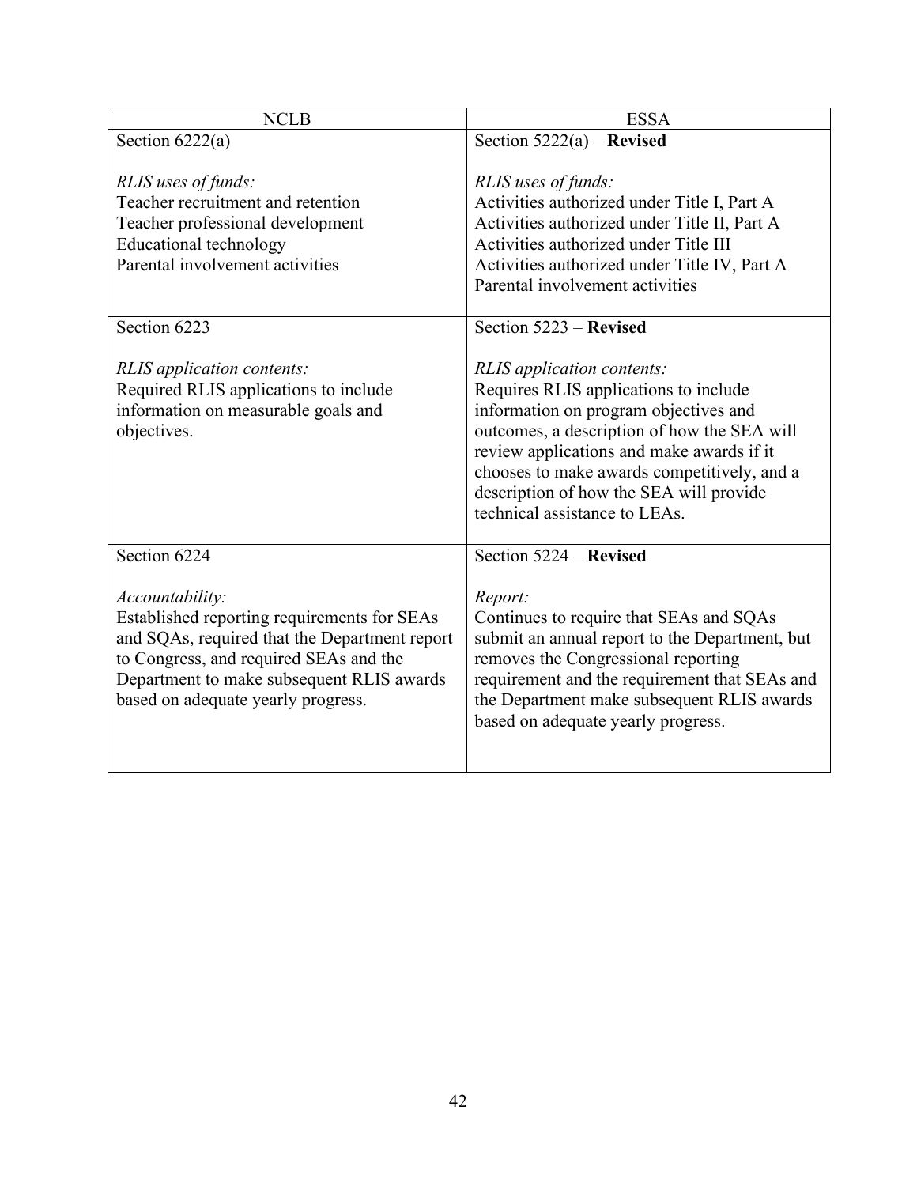| NCLB | ESSA |
| --- | --- |
| Section 6222(a)<br><br>*RLIS uses of funds:*<br>Teacher recruitment and retention<br>Teacher professional development<br>Educational technology<br>Parental involvement activities | Section 5222(a) – **Revised**<br><br>*RLIS uses of funds:*<br>Activities authorized under Title I, Part A<br>Activities authorized under Title II, Part A<br>Activities authorized under Title III<br>Activities authorized under Title IV, Part A<br>Parental involvement activities |
| Section 6223<br><br>*RLIS application contents:*<br>Required RLIS applications to include information on measurable goals and objectives. | Section 5223 – **Revised**<br><br>*RLIS application contents:*<br>Requires RLIS applications to include information on program objectives and outcomes, a description of how the SEA will review applications and make awards if it chooses to make awards competitively, and a description of how the SEA will provide technical assistance to LEAs. |
| Section 6224<br><br>*Accountability:*<br>Established reporting requirements for SEAs and SQAs, required that the Department report to Congress, and required SEAs and the Department to make subsequent RLIS awards based on adequate yearly progress. | Section 5224 – **Revised**<br><br>*Report:*<br>Continues to require that SEAs and SQAs submit an annual report to the Department, but removes the Congressional reporting requirement and the requirement that SEAs and the Department make subsequent RLIS awards based on adequate yearly progress. |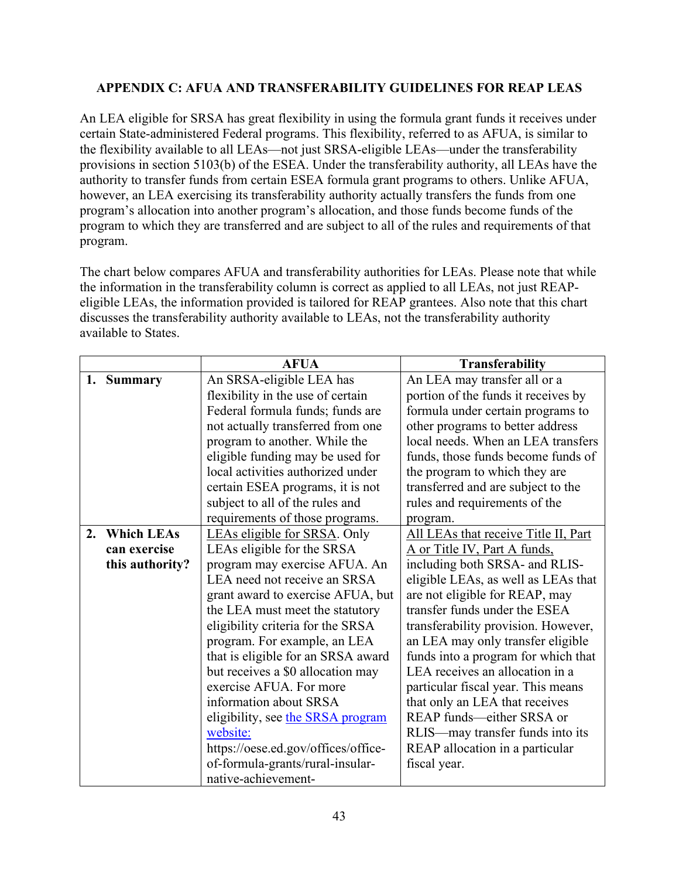## APPENDIX C: AFUA AND TRANSFERABILITY GUIDELINES FOR REAP LEAS

An LEA eligible for SRSA has great flexibility in using the formula grant funds it receives under certain State-administered Federal programs. This flexibility, referred to as AFUA, is similar to the flexibility available to all LEAs—not just SRSA-eligible LEAs—under the transferability provisions in section 5103(b) of the ESEA. Under the transferability authority, all LEAs have the authority to transfer funds from certain ESEA formula grant programs to others. Unlike AFUA, however, an LEA exercising its transferability authority actually transfers the funds from one program's allocation into another program's allocation, and those funds become funds of the program to which they are transferred and are subject to all of the rules and requirements of that program.

The chart below compares AFUA and transferability authorities for LEAs. Please note that while the information in the transferability column is correct as applied to all LEAs, not just REAP-eligible LEAs, the information provided is tailored for REAP grantees. Also note that this chart discusses the transferability authority available to LEAs, not the transferability authority available to States.

| | AFUA | Transferability |
|---|---|---|
| **1. Summary** | An SRSA-eligible LEA has flexibility in the use of certain Federal formula funds; funds are not actually transferred from one program to another. While the eligible funding may be used for local activities authorized under certain ESEA programs, it is not subject to all of the rules and requirements of those programs. | An LEA may transfer all or a portion of the funds it receives by formula under certain programs to other programs to better address local needs. When an LEA transfers funds, those funds become funds of the program to which they are transferred and are subject to the rules and requirements of the program. |
| **2. Which LEAs can exercise this authority?** | LEAs eligible for SRSA. Only LEAs eligible for the SRSA program may exercise AFUA. An LEA need not receive an SRSA grant award to exercise AFUA, but the LEA must meet the statutory eligibility criteria for the SRSA program. For example, an LEA that is eligible for an SRSA award but receives a $0 allocation may exercise AFUA. For more information about SRSA eligibility, see [the SRSA program website:](https://oese.ed.gov/offices/office-of-formula-grants/rural-insular-native-achievement-) https://oese.ed.gov/offices/office-of-formula-grants/rural-insular-native-achievement- | All LEAs that receive Title II, Part A or Title IV, Part A funds, including both SRSA- and RLIS-eligible LEAs, as well as LEAs that are not eligible for REAP, may transfer funds under the ESEA transferability provision. However, an LEA may only transfer eligible funds into a program for which that LEA receives an allocation in a particular fiscal year. This means that only an LEA that receives REAP funds—either SRSA or RLIS—may transfer funds into its REAP allocation in a particular fiscal year. |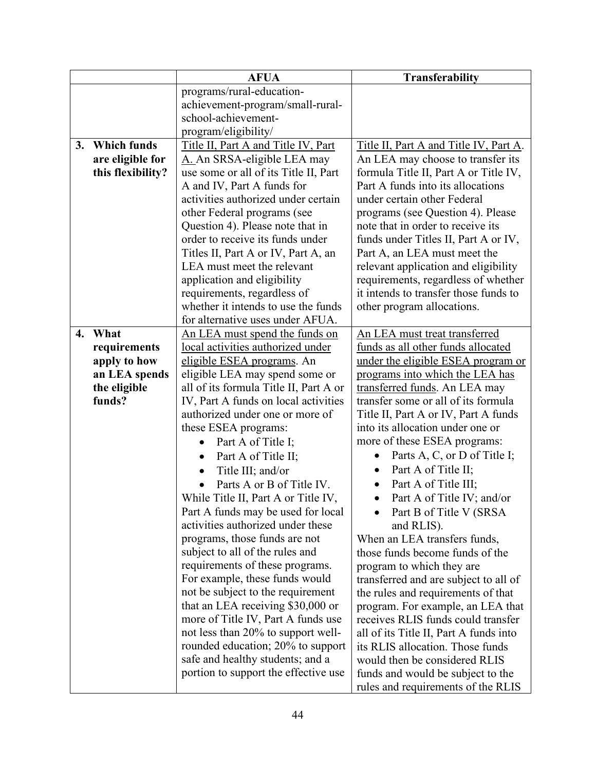| | AFUA | Transferability |
|---|---|---|
| | programs/rural-education-achievement-program/small-rural-school-achievement-program/eligibility/ | |
| **3. Which funds are eligible for this flexibility?** | Title II, Part A and Title IV, Part A. An SRSA-eligible LEA may use some or all of its Title II, Part A and IV, Part A funds for activities authorized under certain other Federal programs (see Question 4). Please note that in order to receive its funds under Titles II, Part A or IV, Part A, an LEA must meet the relevant application and eligibility requirements, regardless of whether it intends to use the funds for alternative uses under AFUA. | Title II, Part A and Title IV, Part A. An LEA may choose to transfer its formula Title II, Part A or Title IV, Part A funds into its allocations under certain other Federal programs (see Question 4). Please note that in order to receive its funds under Titles II, Part A or IV, Part A, an LEA must meet the relevant application and eligibility requirements, regardless of whether it intends to transfer those funds to other program allocations. |
| **4. What requirements apply to how an LEA spends the eligible funds?** | An LEA must spend the funds on local activities authorized under eligible ESEA programs. An eligible LEA may spend some or all of its formula Title II, Part A or IV, Part A funds on local activities authorized under one or more of these ESEA programs:<br>• Part A of Title I;<br>• Part A of Title II;<br>• Title III; and/or<br>• Parts A or B of Title IV.<br>While Title II, Part A or Title IV, Part A funds may be used for local activities authorized under these programs, those funds are not subject to all of the rules and requirements of these programs. For example, these funds would not be subject to the requirement that an LEA receiving $30,000 or more of Title IV, Part A funds use not less than 20% to support well-rounded education; 20% to support safe and healthy students; and a portion to support the effective use | An LEA must treat transferred funds as all other funds allocated under the eligible ESEA program or programs into which the LEA has transferred funds. An LEA may transfer some or all of its formula Title II, Part A or IV, Part A funds into its allocation under one or more of these ESEA programs:<br>• Parts A, C, or D of Title I;<br>• Part A of Title II;<br>• Part A of Title III;<br>• Part A of Title IV; and/or<br>• Part B of Title V (SRSA and RLIS).<br>When an LEA transfers funds, those funds become funds of the program to which they are transferred and are subject to all of the rules and requirements of that program. For example, an LEA that receives RLIS funds could transfer all of its Title II, Part A funds into its RLIS allocation. Those funds would then be considered RLIS funds and would be subject to the rules and requirements of the RLIS |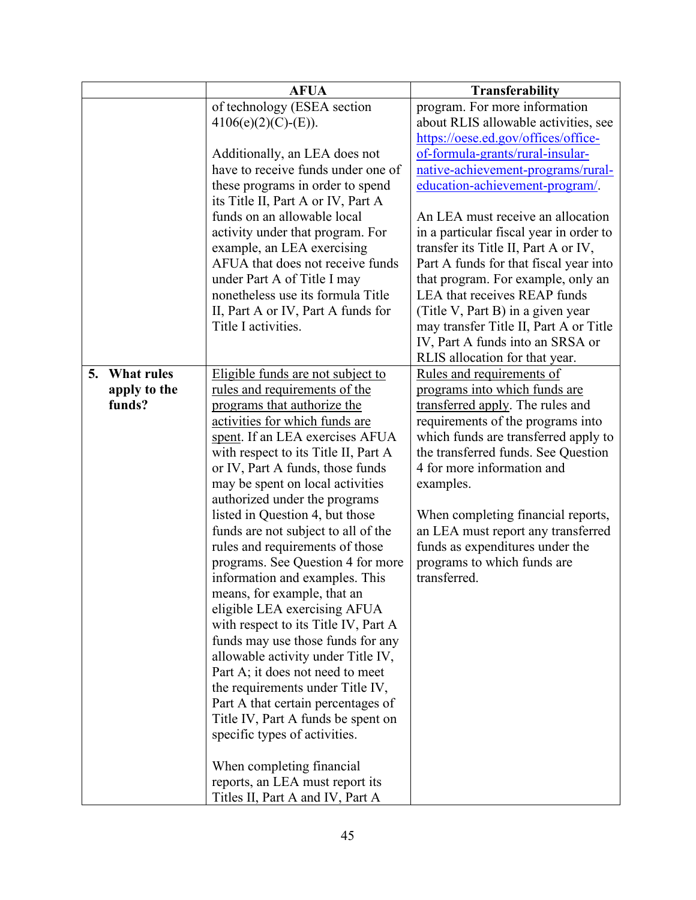| | AFUA | Transferability |
|---|---|---|
| | of technology (ESEA section 4106(e)(2)(C)-(E)).<br><br>Additionally, an LEA does not have to receive funds under one of these programs in order to spend its Title II, Part A or IV, Part A funds on an allowable local activity under that program. For example, an LEA exercising AFUA that does not receive funds under Part A of Title I may nonetheless use its formula Title II, Part A or IV, Part A funds for Title I activities. | program. For more information about RLIS allowable activities, see [https://oese.ed.gov/offices/office-of-formula-grants/rural-insular-native-achievement-programs/rural-education-achievement-program/](https://oese.ed.gov/offices/office-of-formula-grants/rural-insular-native-achievement-programs/rural-education-achievement-program/).<br><br>An LEA must receive an allocation in a particular fiscal year in order to transfer its Title II, Part A or IV, Part A funds for that fiscal year into that program. For example, only an LEA that receives REAP funds (Title V, Part B) in a given year may transfer Title II, Part A or Title IV, Part A funds into an SRSA or RLIS allocation for that year. |
| **5. What rules apply to the funds?** | <u>Eligible funds are not subject to rules and requirements of the programs that authorize the activities for which funds are spent</u>. If an LEA exercises AFUA with respect to its Title II, Part A or IV, Part A funds, those funds may be spent on local activities authorized under the programs listed in Question 4, but those funds are not subject to all of the rules and requirements of those programs. See Question 4 for more information and examples. This means, for example, that an eligible LEA exercising AFUA with respect to its Title IV, Part A funds may use those funds for any allowable activity under Title IV, Part A; it does not need to meet the requirements under Title IV, Part A that certain percentages of Title IV, Part A funds be spent on specific types of activities.<br><br>When completing financial reports, an LEA must report its Titles II, Part A and IV, Part A | <u>Rules and requirements of programs into which funds are transferred apply</u>. The rules and requirements of the programs into which funds are transferred apply to the transferred funds. See Question 4 for more information and examples.<br><br>When completing financial reports, an LEA must report any transferred funds as expenditures under the programs to which funds are transferred. |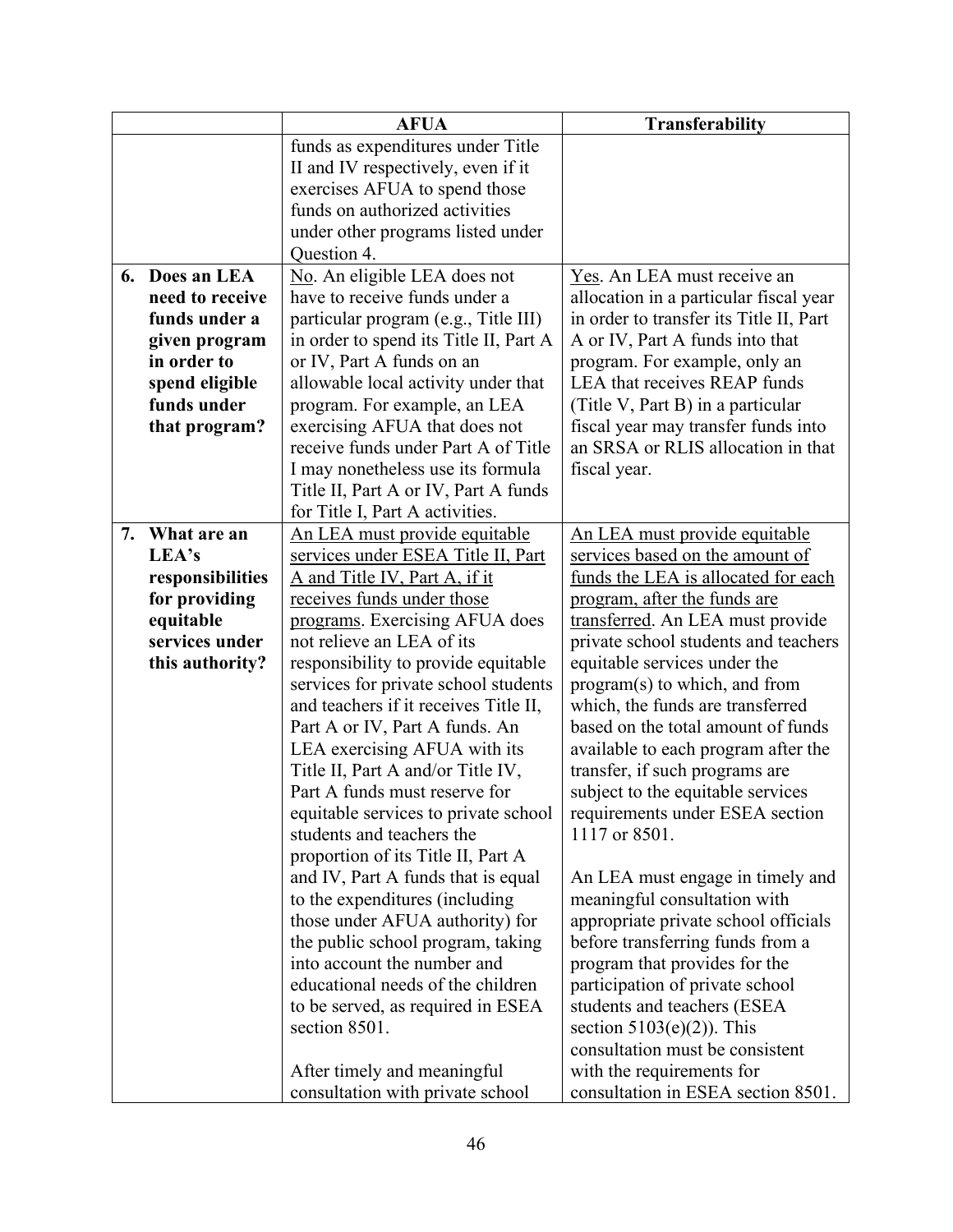| | AFUA | Transferability |
|---|---|---|
| | funds as expenditures under Title II and IV respectively, even if it exercises AFUA to spend those funds on authorized activities under other programs listed under Question 4. | |
| **6. Does an LEA need to receive funds under a given program in order to spend eligible funds under that program?** | No. An eligible LEA does not have to receive funds under a particular program (e.g., Title III) in order to spend its Title II, Part A or IV, Part A funds on an allowable local activity under that program. For example, an LEA exercising AFUA that does not receive funds under Part A of Title I may nonetheless use its formula Title II, Part A or IV, Part A funds for Title I, Part A activities. | Yes. An LEA must receive an allocation in a particular fiscal year in order to transfer its Title II, Part A or IV, Part A funds into that program. For example, only an LEA that receives REAP funds (Title V, Part B) in a particular fiscal year may transfer funds into an SRSA or RLIS allocation in that fiscal year. |
| **7. What are an LEA's responsibilities for providing equitable services under this authority?** | An LEA must provide equitable services under ESEA Title II, Part A and Title IV, Part A, if it receives funds under those programs. Exercising AFUA does not relieve an LEA of its responsibility to provide equitable services for private school students and teachers if it receives Title II, Part A or IV, Part A funds. An LEA exercising AFUA with its Title II, Part A and/or Title IV, Part A funds must reserve for equitable services to private school students and teachers the proportion of its Title II, Part A and IV, Part A funds that is equal to the expenditures (including those under AFUA authority) for the public school program, taking into account the number and educational needs of the children to be served, as required in ESEA section 8501.<br><br>After timely and meaningful consultation with private school | An LEA must provide equitable services based on the amount of funds the LEA is allocated for each program, after the funds are transferred. An LEA must provide private school students and teachers equitable services under the program(s) to which, and from which, the funds are transferred based on the total amount of funds available to each program after the transfer, if such programs are subject to the equitable services requirements under ESEA section 1117 or 8501.<br><br>An LEA must engage in timely and meaningful consultation with appropriate private school officials before transferring funds from a program that provides for the participation of private school students and teachers (ESEA section 5103(e)(2)). This consultation must be consistent with the requirements for consultation in ESEA section 8501. |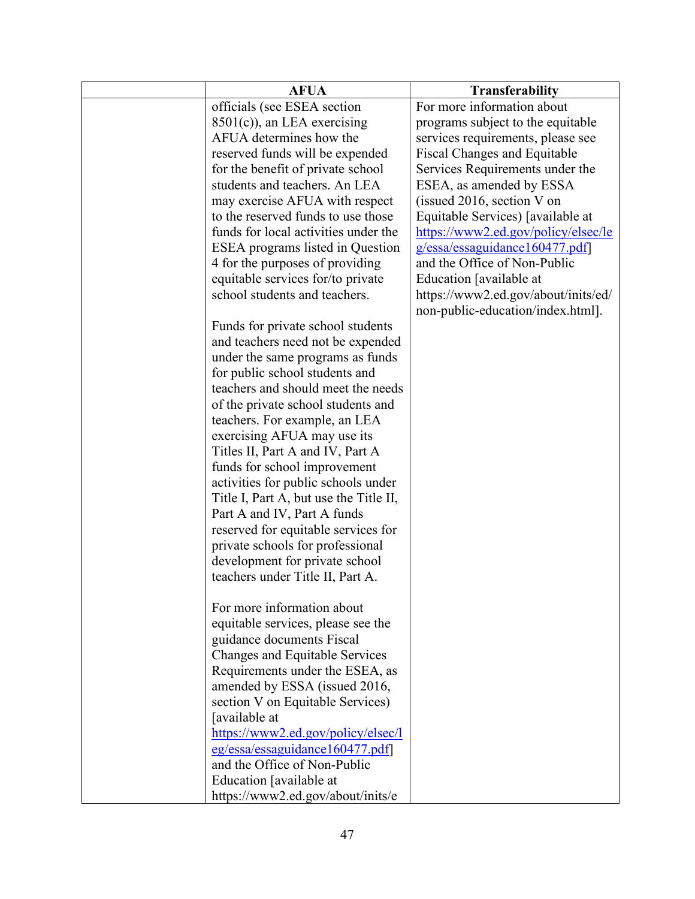| | AFUA | Transferability |
|---|---|---|
| | officials (see ESEA section 8501(c)), an LEA exercising AFUA determines how the reserved funds will be expended for the benefit of private school students and teachers. An LEA may exercise AFUA with respect to the reserved funds to use those funds for local activities under the ESEA programs listed in Question 4 for the purposes of providing equitable services for/to private school students and teachers.<br><br>Funds for private school students and teachers need not be expended under the same programs as funds for public school students and teachers and should meet the needs of the private school students and teachers. For example, an LEA exercising AFUA may use its Titles II, Part A and IV, Part A funds for school improvement activities for public schools under Title I, Part A, but use the Title II, Part A and IV, Part A funds reserved for equitable services for private schools for professional development for private school teachers under Title II, Part A.<br><br>For more information about equitable services, please see the guidance documents Fiscal Changes and Equitable Services Requirements under the ESEA, as amended by ESSA (issued 2016, section V on Equitable Services) [available at https://www2.ed.gov/policy/elsec/leg/essa/essaguidance160477.pdf] and the Office of Non-Public Education [available at https://www2.ed.gov/about/inits/e | For more information about programs subject to the equitable services requirements, please see Fiscal Changes and Equitable Services Requirements under the ESEA, as amended by ESSA (issued 2016, section V on Equitable Services) [available at https://www2.ed.gov/policy/elsec/leg/essa/essaguidance160477.pdf] and the Office of Non-Public Education [available at https://www2.ed.gov/about/inits/ed/non-public-education/index.html]. |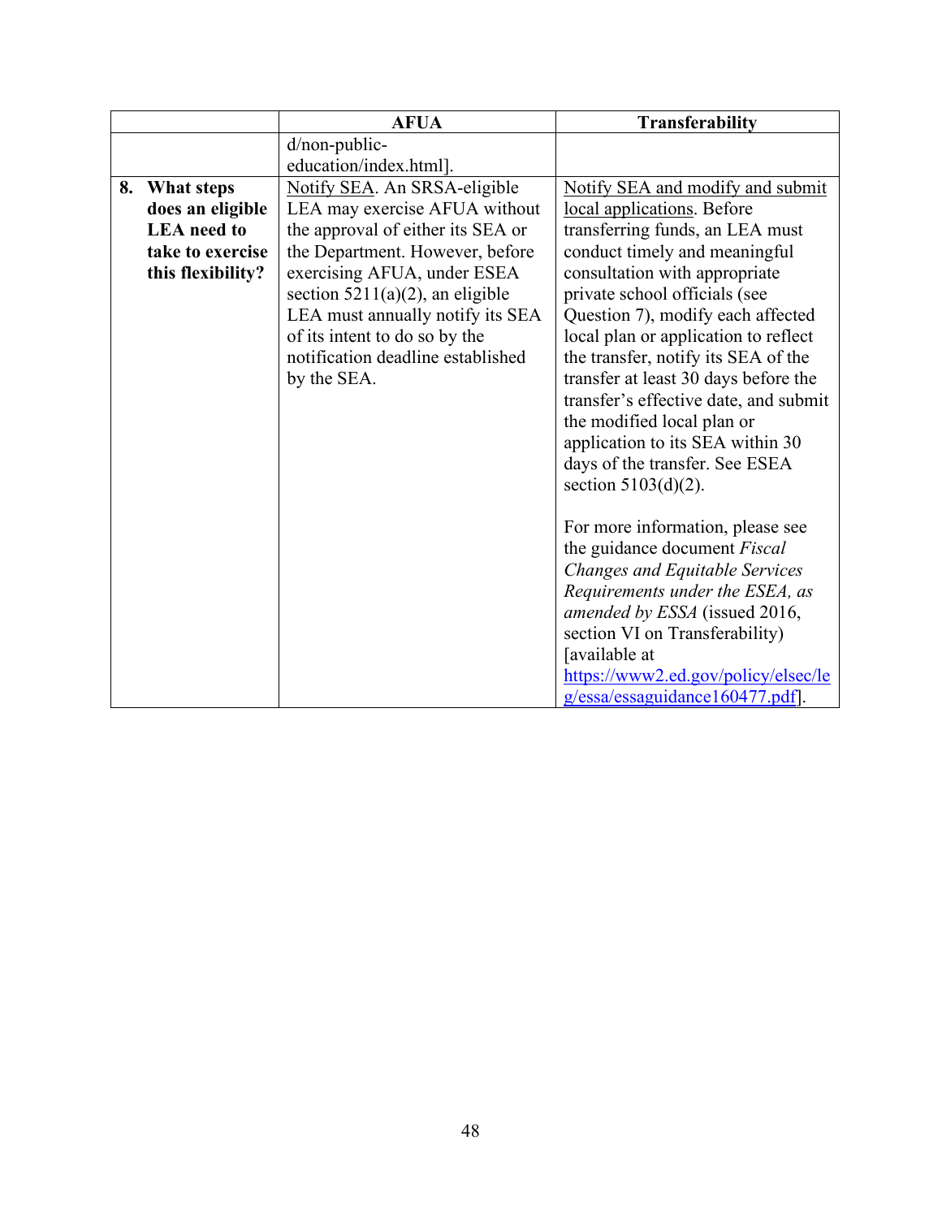| | AFUA | Transferability |
|---|---|---|
| | d/non-public-education/index.html]. | |
| **8. What steps does an eligible LEA need to take to exercise this flexibility?** | Notify SEA. An SRSA-eligible LEA may exercise AFUA without the approval of either its SEA or the Department. However, before exercising AFUA, under ESEA section 5211(a)(2), an eligible LEA must annually notify its SEA of its intent to do so by the notification deadline established by the SEA. | Notify SEA and modify and submit local applications. Before transferring funds, an LEA must conduct timely and meaningful consultation with appropriate private school officials (see Question 7), modify each affected local plan or application to reflect the transfer, notify its SEA of the transfer at least 30 days before the transfer's effective date, and submit the modified local plan or application to its SEA within 30 days of the transfer. See ESEA section 5103(d)(2).<br><br>For more information, please see the guidance document *Fiscal Changes and Equitable Services Requirements under the ESEA, as amended by ESSA* (issued 2016, section VI on Transferability) [available at https://www2.ed.gov/policy/elsec/leg/essa/essaguidance160477.pdf]. |